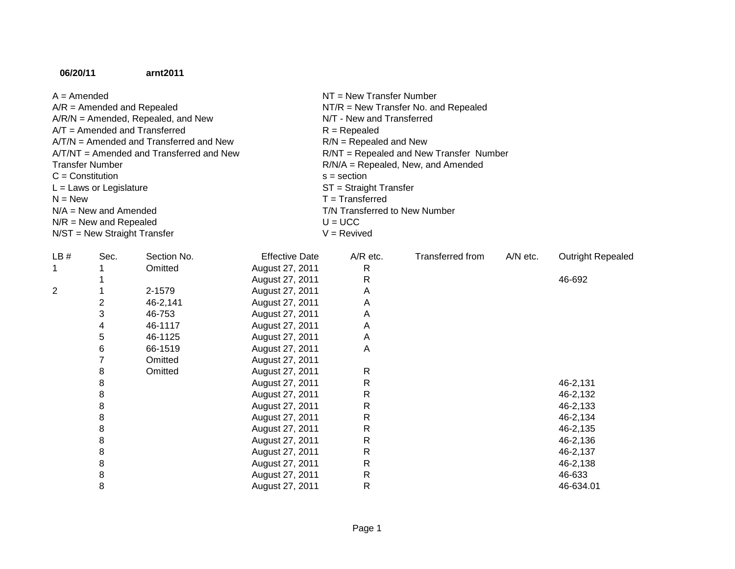**06/20/11** **arnt2011**

A = Amended
A/R = Amended and Repealed
A/R/N = Amended, Repealed, and New
A/T = Amended and Transferred
A/T/N = Amended and Transferred and New
A/T/NT = Amended and Transferred and New Transfer Number
C = Constitution
L = Laws or Legislature
N = New
N/A = New and Amended
N/R = New and Repealed
N/ST = New Straight Transfer
NT = New Transfer Number
NT/R = New Transfer No. and Repealed
N/T - New and Transferred
R = Repealed
R/N = Repealed and New
R/NT = Repealed and New Transfer Number
R/N/A = Repealed, New, and Amended
s = section
ST = Straight Transfer
T = Transferred
T/N Transferred to New Number
U = UCC
V = Revived

| LB # | Sec. | Section No. | Effective Date | A/R etc. | Transferred from | A/N etc. | Outright Repealed |
|---|---|---|---|---|---|---|---|
| 1 | 1 | Omitted | August 27, 2011 | R | | | |
| | 1 | | August 27, 2011 | R | | | 46-692 |
| 2 | 1 | 2-1579 | August 27, 2011 | A | | | |
| | 2 | 46-2,141 | August 27, 2011 | A | | | |
| | 3 | 46-753 | August 27, 2011 | A | | | |
| | 4 | 46-1117 | August 27, 2011 | A | | | |
| | 5 | 46-1125 | August 27, 2011 | A | | | |
| | 6 | 66-1519 | August 27, 2011 | A | | | |
| | 7 | Omitted | August 27, 2011 | | | | |
| | 8 | Omitted | August 27, 2011 | R | | | |
| | 8 | | August 27, 2011 | R | | | 46-2,131 |
| | 8 | | August 27, 2011 | R | | | 46-2,132 |
| | 8 | | August 27, 2011 | R | | | 46-2,133 |
| | 8 | | August 27, 2011 | R | | | 46-2,134 |
| | 8 | | August 27, 2011 | R | | | 46-2,135 |
| | 8 | | August 27, 2011 | R | | | 46-2,136 |
| | 8 | | August 27, 2011 | R | | | 46-2,137 |
| | 8 | | August 27, 2011 | R | | | 46-2,138 |
| | 8 | | August 27, 2011 | R | | | 46-633 |
| | 8 | | August 27, 2011 | R | | | 46-634.01 |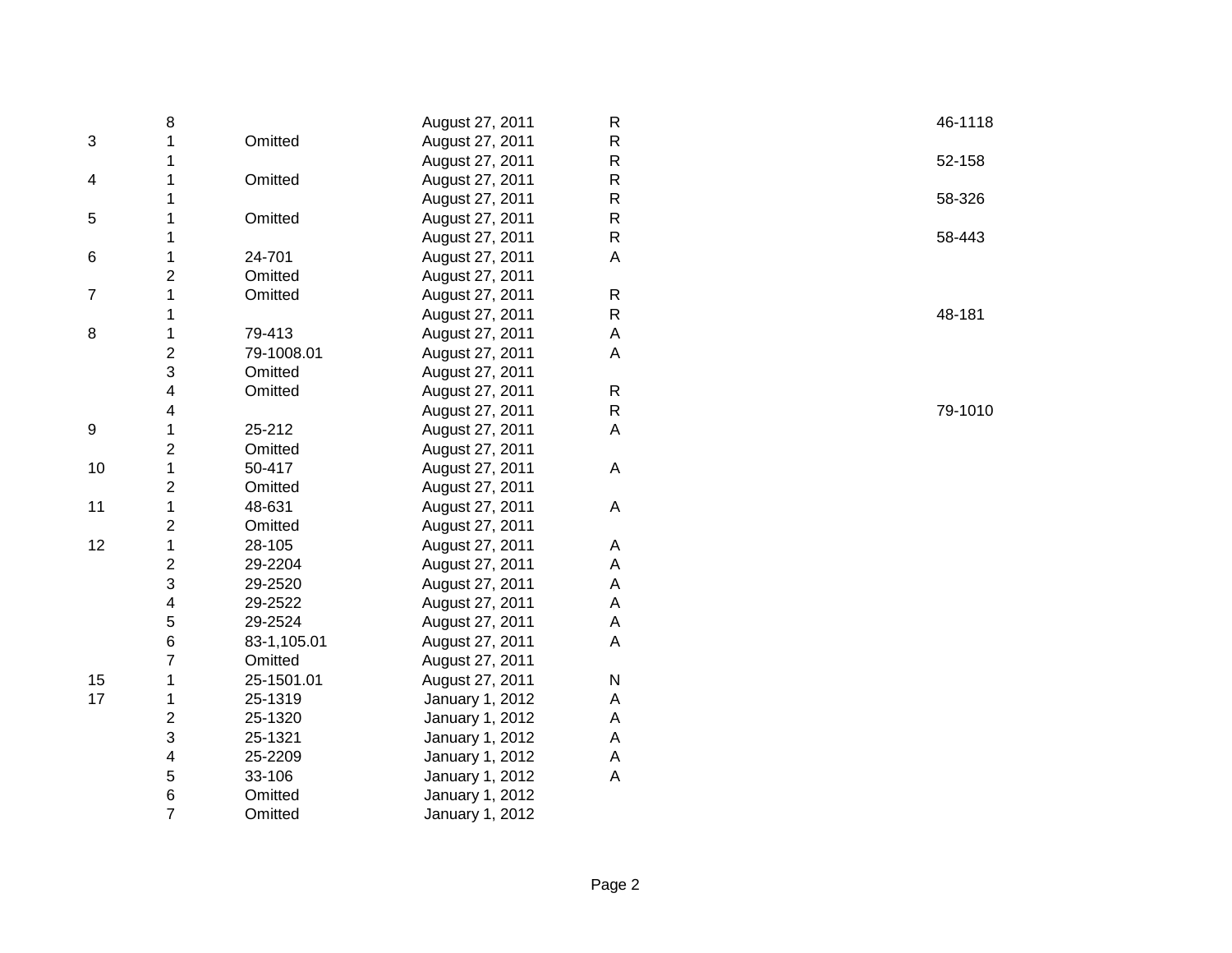|  |  |  |  |  |  |
|---|---|---|---|---|---|
|  | 8 |  | August 27, 2011 | R | 46-1118 |
| 3 | 1 | Omitted | August 27, 2011 | R |  |
|  | 1 |  | August 27, 2011 | R | 52-158 |
| 4 | 1 | Omitted | August 27, 2011 | R |  |
|  | 1 |  | August 27, 2011 | R | 58-326 |
| 5 | 1 | Omitted | August 27, 2011 | R |  |
|  | 1 |  | August 27, 2011 | R | 58-443 |
| 6 | 1 | 24-701 | August 27, 2011 | A |  |
|  | 2 | Omitted | August 27, 2011 |  |  |
| 7 | 1 | Omitted | August 27, 2011 | R |  |
|  | 1 |  | August 27, 2011 | R | 48-181 |
| 8 | 1 | 79-413 | August 27, 2011 | A |  |
|  | 2 | 79-1008.01 | August 27, 2011 | A |  |
|  | 3 | Omitted | August 27, 2011 |  |  |
|  | 4 | Omitted | August 27, 2011 | R |  |
|  | 4 |  | August 27, 2011 | R | 79-1010 |
| 9 | 1 | 25-212 | August 27, 2011 | A |  |
|  | 2 | Omitted | August 27, 2011 |  |  |
| 10 | 1 | 50-417 | August 27, 2011 | A |  |
|  | 2 | Omitted | August 27, 2011 |  |  |
| 11 | 1 | 48-631 | August 27, 2011 | A |  |
|  | 2 | Omitted | August 27, 2011 |  |  |
| 12 | 1 | 28-105 | August 27, 2011 | A |  |
|  | 2 | 29-2204 | August 27, 2011 | A |  |
|  | 3 | 29-2520 | August 27, 2011 | A |  |
|  | 4 | 29-2522 | August 27, 2011 | A |  |
|  | 5 | 29-2524 | August 27, 2011 | A |  |
|  | 6 | 83-1,105.01 | August 27, 2011 | A |  |
|  | 7 | Omitted | August 27, 2011 |  |  |
| 15 | 1 | 25-1501.01 | August 27, 2011 | N |  |
| 17 | 1 | 25-1319 | January 1, 2012 | A |  |
|  | 2 | 25-1320 | January 1, 2012 | A |  |
|  | 3 | 25-1321 | January 1, 2012 | A |  |
|  | 4 | 25-2209 | January 1, 2012 | A |  |
|  | 5 | 33-106 | January 1, 2012 | A |  |
|  | 6 | Omitted | January 1, 2012 |  |  |
|  | 7 | Omitted | January 1, 2012 |  |  |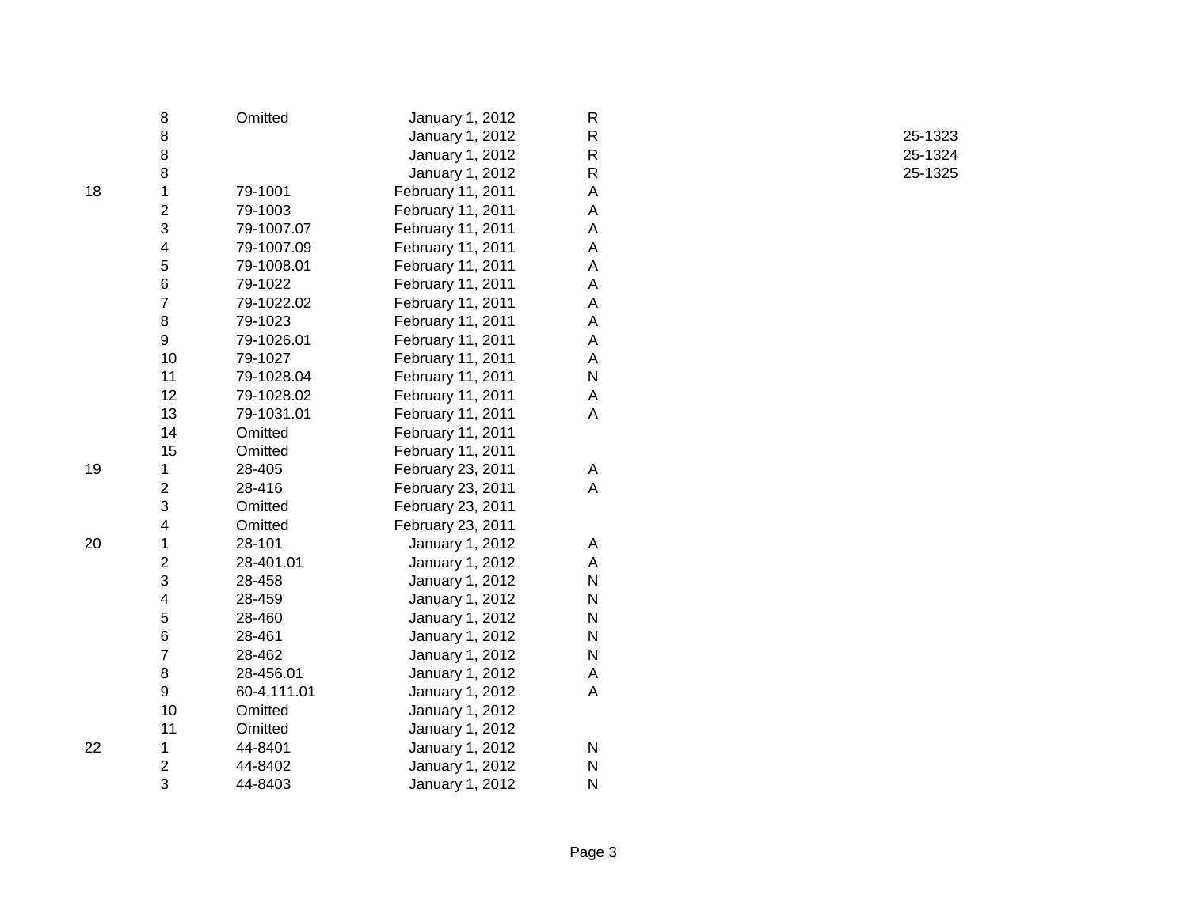| | | | | | |
|---|---|---|---|---|---|
| | 8 | Omitted | January 1, 2012 | R | |
| | 8 | | January 1, 2012 | R | 25-1323 |
| | 8 | | January 1, 2012 | R | 25-1324 |
| | 8 | | January 1, 2012 | R | 25-1325 |
| 18 | 1 | 79-1001 | February 11, 2011 | A | |
| | 2 | 79-1003 | February 11, 2011 | A | |
| | 3 | 79-1007.07 | February 11, 2011 | A | |
| | 4 | 79-1007.09 | February 11, 2011 | A | |
| | 5 | 79-1008.01 | February 11, 2011 | A | |
| | 6 | 79-1022 | February 11, 2011 | A | |
| | 7 | 79-1022.02 | February 11, 2011 | A | |
| | 8 | 79-1023 | February 11, 2011 | A | |
| | 9 | 79-1026.01 | February 11, 2011 | A | |
| | 10 | 79-1027 | February 11, 2011 | A | |
| | 11 | 79-1028.04 | February 11, 2011 | N | |
| | 12 | 79-1028.02 | February 11, 2011 | A | |
| | 13 | 79-1031.01 | February 11, 2011 | A | |
| | 14 | Omitted | February 11, 2011 | | |
| | 15 | Omitted | February 11, 2011 | | |
| 19 | 1 | 28-405 | February 23, 2011 | A | |
| | 2 | 28-416 | February 23, 2011 | A | |
| | 3 | Omitted | February 23, 2011 | | |
| | 4 | Omitted | February 23, 2011 | | |
| 20 | 1 | 28-101 | January 1, 2012 | A | |
| | 2 | 28-401.01 | January 1, 2012 | A | |
| | 3 | 28-458 | January 1, 2012 | N | |
| | 4 | 28-459 | January 1, 2012 | N | |
| | 5 | 28-460 | January 1, 2012 | N | |
| | 6 | 28-461 | January 1, 2012 | N | |
| | 7 | 28-462 | January 1, 2012 | N | |
| | 8 | 28-456.01 | January 1, 2012 | A | |
| | 9 | 60-4,111.01 | January 1, 2012 | A | |
| | 10 | Omitted | January 1, 2012 | | |
| | 11 | Omitted | January 1, 2012 | | |
| 22 | 1 | 44-8401 | January 1, 2012 | N | |
| | 2 | 44-8402 | January 1, 2012 | N | |
| | 3 | 44-8403 | January 1, 2012 | N | |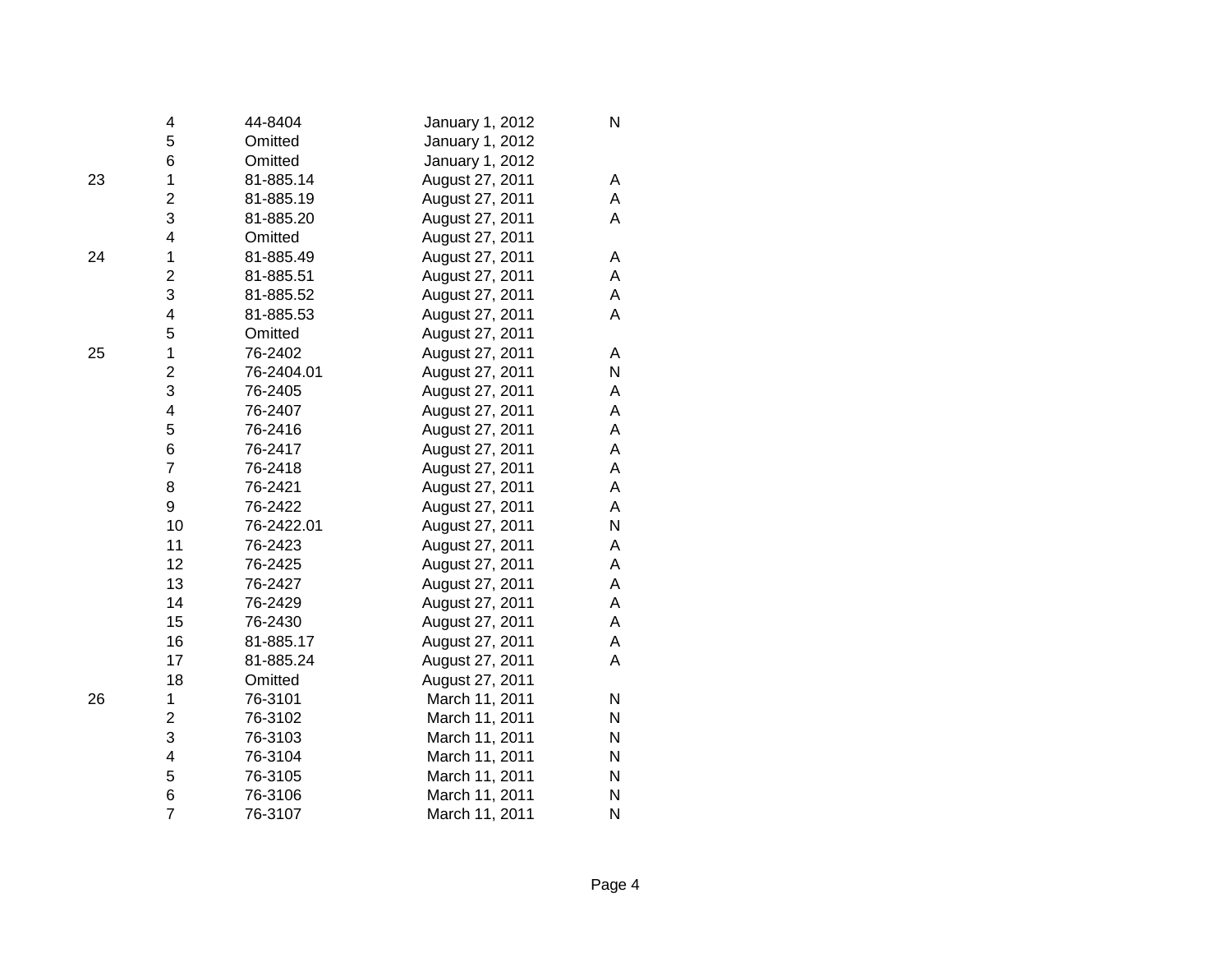|  |  |  |  |  |
|---|---|---|---|---|
|  | 4 | 44-8404 | January 1, 2012 | N |
|  | 5 | Omitted | January 1, 2012 |  |
|  | 6 | Omitted | January 1, 2012 |  |
| 23 | 1 | 81-885.14 | August 27, 2011 | A |
|  | 2 | 81-885.19 | August 27, 2011 | A |
|  | 3 | 81-885.20 | August 27, 2011 | A |
|  | 4 | Omitted | August 27, 2011 |  |
| 24 | 1 | 81-885.49 | August 27, 2011 | A |
|  | 2 | 81-885.51 | August 27, 2011 | A |
|  | 3 | 81-885.52 | August 27, 2011 | A |
|  | 4 | 81-885.53 | August 27, 2011 | A |
|  | 5 | Omitted | August 27, 2011 |  |
| 25 | 1 | 76-2402 | August 27, 2011 | A |
|  | 2 | 76-2404.01 | August 27, 2011 | N |
|  | 3 | 76-2405 | August 27, 2011 | A |
|  | 4 | 76-2407 | August 27, 2011 | A |
|  | 5 | 76-2416 | August 27, 2011 | A |
|  | 6 | 76-2417 | August 27, 2011 | A |
|  | 7 | 76-2418 | August 27, 2011 | A |
|  | 8 | 76-2421 | August 27, 2011 | A |
|  | 9 | 76-2422 | August 27, 2011 | A |
|  | 10 | 76-2422.01 | August 27, 2011 | N |
|  | 11 | 76-2423 | August 27, 2011 | A |
|  | 12 | 76-2425 | August 27, 2011 | A |
|  | 13 | 76-2427 | August 27, 2011 | A |
|  | 14 | 76-2429 | August 27, 2011 | A |
|  | 15 | 76-2430 | August 27, 2011 | A |
|  | 16 | 81-885.17 | August 27, 2011 | A |
|  | 17 | 81-885.24 | August 27, 2011 | A |
|  | 18 | Omitted | August 27, 2011 |  |
| 26 | 1 | 76-3101 | March 11, 2011 | N |
|  | 2 | 76-3102 | March 11, 2011 | N |
|  | 3 | 76-3103 | March 11, 2011 | N |
|  | 4 | 76-3104 | March 11, 2011 | N |
|  | 5 | 76-3105 | March 11, 2011 | N |
|  | 6 | 76-3106 | March 11, 2011 | N |
|  | 7 | 76-3107 | March 11, 2011 | N |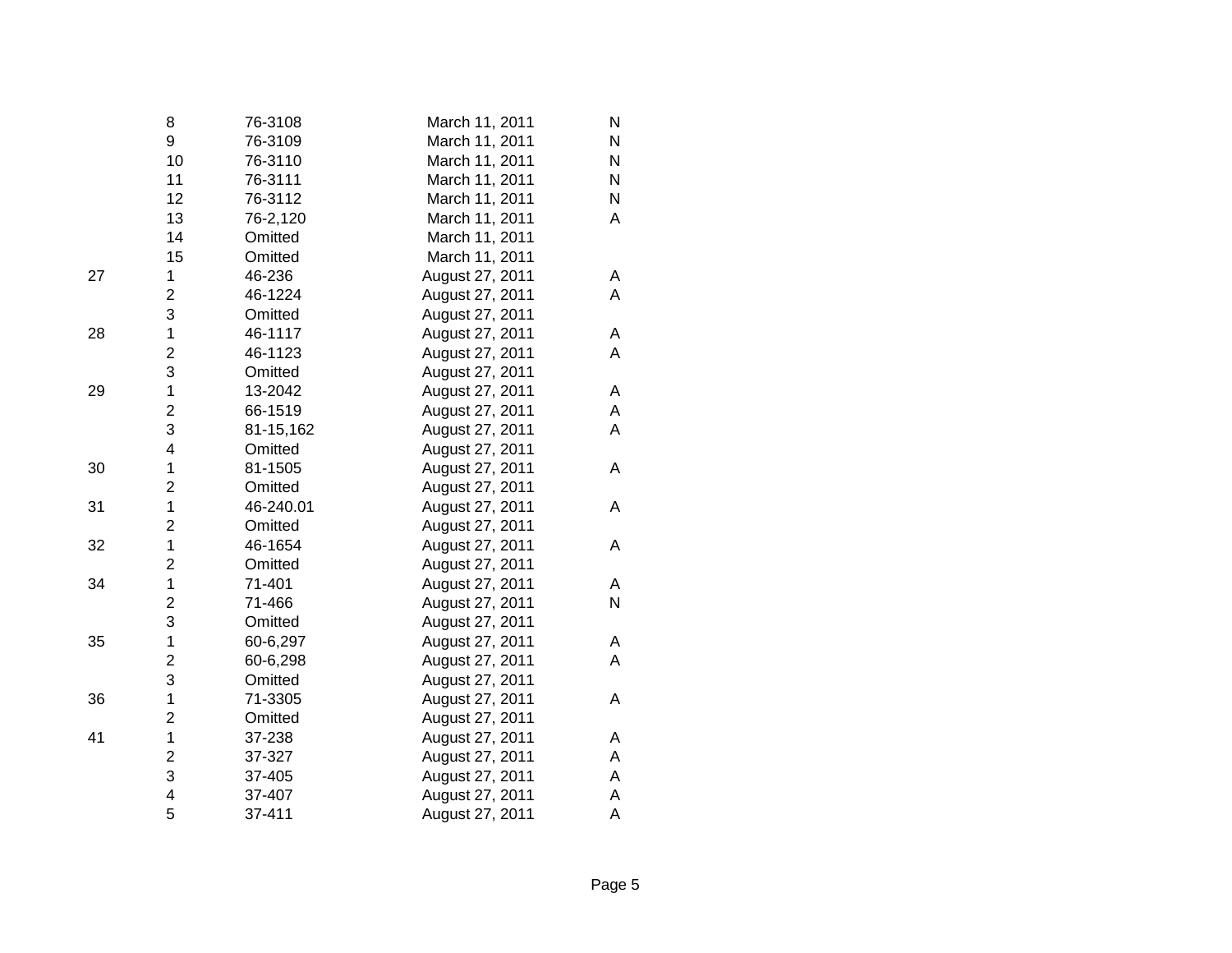| | | | | |
|---|---|---|---|---|
| | 8 | 76-3108 | March 11, 2011 | N |
| | 9 | 76-3109 | March 11, 2011 | N |
| | 10 | 76-3110 | March 11, 2011 | N |
| | 11 | 76-3111 | March 11, 2011 | N |
| | 12 | 76-3112 | March 11, 2011 | N |
| | 13 | 76-2,120 | March 11, 2011 | A |
| | 14 | Omitted | March 11, 2011 | |
| | 15 | Omitted | March 11, 2011 | |
| 27 | 1 | 46-236 | August 27, 2011 | A |
| | 2 | 46-1224 | August 27, 2011 | A |
| | 3 | Omitted | August 27, 2011 | |
| 28 | 1 | 46-1117 | August 27, 2011 | A |
| | 2 | 46-1123 | August 27, 2011 | A |
| | 3 | Omitted | August 27, 2011 | |
| 29 | 1 | 13-2042 | August 27, 2011 | A |
| | 2 | 66-1519 | August 27, 2011 | A |
| | 3 | 81-15,162 | August 27, 2011 | A |
| | 4 | Omitted | August 27, 2011 | |
| 30 | 1 | 81-1505 | August 27, 2011 | A |
| | 2 | Omitted | August 27, 2011 | |
| 31 | 1 | 46-240.01 | August 27, 2011 | A |
| | 2 | Omitted | August 27, 2011 | |
| 32 | 1 | 46-1654 | August 27, 2011 | A |
| | 2 | Omitted | August 27, 2011 | |
| 34 | 1 | 71-401 | August 27, 2011 | A |
| | 2 | 71-466 | August 27, 2011 | N |
| | 3 | Omitted | August 27, 2011 | |
| 35 | 1 | 60-6,297 | August 27, 2011 | A |
| | 2 | 60-6,298 | August 27, 2011 | A |
| | 3 | Omitted | August 27, 2011 | |
| 36 | 1 | 71-3305 | August 27, 2011 | A |
| | 2 | Omitted | August 27, 2011 | |
| 41 | 1 | 37-238 | August 27, 2011 | A |
| | 2 | 37-327 | August 27, 2011 | A |
| | 3 | 37-405 | August 27, 2011 | A |
| | 4 | 37-407 | August 27, 2011 | A |
| | 5 | 37-411 | August 27, 2011 | A |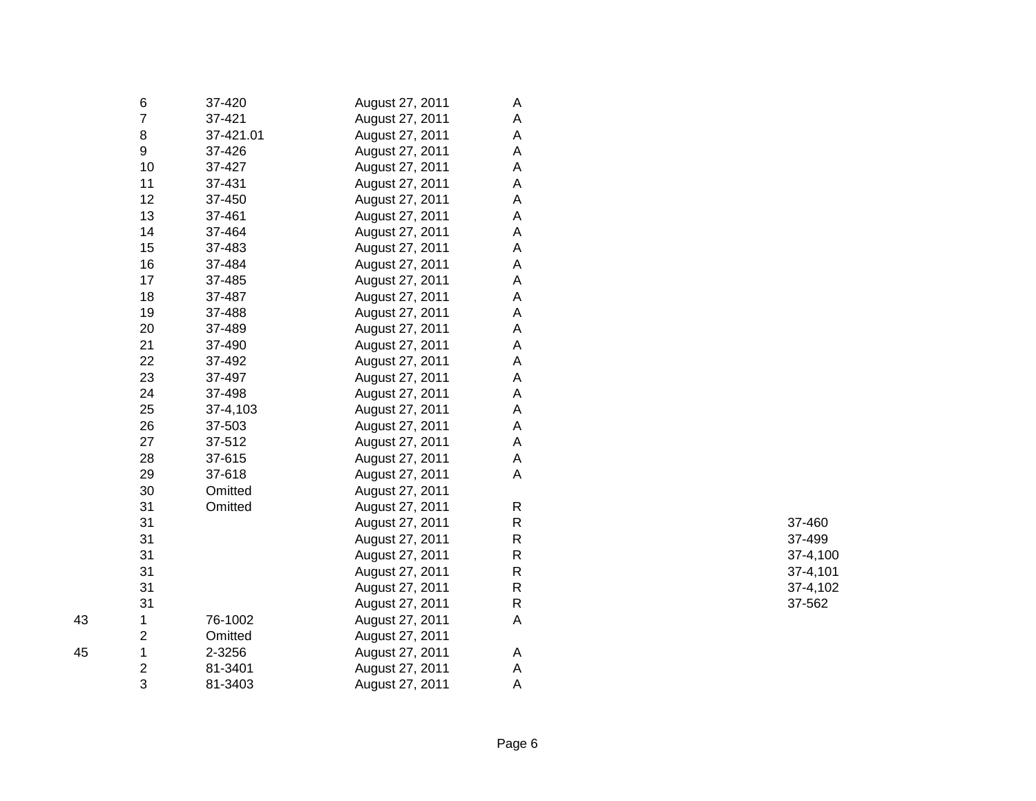| | | | | | |
|---|---|---|---|---|---|
| | 6 | 37-420 | August 27, 2011 | A | |
| | 7 | 37-421 | August 27, 2011 | A | |
| | 8 | 37-421.01 | August 27, 2011 | A | |
| | 9 | 37-426 | August 27, 2011 | A | |
| | 10 | 37-427 | August 27, 2011 | A | |
| | 11 | 37-431 | August 27, 2011 | A | |
| | 12 | 37-450 | August 27, 2011 | A | |
| | 13 | 37-461 | August 27, 2011 | A | |
| | 14 | 37-464 | August 27, 2011 | A | |
| | 15 | 37-483 | August 27, 2011 | A | |
| | 16 | 37-484 | August 27, 2011 | A | |
| | 17 | 37-485 | August 27, 2011 | A | |
| | 18 | 37-487 | August 27, 2011 | A | |
| | 19 | 37-488 | August 27, 2011 | A | |
| | 20 | 37-489 | August 27, 2011 | A | |
| | 21 | 37-490 | August 27, 2011 | A | |
| | 22 | 37-492 | August 27, 2011 | A | |
| | 23 | 37-497 | August 27, 2011 | A | |
| | 24 | 37-498 | August 27, 2011 | A | |
| | 25 | 37-4,103 | August 27, 2011 | A | |
| | 26 | 37-503 | August 27, 2011 | A | |
| | 27 | 37-512 | August 27, 2011 | A | |
| | 28 | 37-615 | August 27, 2011 | A | |
| | 29 | 37-618 | August 27, 2011 | A | |
| | 30 | Omitted | August 27, 2011 | | |
| | 31 | Omitted | August 27, 2011 | R | |
| | 31 | | August 27, 2011 | R | 37-460 |
| | 31 | | August 27, 2011 | R | 37-499 |
| | 31 | | August 27, 2011 | R | 37-4,100 |
| | 31 | | August 27, 2011 | R | 37-4,101 |
| | 31 | | August 27, 2011 | R | 37-4,102 |
| | 31 | | August 27, 2011 | R | 37-562 |
| 43 | 1 | 76-1002 | August 27, 2011 | A | |
| | 2 | Omitted | August 27, 2011 | | |
| 45 | 1 | 2-3256 | August 27, 2011 | A | |
| | 2 | 81-3401 | August 27, 2011 | A | |
| | 3 | 81-3403 | August 27, 2011 | A | |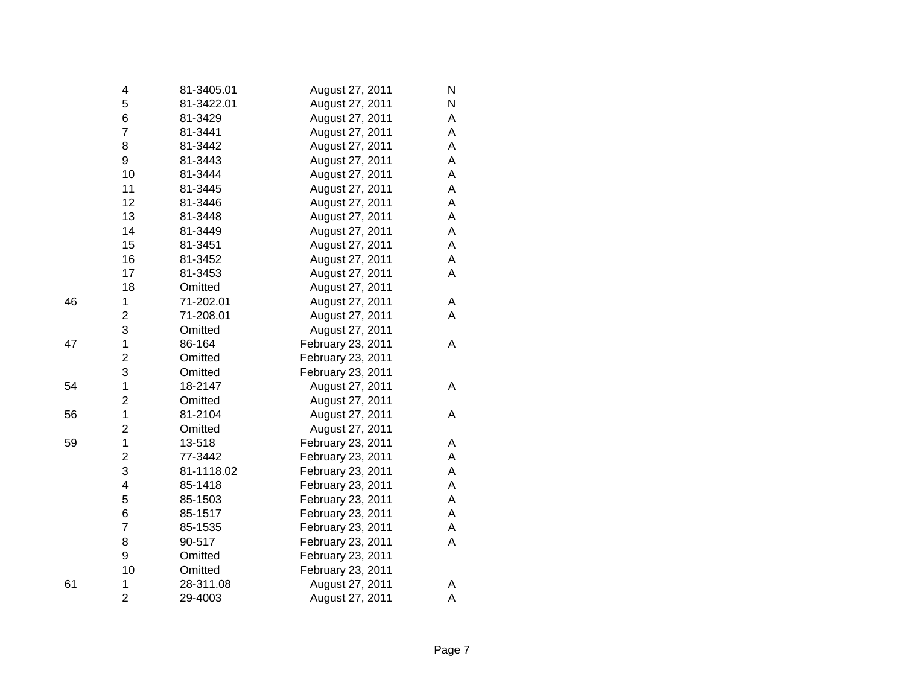| | | | | |
|---|---|---|---|---|
| | 4 | 81-3405.01 | August 27, 2011 | N |
| | 5 | 81-3422.01 | August 27, 2011 | N |
| | 6 | 81-3429 | August 27, 2011 | A |
| | 7 | 81-3441 | August 27, 2011 | A |
| | 8 | 81-3442 | August 27, 2011 | A |
| | 9 | 81-3443 | August 27, 2011 | A |
| | 10 | 81-3444 | August 27, 2011 | A |
| | 11 | 81-3445 | August 27, 2011 | A |
| | 12 | 81-3446 | August 27, 2011 | A |
| | 13 | 81-3448 | August 27, 2011 | A |
| | 14 | 81-3449 | August 27, 2011 | A |
| | 15 | 81-3451 | August 27, 2011 | A |
| | 16 | 81-3452 | August 27, 2011 | A |
| | 17 | 81-3453 | August 27, 2011 | A |
| | 18 | Omitted | August 27, 2011 | |
| 46 | 1 | 71-202.01 | August 27, 2011 | A |
| | 2 | 71-208.01 | August 27, 2011 | A |
| | 3 | Omitted | August 27, 2011 | |
| 47 | 1 | 86-164 | February 23, 2011 | A |
| | 2 | Omitted | February 23, 2011 | |
| | 3 | Omitted | February 23, 2011 | |
| 54 | 1 | 18-2147 | August 27, 2011 | A |
| | 2 | Omitted | August 27, 2011 | |
| 56 | 1 | 81-2104 | August 27, 2011 | A |
| | 2 | Omitted | August 27, 2011 | |
| 59 | 1 | 13-518 | February 23, 2011 | A |
| | 2 | 77-3442 | February 23, 2011 | A |
| | 3 | 81-1118.02 | February 23, 2011 | A |
| | 4 | 85-1418 | February 23, 2011 | A |
| | 5 | 85-1503 | February 23, 2011 | A |
| | 6 | 85-1517 | February 23, 2011 | A |
| | 7 | 85-1535 | February 23, 2011 | A |
| | 8 | 90-517 | February 23, 2011 | A |
| | 9 | Omitted | February 23, 2011 | |
| | 10 | Omitted | February 23, 2011 | |
| 61 | 1 | 28-311.08 | August 27, 2011 | A |
| | 2 | 29-4003 | August 27, 2011 | A |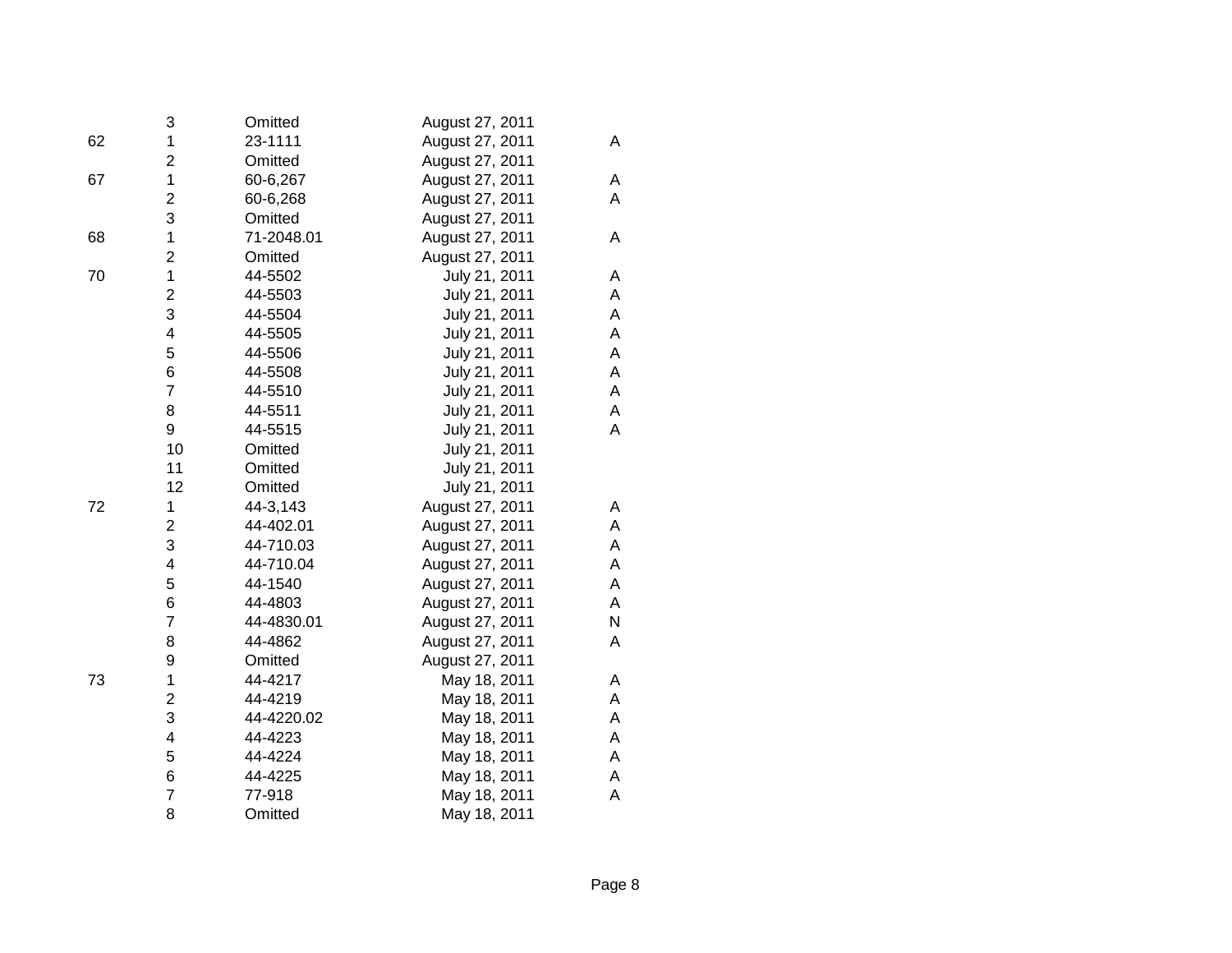| | | | | |
|---|---|---|---|---|
| | 3 | Omitted | August 27, 2011 | |
| 62 | 1 | 23-1111 | August 27, 2011 | A |
| | 2 | Omitted | August 27, 2011 | |
| 67 | 1 | 60-6,267 | August 27, 2011 | A |
| | 2 | 60-6,268 | August 27, 2011 | A |
| | 3 | Omitted | August 27, 2011 | |
| 68 | 1 | 71-2048.01 | August 27, 2011 | A |
| | 2 | Omitted | August 27, 2011 | |
| 70 | 1 | 44-5502 | July 21, 2011 | A |
| | 2 | 44-5503 | July 21, 2011 | A |
| | 3 | 44-5504 | July 21, 2011 | A |
| | 4 | 44-5505 | July 21, 2011 | A |
| | 5 | 44-5506 | July 21, 2011 | A |
| | 6 | 44-5508 | July 21, 2011 | A |
| | 7 | 44-5510 | July 21, 2011 | A |
| | 8 | 44-5511 | July 21, 2011 | A |
| | 9 | 44-5515 | July 21, 2011 | A |
| | 10 | Omitted | July 21, 2011 | |
| | 11 | Omitted | July 21, 2011 | |
| | 12 | Omitted | July 21, 2011 | |
| 72 | 1 | 44-3,143 | August 27, 2011 | A |
| | 2 | 44-402.01 | August 27, 2011 | A |
| | 3 | 44-710.03 | August 27, 2011 | A |
| | 4 | 44-710.04 | August 27, 2011 | A |
| | 5 | 44-1540 | August 27, 2011 | A |
| | 6 | 44-4803 | August 27, 2011 | A |
| | 7 | 44-4830.01 | August 27, 2011 | N |
| | 8 | 44-4862 | August 27, 2011 | A |
| | 9 | Omitted | August 27, 2011 | |
| 73 | 1 | 44-4217 | May 18, 2011 | A |
| | 2 | 44-4219 | May 18, 2011 | A |
| | 3 | 44-4220.02 | May 18, 2011 | A |
| | 4 | 44-4223 | May 18, 2011 | A |
| | 5 | 44-4224 | May 18, 2011 | A |
| | 6 | 44-4225 | May 18, 2011 | A |
| | 7 | 77-918 | May 18, 2011 | A |
| | 8 | Omitted | May 18, 2011 | |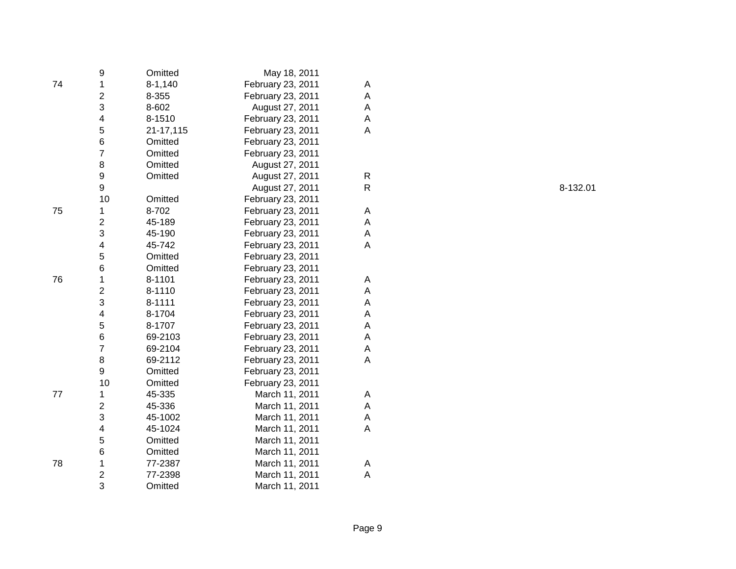|  |  |  |  |  |  |
|---|---|---|---|---|---|
|  | 9 | Omitted | May 18, 2011 |  |  |
| 74 | 1 | 8-1,140 | February 23, 2011 | A |  |
|  | 2 | 8-355 | February 23, 2011 | A |  |
|  | 3 | 8-602 | August 27, 2011 | A |  |
|  | 4 | 8-1510 | February 23, 2011 | A |  |
|  | 5 | 21-17,115 | February 23, 2011 | A |  |
|  | 6 | Omitted | February 23, 2011 |  |  |
|  | 7 | Omitted | February 23, 2011 |  |  |
|  | 8 | Omitted | August 27, 2011 |  |  |
|  | 9 | Omitted | August 27, 2011 | R |  |
|  | 9 |  | August 27, 2011 | R | 8-132.01 |
|  | 10 | Omitted | February 23, 2011 |  |  |
| 75 | 1 | 8-702 | February 23, 2011 | A |  |
|  | 2 | 45-189 | February 23, 2011 | A |  |
|  | 3 | 45-190 | February 23, 2011 | A |  |
|  | 4 | 45-742 | February 23, 2011 | A |  |
|  | 5 | Omitted | February 23, 2011 |  |  |
|  | 6 | Omitted | February 23, 2011 |  |  |
| 76 | 1 | 8-1101 | February 23, 2011 | A |  |
|  | 2 | 8-1110 | February 23, 2011 | A |  |
|  | 3 | 8-1111 | February 23, 2011 | A |  |
|  | 4 | 8-1704 | February 23, 2011 | A |  |
|  | 5 | 8-1707 | February 23, 2011 | A |  |
|  | 6 | 69-2103 | February 23, 2011 | A |  |
|  | 7 | 69-2104 | February 23, 2011 | A |  |
|  | 8 | 69-2112 | February 23, 2011 | A |  |
|  | 9 | Omitted | February 23, 2011 |  |  |
|  | 10 | Omitted | February 23, 2011 |  |  |
| 77 | 1 | 45-335 | March 11, 2011 | A |  |
|  | 2 | 45-336 | March 11, 2011 | A |  |
|  | 3 | 45-1002 | March 11, 2011 | A |  |
|  | 4 | 45-1024 | March 11, 2011 | A |  |
|  | 5 | Omitted | March 11, 2011 |  |  |
|  | 6 | Omitted | March 11, 2011 |  |  |
| 78 | 1 | 77-2387 | March 11, 2011 | A |  |
|  | 2 | 77-2398 | March 11, 2011 | A |  |
|  | 3 | Omitted | March 11, 2011 |  |  |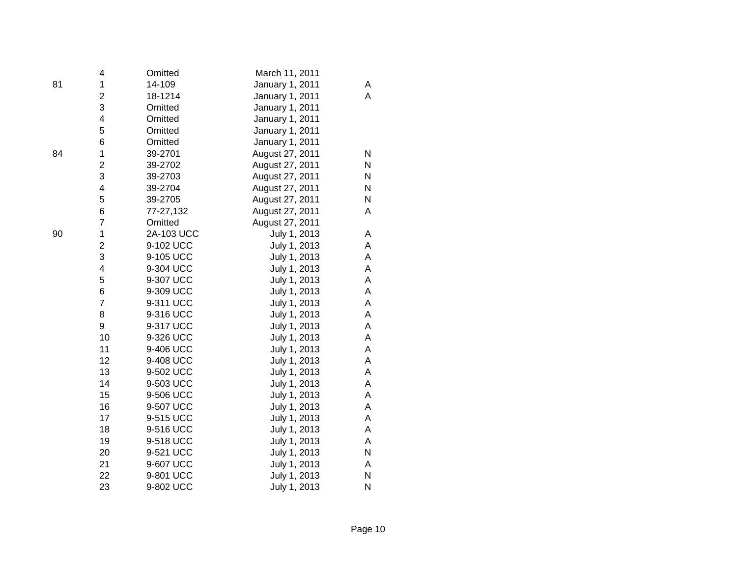| | | | | |
|---|---|---|---|---|
| | 4 | Omitted | March 11, 2011 | |
| 81 | 1 | 14-109 | January 1, 2011 | A |
| | 2 | 18-1214 | January 1, 2011 | A |
| | 3 | Omitted | January 1, 2011 | |
| | 4 | Omitted | January 1, 2011 | |
| | 5 | Omitted | January 1, 2011 | |
| | 6 | Omitted | January 1, 2011 | |
| 84 | 1 | 39-2701 | August 27, 2011 | N |
| | 2 | 39-2702 | August 27, 2011 | N |
| | 3 | 39-2703 | August 27, 2011 | N |
| | 4 | 39-2704 | August 27, 2011 | N |
| | 5 | 39-2705 | August 27, 2011 | N |
| | 6 | 77-27,132 | August 27, 2011 | A |
| | 7 | Omitted | August 27, 2011 | |
| 90 | 1 | 2A-103 UCC | July 1, 2013 | A |
| | 2 | 9-102 UCC | July 1, 2013 | A |
| | 3 | 9-105 UCC | July 1, 2013 | A |
| | 4 | 9-304 UCC | July 1, 2013 | A |
| | 5 | 9-307 UCC | July 1, 2013 | A |
| | 6 | 9-309 UCC | July 1, 2013 | A |
| | 7 | 9-311 UCC | July 1, 2013 | A |
| | 8 | 9-316 UCC | July 1, 2013 | A |
| | 9 | 9-317 UCC | July 1, 2013 | A |
| | 10 | 9-326 UCC | July 1, 2013 | A |
| | 11 | 9-406 UCC | July 1, 2013 | A |
| | 12 | 9-408 UCC | July 1, 2013 | A |
| | 13 | 9-502 UCC | July 1, 2013 | A |
| | 14 | 9-503 UCC | July 1, 2013 | A |
| | 15 | 9-506 UCC | July 1, 2013 | A |
| | 16 | 9-507 UCC | July 1, 2013 | A |
| | 17 | 9-515 UCC | July 1, 2013 | A |
| | 18 | 9-516 UCC | July 1, 2013 | A |
| | 19 | 9-518 UCC | July 1, 2013 | A |
| | 20 | 9-521 UCC | July 1, 2013 | N |
| | 21 | 9-607 UCC | July 1, 2013 | A |
| | 22 | 9-801 UCC | July 1, 2013 | N |
| | 23 | 9-802 UCC | July 1, 2013 | N |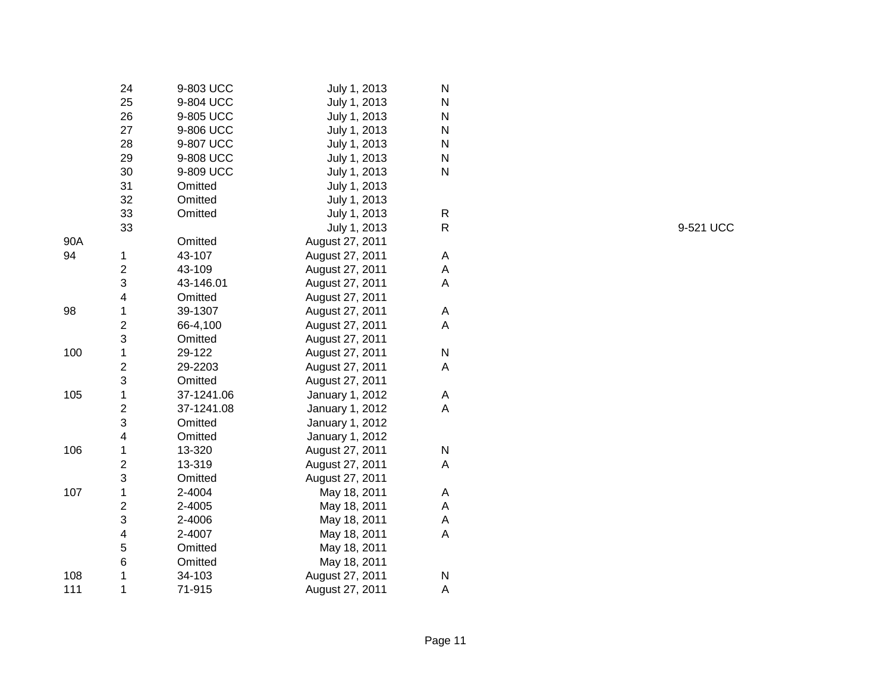| | | | | | |
|---|---|---|---|---|---|
| | 24 | 9-803 UCC | July 1, 2013 | N | |
| | 25 | 9-804 UCC | July 1, 2013 | N | |
| | 26 | 9-805 UCC | July 1, 2013 | N | |
| | 27 | 9-806 UCC | July 1, 2013 | N | |
| | 28 | 9-807 UCC | July 1, 2013 | N | |
| | 29 | 9-808 UCC | July 1, 2013 | N | |
| | 30 | 9-809 UCC | July 1, 2013 | N | |
| | 31 | Omitted | July 1, 2013 | | |
| | 32 | Omitted | July 1, 2013 | | |
| | 33 | Omitted | July 1, 2013 | R | |
| | 33 | | July 1, 2013 | R | 9-521 UCC |
| 90A | | Omitted | August 27, 2011 | | |
| 94 | 1 | 43-107 | August 27, 2011 | A | |
| | 2 | 43-109 | August 27, 2011 | A | |
| | 3 | 43-146.01 | August 27, 2011 | A | |
| | 4 | Omitted | August 27, 2011 | | |
| 98 | 1 | 39-1307 | August 27, 2011 | A | |
| | 2 | 66-4,100 | August 27, 2011 | A | |
| | 3 | Omitted | August 27, 2011 | | |
| 100 | 1 | 29-122 | August 27, 2011 | N | |
| | 2 | 29-2203 | August 27, 2011 | A | |
| | 3 | Omitted | August 27, 2011 | | |
| 105 | 1 | 37-1241.06 | January 1, 2012 | A | |
| | 2 | 37-1241.08 | January 1, 2012 | A | |
| | 3 | Omitted | January 1, 2012 | | |
| | 4 | Omitted | January 1, 2012 | | |
| 106 | 1 | 13-320 | August 27, 2011 | N | |
| | 2 | 13-319 | August 27, 2011 | A | |
| | 3 | Omitted | August 27, 2011 | | |
| 107 | 1 | 2-4004 | May 18, 2011 | A | |
| | 2 | 2-4005 | May 18, 2011 | A | |
| | 3 | 2-4006 | May 18, 2011 | A | |
| | 4 | 2-4007 | May 18, 2011 | A | |
| | 5 | Omitted | May 18, 2011 | | |
| | 6 | Omitted | May 18, 2011 | | |
| 108 | 1 | 34-103 | August 27, 2011 | N | |
| 111 | 1 | 71-915 | August 27, 2011 | A | |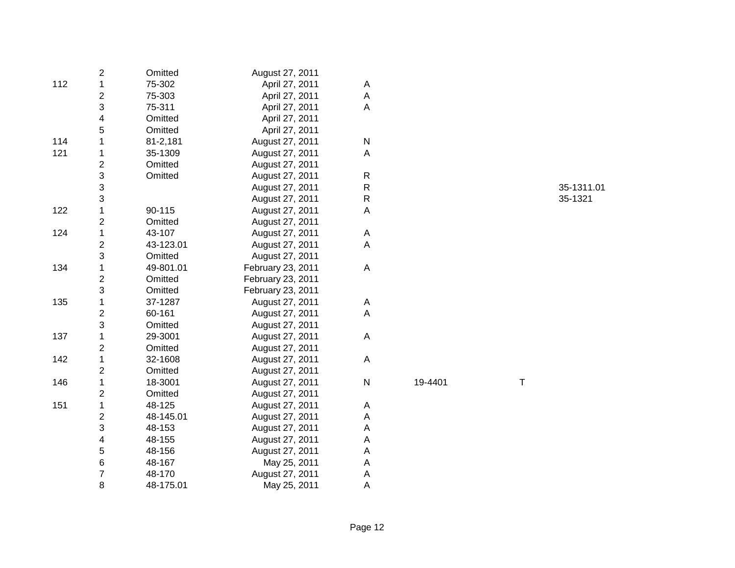| | | | | | | | |
|---|---|---|---|---|---|---|---|
| | 2 | Omitted | August 27, 2011 | | | | |
| 112 | 1 | 75-302 | April 27, 2011 | A | | | |
| | 2 | 75-303 | April 27, 2011 | A | | | |
| | 3 | 75-311 | April 27, 2011 | A | | | |
| | 4 | Omitted | April 27, 2011 | | | | |
| | 5 | Omitted | April 27, 2011 | | | | |
| 114 | 1 | 81-2,181 | August 27, 2011 | N | | | |
| 121 | 1 | 35-1309 | August 27, 2011 | A | | | |
| | 2 | Omitted | August 27, 2011 | | | | |
| | 3 | Omitted | August 27, 2011 | R | | | |
| | 3 | | August 27, 2011 | R | | | 35-1311.01 |
| | 3 | | August 27, 2011 | R | | | 35-1321 |
| 122 | 1 | 90-115 | August 27, 2011 | A | | | |
| | 2 | Omitted | August 27, 2011 | | | | |
| 124 | 1 | 43-107 | August 27, 2011 | A | | | |
| | 2 | 43-123.01 | August 27, 2011 | A | | | |
| | 3 | Omitted | August 27, 2011 | | | | |
| 134 | 1 | 49-801.01 | February 23, 2011 | A | | | |
| | 2 | Omitted | February 23, 2011 | | | | |
| | 3 | Omitted | February 23, 2011 | | | | |
| 135 | 1 | 37-1287 | August 27, 2011 | A | | | |
| | 2 | 60-161 | August 27, 2011 | A | | | |
| | 3 | Omitted | August 27, 2011 | | | | |
| 137 | 1 | 29-3001 | August 27, 2011 | A | | | |
| | 2 | Omitted | August 27, 2011 | | | | |
| 142 | 1 | 32-1608 | August 27, 2011 | A | | | |
| | 2 | Omitted | August 27, 2011 | | | | |
| 146 | 1 | 18-3001 | August 27, 2011 | N | 19-4401 | T | |
| | 2 | Omitted | August 27, 2011 | | | | |
| 151 | 1 | 48-125 | August 27, 2011 | A | | | |
| | 2 | 48-145.01 | August 27, 2011 | A | | | |
| | 3 | 48-153 | August 27, 2011 | A | | | |
| | 4 | 48-155 | August 27, 2011 | A | | | |
| | 5 | 48-156 | August 27, 2011 | A | | | |
| | 6 | 48-167 | May 25, 2011 | A | | | |
| | 7 | 48-170 | August 27, 2011 | A | | | |
| | 8 | 48-175.01 | May 25, 2011 | A | | | |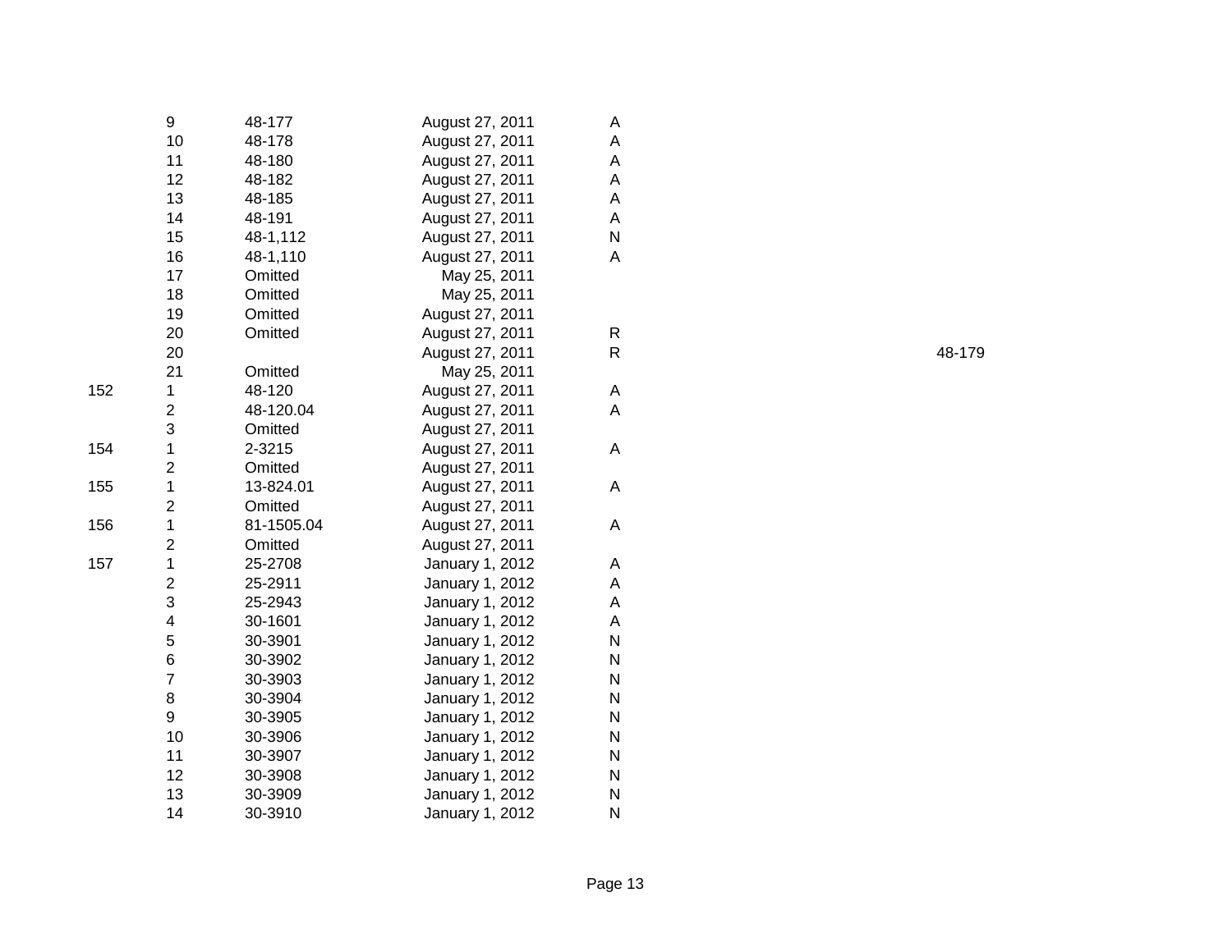| | | | | | |
|---|---|---|---|---|---|
| | 9 | 48-177 | August 27, 2011 | A | |
| | 10 | 48-178 | August 27, 2011 | A | |
| | 11 | 48-180 | August 27, 2011 | A | |
| | 12 | 48-182 | August 27, 2011 | A | |
| | 13 | 48-185 | August 27, 2011 | A | |
| | 14 | 48-191 | August 27, 2011 | A | |
| | 15 | 48-1,112 | August 27, 2011 | N | |
| | 16 | 48-1,110 | August 27, 2011 | A | |
| | 17 | Omitted | May 25, 2011 | | |
| | 18 | Omitted | May 25, 2011 | | |
| | 19 | Omitted | August 27, 2011 | | |
| | 20 | Omitted | August 27, 2011 | R | |
| | 20 | | August 27, 2011 | R | 48-179 |
| | 21 | Omitted | May 25, 2011 | | |
| 152 | 1 | 48-120 | August 27, 2011 | A | |
| | 2 | 48-120.04 | August 27, 2011 | A | |
| | 3 | Omitted | August 27, 2011 | | |
| 154 | 1 | 2-3215 | August 27, 2011 | A | |
| | 2 | Omitted | August 27, 2011 | | |
| 155 | 1 | 13-824.01 | August 27, 2011 | A | |
| | 2 | Omitted | August 27, 2011 | | |
| 156 | 1 | 81-1505.04 | August 27, 2011 | A | |
| | 2 | Omitted | August 27, 2011 | | |
| 157 | 1 | 25-2708 | January 1, 2012 | A | |
| | 2 | 25-2911 | January 1, 2012 | A | |
| | 3 | 25-2943 | January 1, 2012 | A | |
| | 4 | 30-1601 | January 1, 2012 | A | |
| | 5 | 30-3901 | January 1, 2012 | N | |
| | 6 | 30-3902 | January 1, 2012 | N | |
| | 7 | 30-3903 | January 1, 2012 | N | |
| | 8 | 30-3904 | January 1, 2012 | N | |
| | 9 | 30-3905 | January 1, 2012 | N | |
| | 10 | 30-3906 | January 1, 2012 | N | |
| | 11 | 30-3907 | January 1, 2012 | N | |
| | 12 | 30-3908 | January 1, 2012 | N | |
| | 13 | 30-3909 | January 1, 2012 | N | |
| | 14 | 30-3910 | January 1, 2012 | N | |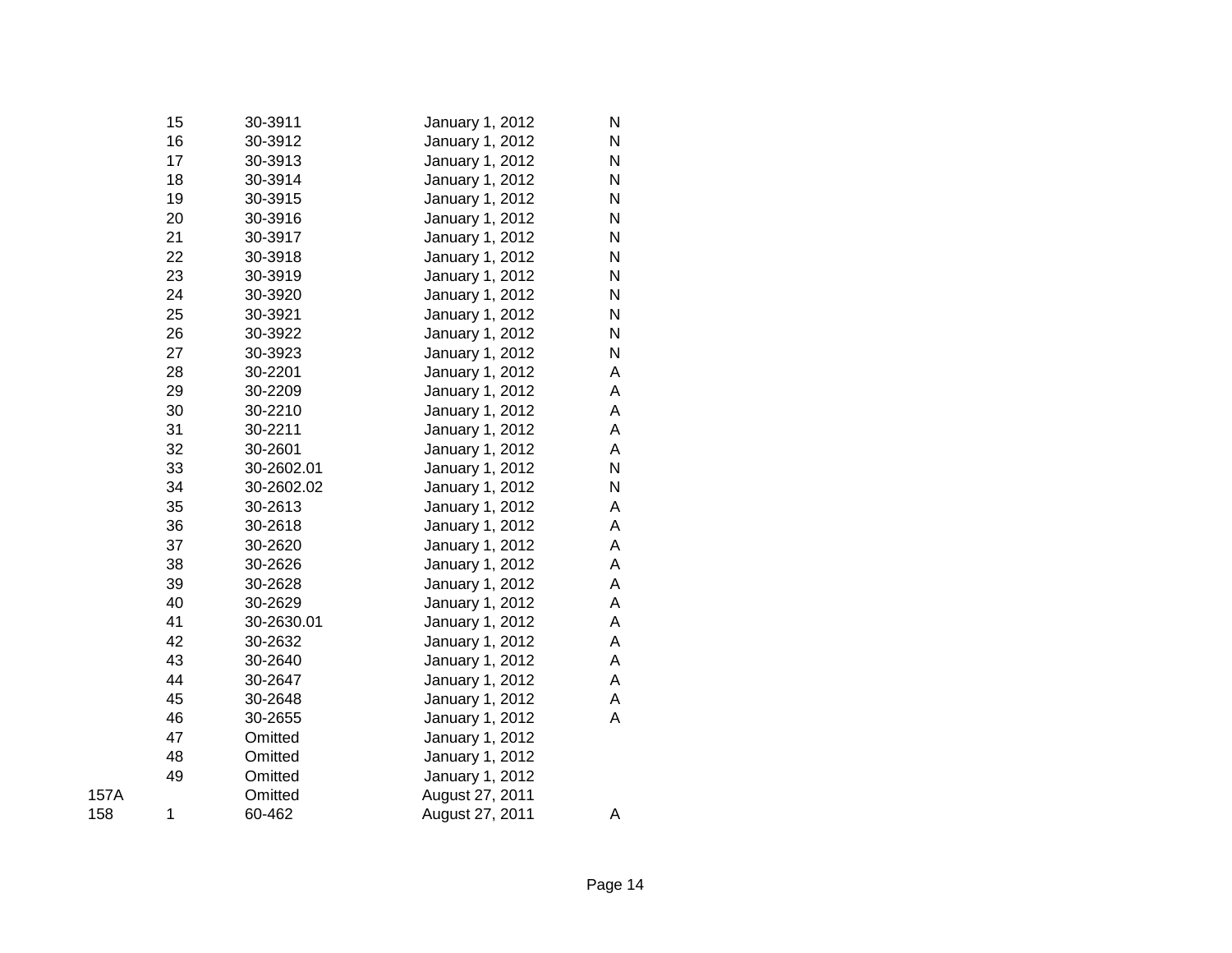| | | | | |
|---|---|---|---|---|
| | 15 | 30-3911 | January 1, 2012 | N |
| | 16 | 30-3912 | January 1, 2012 | N |
| | 17 | 30-3913 | January 1, 2012 | N |
| | 18 | 30-3914 | January 1, 2012 | N |
| | 19 | 30-3915 | January 1, 2012 | N |
| | 20 | 30-3916 | January 1, 2012 | N |
| | 21 | 30-3917 | January 1, 2012 | N |
| | 22 | 30-3918 | January 1, 2012 | N |
| | 23 | 30-3919 | January 1, 2012 | N |
| | 24 | 30-3920 | January 1, 2012 | N |
| | 25 | 30-3921 | January 1, 2012 | N |
| | 26 | 30-3922 | January 1, 2012 | N |
| | 27 | 30-3923 | January 1, 2012 | N |
| | 28 | 30-2201 | January 1, 2012 | A |
| | 29 | 30-2209 | January 1, 2012 | A |
| | 30 | 30-2210 | January 1, 2012 | A |
| | 31 | 30-2211 | January 1, 2012 | A |
| | 32 | 30-2601 | January 1, 2012 | A |
| | 33 | 30-2602.01 | January 1, 2012 | N |
| | 34 | 30-2602.02 | January 1, 2012 | N |
| | 35 | 30-2613 | January 1, 2012 | A |
| | 36 | 30-2618 | January 1, 2012 | A |
| | 37 | 30-2620 | January 1, 2012 | A |
| | 38 | 30-2626 | January 1, 2012 | A |
| | 39 | 30-2628 | January 1, 2012 | A |
| | 40 | 30-2629 | January 1, 2012 | A |
| | 41 | 30-2630.01 | January 1, 2012 | A |
| | 42 | 30-2632 | January 1, 2012 | A |
| | 43 | 30-2640 | January 1, 2012 | A |
| | 44 | 30-2647 | January 1, 2012 | A |
| | 45 | 30-2648 | January 1, 2012 | A |
| | 46 | 30-2655 | January 1, 2012 | A |
| | 47 | Omitted | January 1, 2012 | |
| | 48 | Omitted | January 1, 2012 | |
| | 49 | Omitted | January 1, 2012 | |
| 157A | | Omitted | August 27, 2011 | |
| 158 | 1 | 60-462 | August 27, 2011 | A |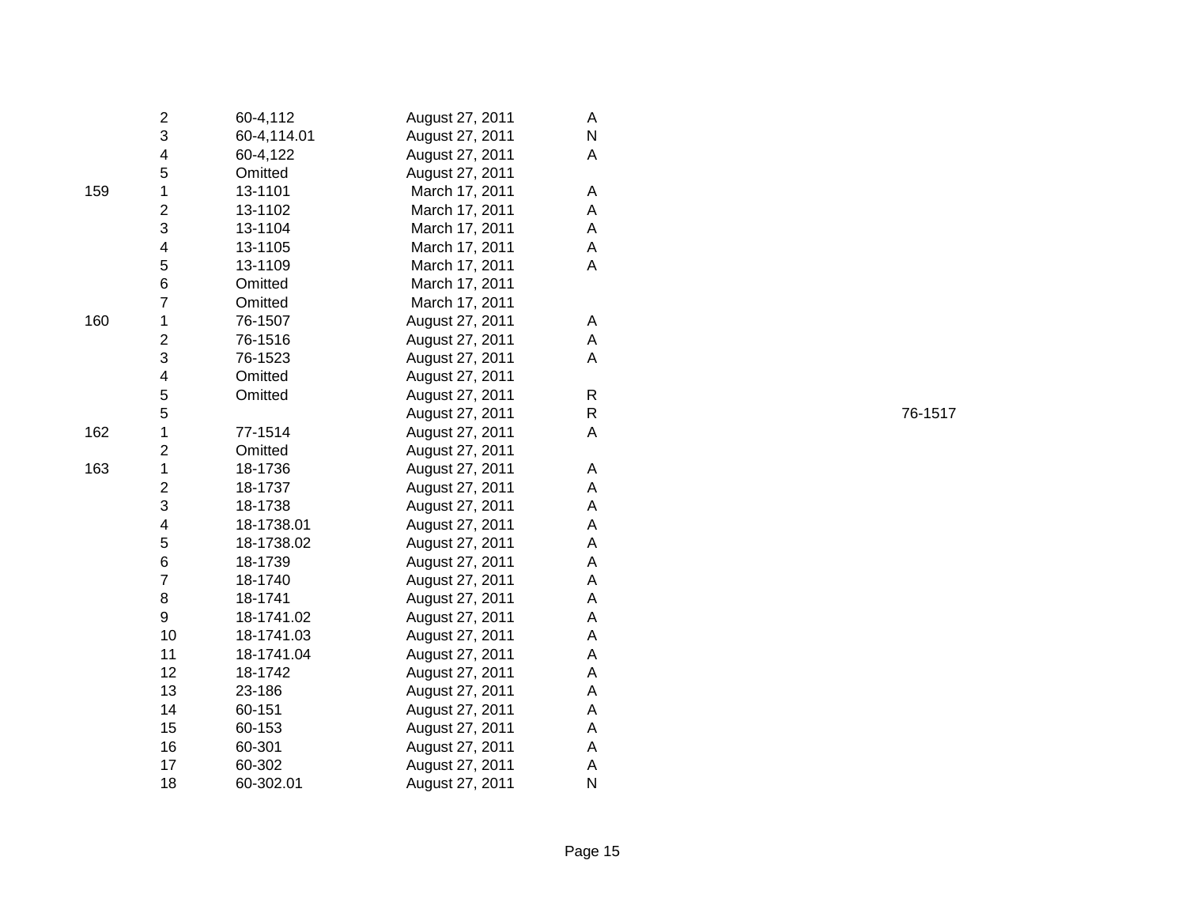| | | | | | |
|---|---|---|---|---|---|
| | 2 | 60-4,112 | August 27, 2011 | A | |
| | 3 | 60-4,114.01 | August 27, 2011 | N | |
| | 4 | 60-4,122 | August 27, 2011 | A | |
| | 5 | Omitted | August 27, 2011 | | |
| 159 | 1 | 13-1101 | March 17, 2011 | A | |
| | 2 | 13-1102 | March 17, 2011 | A | |
| | 3 | 13-1104 | March 17, 2011 | A | |
| | 4 | 13-1105 | March 17, 2011 | A | |
| | 5 | 13-1109 | March 17, 2011 | A | |
| | 6 | Omitted | March 17, 2011 | | |
| | 7 | Omitted | March 17, 2011 | | |
| 160 | 1 | 76-1507 | August 27, 2011 | A | |
| | 2 | 76-1516 | August 27, 2011 | A | |
| | 3 | 76-1523 | August 27, 2011 | A | |
| | 4 | Omitted | August 27, 2011 | | |
| | 5 | Omitted | August 27, 2011 | R | |
| | 5 | | August 27, 2011 | R | 76-1517 |
| 162 | 1 | 77-1514 | August 27, 2011 | A | |
| | 2 | Omitted | August 27, 2011 | | |
| 163 | 1 | 18-1736 | August 27, 2011 | A | |
| | 2 | 18-1737 | August 27, 2011 | A | |
| | 3 | 18-1738 | August 27, 2011 | A | |
| | 4 | 18-1738.01 | August 27, 2011 | A | |
| | 5 | 18-1738.02 | August 27, 2011 | A | |
| | 6 | 18-1739 | August 27, 2011 | A | |
| | 7 | 18-1740 | August 27, 2011 | A | |
| | 8 | 18-1741 | August 27, 2011 | A | |
| | 9 | 18-1741.02 | August 27, 2011 | A | |
| | 10 | 18-1741.03 | August 27, 2011 | A | |
| | 11 | 18-1741.04 | August 27, 2011 | A | |
| | 12 | 18-1742 | August 27, 2011 | A | |
| | 13 | 23-186 | August 27, 2011 | A | |
| | 14 | 60-151 | August 27, 2011 | A | |
| | 15 | 60-153 | August 27, 2011 | A | |
| | 16 | 60-301 | August 27, 2011 | A | |
| | 17 | 60-302 | August 27, 2011 | A | |
| | 18 | 60-302.01 | August 27, 2011 | N | |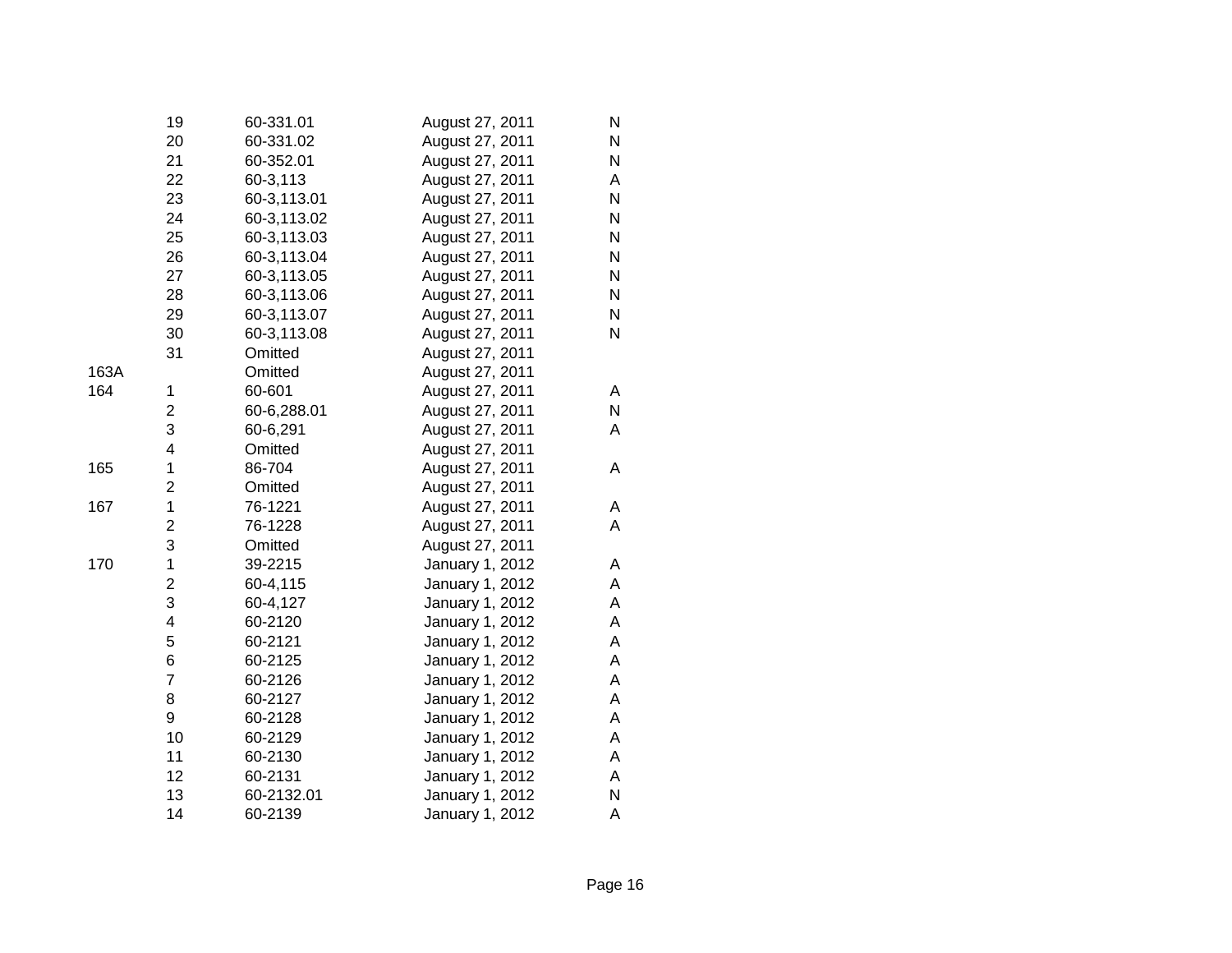| | | | | |
|---|---|---|---|---|
| | 19 | 60-331.01 | August 27, 2011 | N |
| | 20 | 60-331.02 | August 27, 2011 | N |
| | 21 | 60-352.01 | August 27, 2011 | N |
| | 22 | 60-3,113 | August 27, 2011 | A |
| | 23 | 60-3,113.01 | August 27, 2011 | N |
| | 24 | 60-3,113.02 | August 27, 2011 | N |
| | 25 | 60-3,113.03 | August 27, 2011 | N |
| | 26 | 60-3,113.04 | August 27, 2011 | N |
| | 27 | 60-3,113.05 | August 27, 2011 | N |
| | 28 | 60-3,113.06 | August 27, 2011 | N |
| | 29 | 60-3,113.07 | August 27, 2011 | N |
| | 30 | 60-3,113.08 | August 27, 2011 | N |
| | 31 | Omitted | August 27, 2011 | |
| 163A | | Omitted | August 27, 2011 | |
| 164 | 1 | 60-601 | August 27, 2011 | A |
| | 2 | 60-6,288.01 | August 27, 2011 | N |
| | 3 | 60-6,291 | August 27, 2011 | A |
| | 4 | Omitted | August 27, 2011 | |
| 165 | 1 | 86-704 | August 27, 2011 | A |
| | 2 | Omitted | August 27, 2011 | |
| 167 | 1 | 76-1221 | August 27, 2011 | A |
| | 2 | 76-1228 | August 27, 2011 | A |
| | 3 | Omitted | August 27, 2011 | |
| 170 | 1 | 39-2215 | January 1, 2012 | A |
| | 2 | 60-4,115 | January 1, 2012 | A |
| | 3 | 60-4,127 | January 1, 2012 | A |
| | 4 | 60-2120 | January 1, 2012 | A |
| | 5 | 60-2121 | January 1, 2012 | A |
| | 6 | 60-2125 | January 1, 2012 | A |
| | 7 | 60-2126 | January 1, 2012 | A |
| | 8 | 60-2127 | January 1, 2012 | A |
| | 9 | 60-2128 | January 1, 2012 | A |
| | 10 | 60-2129 | January 1, 2012 | A |
| | 11 | 60-2130 | January 1, 2012 | A |
| | 12 | 60-2131 | January 1, 2012 | A |
| | 13 | 60-2132.01 | January 1, 2012 | N |
| | 14 | 60-2139 | January 1, 2012 | A |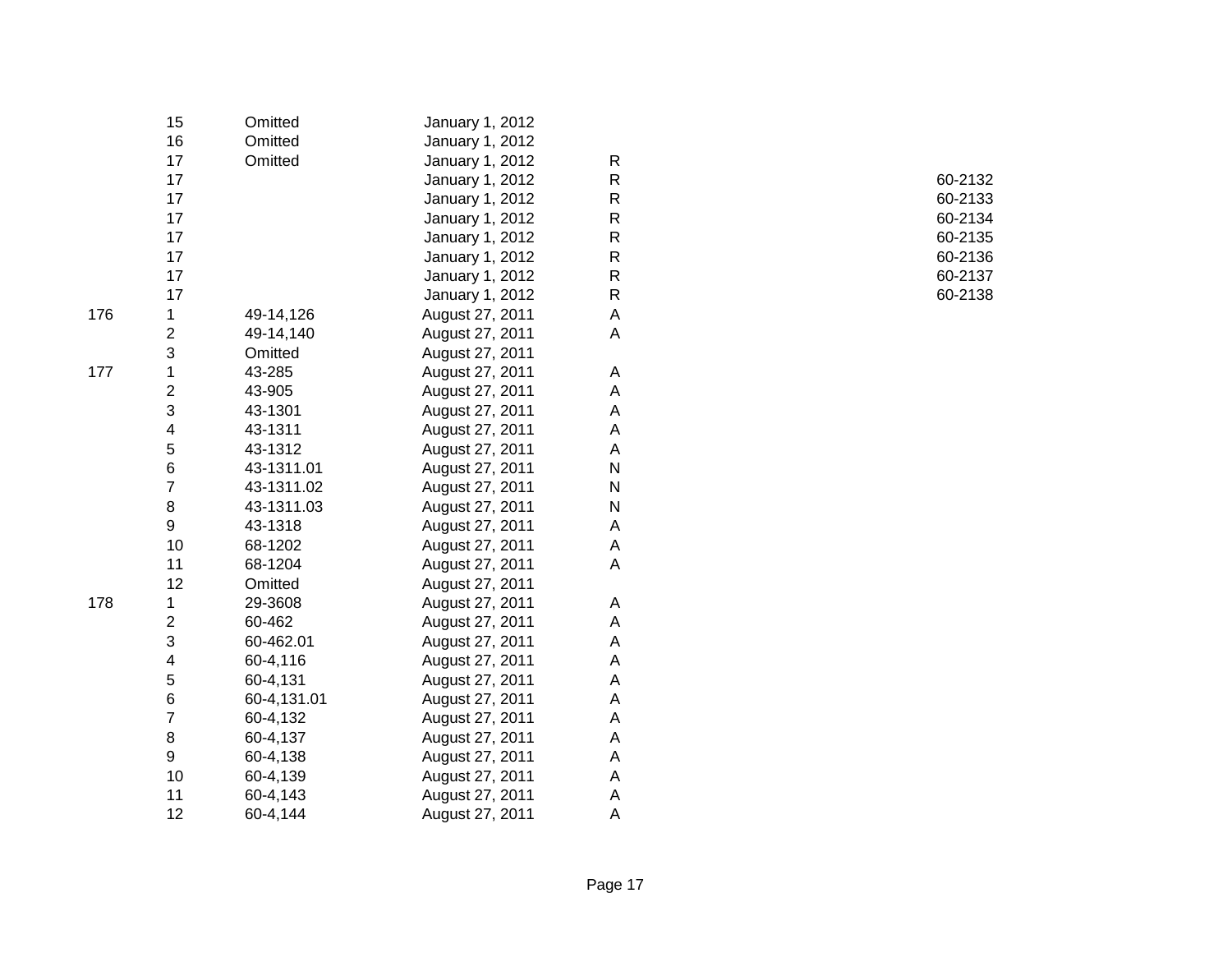| | | | | | |
|---|---|---|---|---|---|
| | 15 | Omitted | January 1, 2012 | | |
| | 16 | Omitted | January 1, 2012 | | |
| | 17 | Omitted | January 1, 2012 | R | |
| | 17 | | January 1, 2012 | R | 60-2132 |
| | 17 | | January 1, 2012 | R | 60-2133 |
| | 17 | | January 1, 2012 | R | 60-2134 |
| | 17 | | January 1, 2012 | R | 60-2135 |
| | 17 | | January 1, 2012 | R | 60-2136 |
| | 17 | | January 1, 2012 | R | 60-2137 |
| | 17 | | January 1, 2012 | R | 60-2138 |
| 176 | 1 | 49-14,126 | August 27, 2011 | A | |
| | 2 | 49-14,140 | August 27, 2011 | A | |
| | 3 | Omitted | August 27, 2011 | | |
| 177 | 1 | 43-285 | August 27, 2011 | A | |
| | 2 | 43-905 | August 27, 2011 | A | |
| | 3 | 43-1301 | August 27, 2011 | A | |
| | 4 | 43-1311 | August 27, 2011 | A | |
| | 5 | 43-1312 | August 27, 2011 | A | |
| | 6 | 43-1311.01 | August 27, 2011 | N | |
| | 7 | 43-1311.02 | August 27, 2011 | N | |
| | 8 | 43-1311.03 | August 27, 2011 | N | |
| | 9 | 43-1318 | August 27, 2011 | A | |
| | 10 | 68-1202 | August 27, 2011 | A | |
| | 11 | 68-1204 | August 27, 2011 | A | |
| | 12 | Omitted | August 27, 2011 | | |
| 178 | 1 | 29-3608 | August 27, 2011 | A | |
| | 2 | 60-462 | August 27, 2011 | A | |
| | 3 | 60-462.01 | August 27, 2011 | A | |
| | 4 | 60-4,116 | August 27, 2011 | A | |
| | 5 | 60-4,131 | August 27, 2011 | A | |
| | 6 | 60-4,131.01 | August 27, 2011 | A | |
| | 7 | 60-4,132 | August 27, 2011 | A | |
| | 8 | 60-4,137 | August 27, 2011 | A | |
| | 9 | 60-4,138 | August 27, 2011 | A | |
| | 10 | 60-4,139 | August 27, 2011 | A | |
| | 11 | 60-4,143 | August 27, 2011 | A | |
| | 12 | 60-4,144 | August 27, 2011 | A | |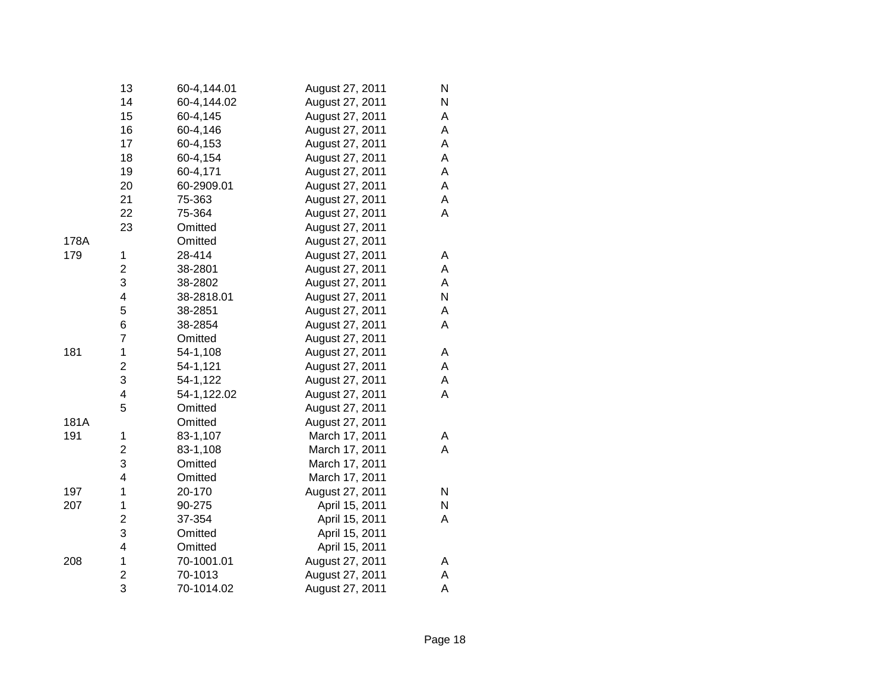| | | | | |
|---|---|---|---|---|
| | 13 | 60-4,144.01 | August 27, 2011 | N |
| | 14 | 60-4,144.02 | August 27, 2011 | N |
| | 15 | 60-4,145 | August 27, 2011 | A |
| | 16 | 60-4,146 | August 27, 2011 | A |
| | 17 | 60-4,153 | August 27, 2011 | A |
| | 18 | 60-4,154 | August 27, 2011 | A |
| | 19 | 60-4,171 | August 27, 2011 | A |
| | 20 | 60-2909.01 | August 27, 2011 | A |
| | 21 | 75-363 | August 27, 2011 | A |
| | 22 | 75-364 | August 27, 2011 | A |
| | 23 | Omitted | August 27, 2011 | |
| 178A | | Omitted | August 27, 2011 | |
| 179 | 1 | 28-414 | August 27, 2011 | A |
| | 2 | 38-2801 | August 27, 2011 | A |
| | 3 | 38-2802 | August 27, 2011 | A |
| | 4 | 38-2818.01 | August 27, 2011 | N |
| | 5 | 38-2851 | August 27, 2011 | A |
| | 6 | 38-2854 | August 27, 2011 | A |
| | 7 | Omitted | August 27, 2011 | |
| 181 | 1 | 54-1,108 | August 27, 2011 | A |
| | 2 | 54-1,121 | August 27, 2011 | A |
| | 3 | 54-1,122 | August 27, 2011 | A |
| | 4 | 54-1,122.02 | August 27, 2011 | A |
| | 5 | Omitted | August 27, 2011 | |
| 181A | | Omitted | August 27, 2011 | |
| 191 | 1 | 83-1,107 | March 17, 2011 | A |
| | 2 | 83-1,108 | March 17, 2011 | A |
| | 3 | Omitted | March 17, 2011 | |
| | 4 | Omitted | March 17, 2011 | |
| 197 | 1 | 20-170 | August 27, 2011 | N |
| 207 | 1 | 90-275 | April 15, 2011 | N |
| | 2 | 37-354 | April 15, 2011 | A |
| | 3 | Omitted | April 15, 2011 | |
| | 4 | Omitted | April 15, 2011 | |
| 208 | 1 | 70-1001.01 | August 27, 2011 | A |
| | 2 | 70-1013 | August 27, 2011 | A |
| | 3 | 70-1014.02 | August 27, 2011 | A |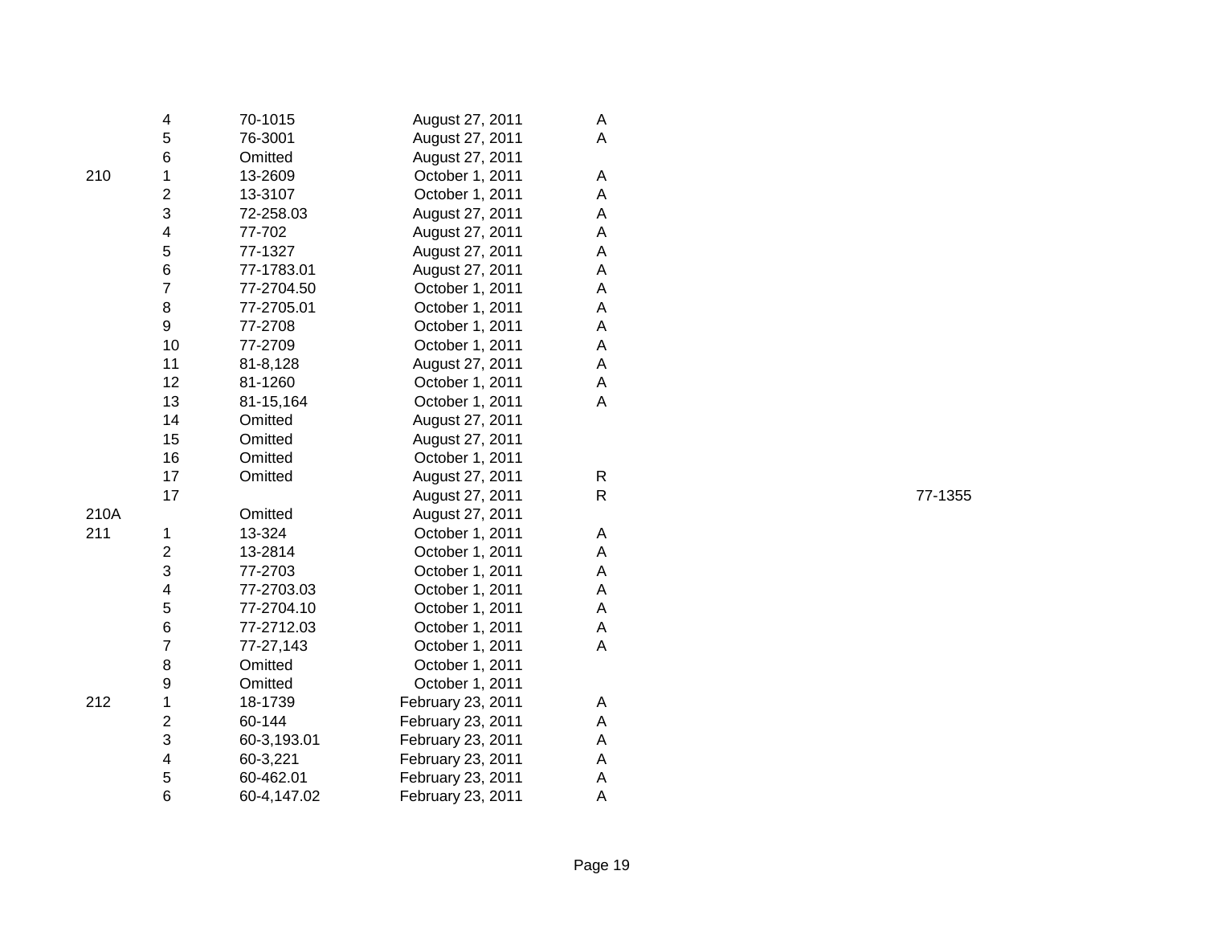| | | | | | |
|---|---|---|---|---|---|
| | 4 | 70-1015 | August 27, 2011 | A | |
| | 5 | 76-3001 | August 27, 2011 | A | |
| | 6 | Omitted | August 27, 2011 | | |
| 210 | 1 | 13-2609 | October 1, 2011 | A | |
| | 2 | 13-3107 | October 1, 2011 | A | |
| | 3 | 72-258.03 | August 27, 2011 | A | |
| | 4 | 77-702 | August 27, 2011 | A | |
| | 5 | 77-1327 | August 27, 2011 | A | |
| | 6 | 77-1783.01 | August 27, 2011 | A | |
| | 7 | 77-2704.50 | October 1, 2011 | A | |
| | 8 | 77-2705.01 | October 1, 2011 | A | |
| | 9 | 77-2708 | October 1, 2011 | A | |
| | 10 | 77-2709 | October 1, 2011 | A | |
| | 11 | 81-8,128 | August 27, 2011 | A | |
| | 12 | 81-1260 | October 1, 2011 | A | |
| | 13 | 81-15,164 | October 1, 2011 | A | |
| | 14 | Omitted | August 27, 2011 | | |
| | 15 | Omitted | August 27, 2011 | | |
| | 16 | Omitted | October 1, 2011 | | |
| | 17 | Omitted | August 27, 2011 | R | |
| | 17 | | August 27, 2011 | R | 77-1355 |
| 210A | | Omitted | August 27, 2011 | | |
| 211 | 1 | 13-324 | October 1, 2011 | A | |
| | 2 | 13-2814 | October 1, 2011 | A | |
| | 3 | 77-2703 | October 1, 2011 | A | |
| | 4 | 77-2703.03 | October 1, 2011 | A | |
| | 5 | 77-2704.10 | October 1, 2011 | A | |
| | 6 | 77-2712.03 | October 1, 2011 | A | |
| | 7 | 77-27,143 | October 1, 2011 | A | |
| | 8 | Omitted | October 1, 2011 | | |
| | 9 | Omitted | October 1, 2011 | | |
| 212 | 1 | 18-1739 | February 23, 2011 | A | |
| | 2 | 60-144 | February 23, 2011 | A | |
| | 3 | 60-3,193.01 | February 23, 2011 | A | |
| | 4 | 60-3,221 | February 23, 2011 | A | |
| | 5 | 60-462.01 | February 23, 2011 | A | |
| | 6 | 60-4,147.02 | February 23, 2011 | A | |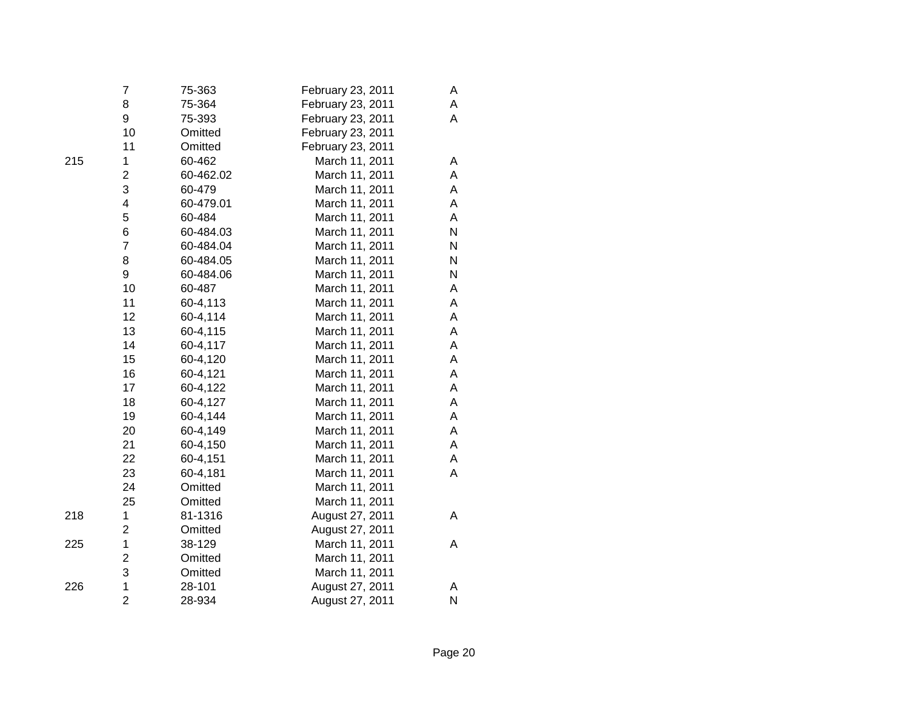| | | | | |
|---|---|---|---|---|
| | 7 | 75-363 | February 23, 2011 | A |
| | 8 | 75-364 | February 23, 2011 | A |
| | 9 | 75-393 | February 23, 2011 | A |
| | 10 | Omitted | February 23, 2011 | |
| | 11 | Omitted | February 23, 2011 | |
| 215 | 1 | 60-462 | March 11, 2011 | A |
| | 2 | 60-462.02 | March 11, 2011 | A |
| | 3 | 60-479 | March 11, 2011 | A |
| | 4 | 60-479.01 | March 11, 2011 | A |
| | 5 | 60-484 | March 11, 2011 | A |
| | 6 | 60-484.03 | March 11, 2011 | N |
| | 7 | 60-484.04 | March 11, 2011 | N |
| | 8 | 60-484.05 | March 11, 2011 | N |
| | 9 | 60-484.06 | March 11, 2011 | N |
| | 10 | 60-487 | March 11, 2011 | A |
| | 11 | 60-4,113 | March 11, 2011 | A |
| | 12 | 60-4,114 | March 11, 2011 | A |
| | 13 | 60-4,115 | March 11, 2011 | A |
| | 14 | 60-4,117 | March 11, 2011 | A |
| | 15 | 60-4,120 | March 11, 2011 | A |
| | 16 | 60-4,121 | March 11, 2011 | A |
| | 17 | 60-4,122 | March 11, 2011 | A |
| | 18 | 60-4,127 | March 11, 2011 | A |
| | 19 | 60-4,144 | March 11, 2011 | A |
| | 20 | 60-4,149 | March 11, 2011 | A |
| | 21 | 60-4,150 | March 11, 2011 | A |
| | 22 | 60-4,151 | March 11, 2011 | A |
| | 23 | 60-4,181 | March 11, 2011 | A |
| | 24 | Omitted | March 11, 2011 | |
| | 25 | Omitted | March 11, 2011 | |
| 218 | 1 | 81-1316 | August 27, 2011 | A |
| | 2 | Omitted | August 27, 2011 | |
| 225 | 1 | 38-129 | March 11, 2011 | A |
| | 2 | Omitted | March 11, 2011 | |
| | 3 | Omitted | March 11, 2011 | |
| 226 | 1 | 28-101 | August 27, 2011 | A |
| | 2 | 28-934 | August 27, 2011 | N |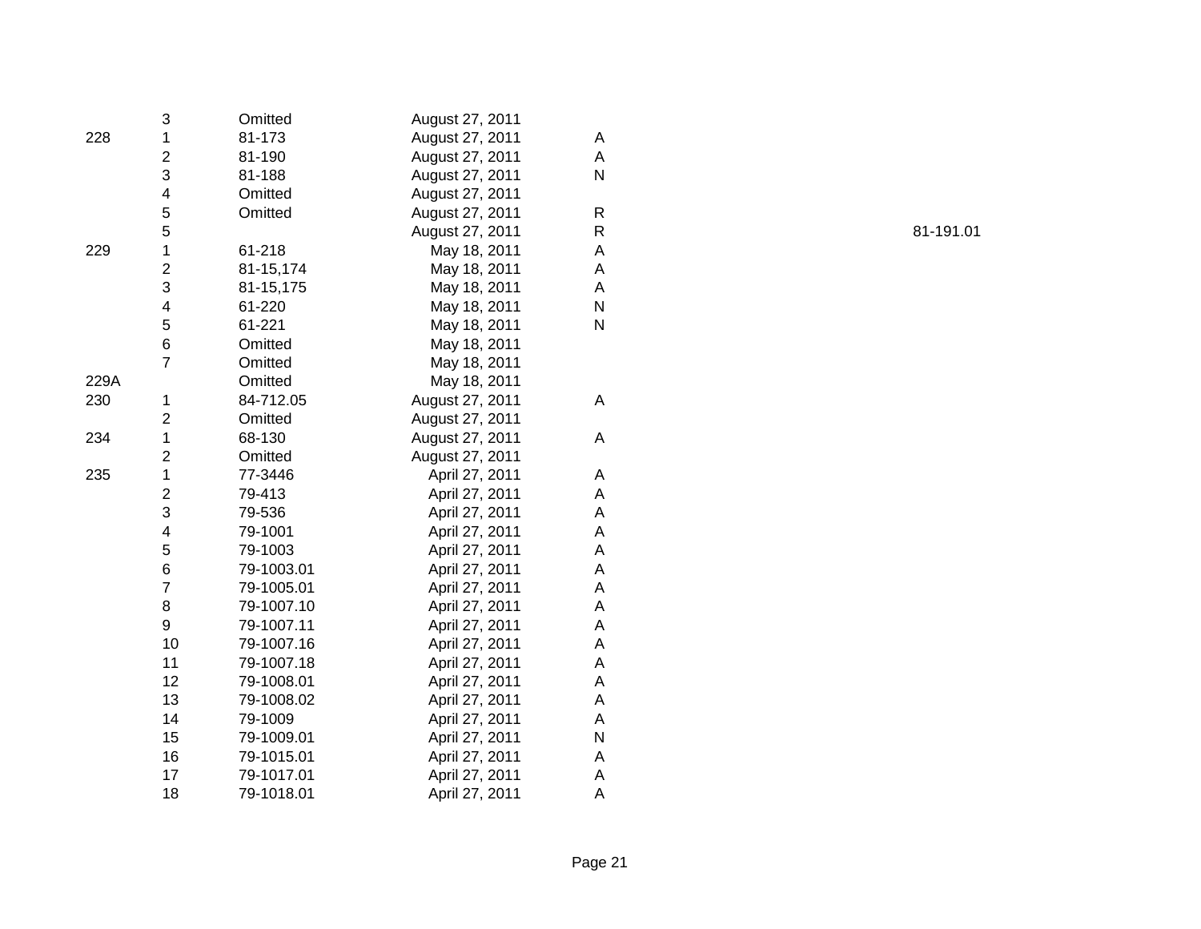| | | | | | |
|---|---|---|---|---|---|
| | 3 | Omitted | August 27, 2011 | | |
| 228 | 1 | 81-173 | August 27, 2011 | A | |
| | 2 | 81-190 | August 27, 2011 | A | |
| | 3 | 81-188 | August 27, 2011 | N | |
| | 4 | Omitted | August 27, 2011 | | |
| | 5 | Omitted | August 27, 2011 | R | |
| | 5 | | August 27, 2011 | R | 81-191.01 |
| 229 | 1 | 61-218 | May 18, 2011 | A | |
| | 2 | 81-15,174 | May 18, 2011 | A | |
| | 3 | 81-15,175 | May 18, 2011 | A | |
| | 4 | 61-220 | May 18, 2011 | N | |
| | 5 | 61-221 | May 18, 2011 | N | |
| | 6 | Omitted | May 18, 2011 | | |
| | 7 | Omitted | May 18, 2011 | | |
| 229A | | Omitted | May 18, 2011 | | |
| 230 | 1 | 84-712.05 | August 27, 2011 | A | |
| | 2 | Omitted | August 27, 2011 | | |
| 234 | 1 | 68-130 | August 27, 2011 | A | |
| | 2 | Omitted | August 27, 2011 | | |
| 235 | 1 | 77-3446 | April 27, 2011 | A | |
| | 2 | 79-413 | April 27, 2011 | A | |
| | 3 | 79-536 | April 27, 2011 | A | |
| | 4 | 79-1001 | April 27, 2011 | A | |
| | 5 | 79-1003 | April 27, 2011 | A | |
| | 6 | 79-1003.01 | April 27, 2011 | A | |
| | 7 | 79-1005.01 | April 27, 2011 | A | |
| | 8 | 79-1007.10 | April 27, 2011 | A | |
| | 9 | 79-1007.11 | April 27, 2011 | A | |
| | 10 | 79-1007.16 | April 27, 2011 | A | |
| | 11 | 79-1007.18 | April 27, 2011 | A | |
| | 12 | 79-1008.01 | April 27, 2011 | A | |
| | 13 | 79-1008.02 | April 27, 2011 | A | |
| | 14 | 79-1009 | April 27, 2011 | A | |
| | 15 | 79-1009.01 | April 27, 2011 | N | |
| | 16 | 79-1015.01 | April 27, 2011 | A | |
| | 17 | 79-1017.01 | April 27, 2011 | A | |
| | 18 | 79-1018.01 | April 27, 2011 | A | |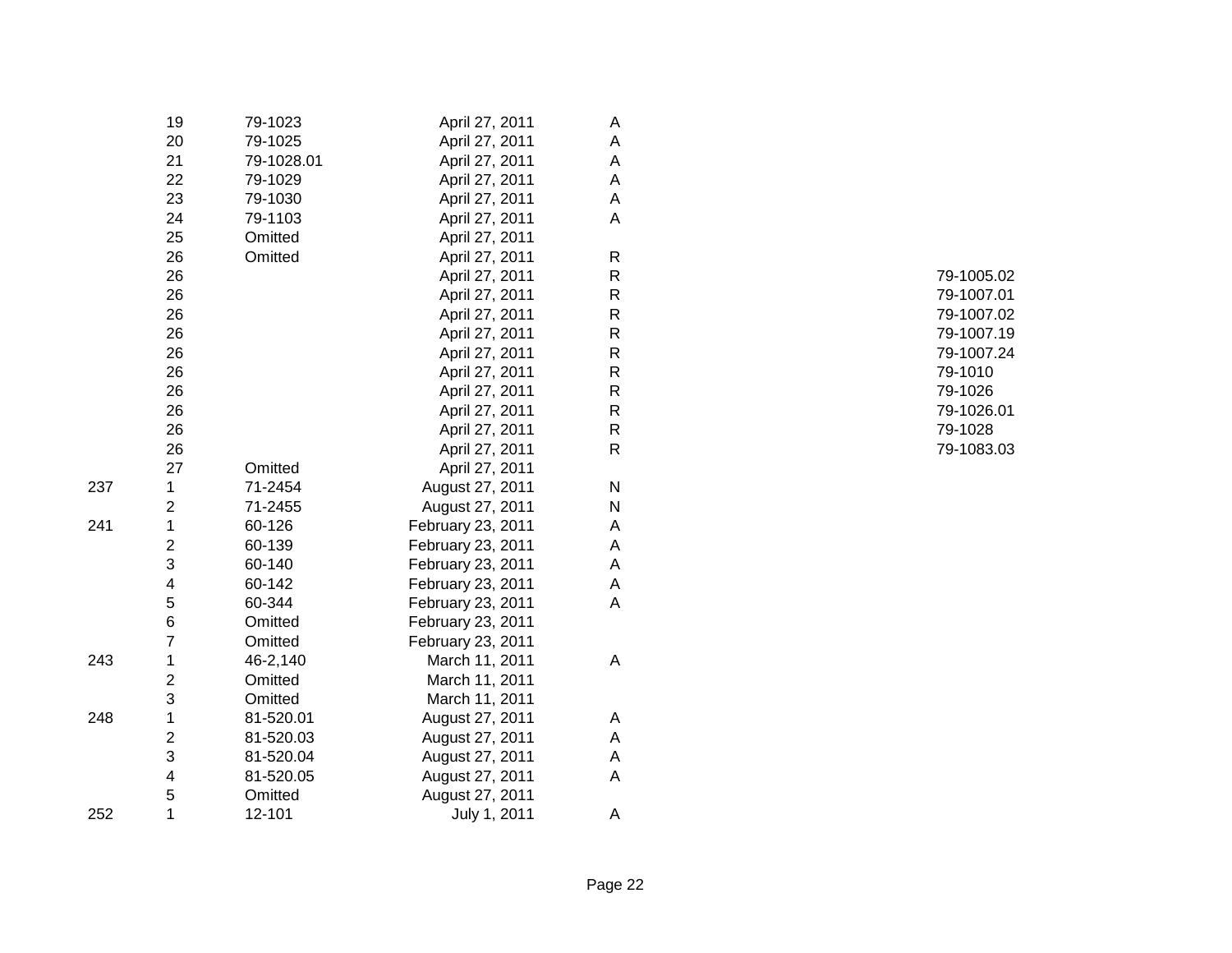| | | | | | |
|---|---|---|---|---|---|
| | 19 | 79-1023 | April 27, 2011 | A | |
| | 20 | 79-1025 | April 27, 2011 | A | |
| | 21 | 79-1028.01 | April 27, 2011 | A | |
| | 22 | 79-1029 | April 27, 2011 | A | |
| | 23 | 79-1030 | April 27, 2011 | A | |
| | 24 | 79-1103 | April 27, 2011 | A | |
| | 25 | Omitted | April 27, 2011 | | |
| | 26 | Omitted | April 27, 2011 | R | |
| | 26 | | April 27, 2011 | R | 79-1005.02 |
| | 26 | | April 27, 2011 | R | 79-1007.01 |
| | 26 | | April 27, 2011 | R | 79-1007.02 |
| | 26 | | April 27, 2011 | R | 79-1007.19 |
| | 26 | | April 27, 2011 | R | 79-1007.24 |
| | 26 | | April 27, 2011 | R | 79-1010 |
| | 26 | | April 27, 2011 | R | 79-1026 |
| | 26 | | April 27, 2011 | R | 79-1026.01 |
| | 26 | | April 27, 2011 | R | 79-1028 |
| | 26 | | April 27, 2011 | R | 79-1083.03 |
| | 27 | Omitted | April 27, 2011 | | |
| 237 | 1 | 71-2454 | August 27, 2011 | N | |
| | 2 | 71-2455 | August 27, 2011 | N | |
| 241 | 1 | 60-126 | February 23, 2011 | A | |
| | 2 | 60-139 | February 23, 2011 | A | |
| | 3 | 60-140 | February 23, 2011 | A | |
| | 4 | 60-142 | February 23, 2011 | A | |
| | 5 | 60-344 | February 23, 2011 | A | |
| | 6 | Omitted | February 23, 2011 | | |
| | 7 | Omitted | February 23, 2011 | | |
| 243 | 1 | 46-2,140 | March 11, 2011 | A | |
| | 2 | Omitted | March 11, 2011 | | |
| | 3 | Omitted | March 11, 2011 | | |
| 248 | 1 | 81-520.01 | August 27, 2011 | A | |
| | 2 | 81-520.03 | August 27, 2011 | A | |
| | 3 | 81-520.04 | August 27, 2011 | A | |
| | 4 | 81-520.05 | August 27, 2011 | A | |
| | 5 | Omitted | August 27, 2011 | | |
| 252 | 1 | 12-101 | July 1, 2011 | A | |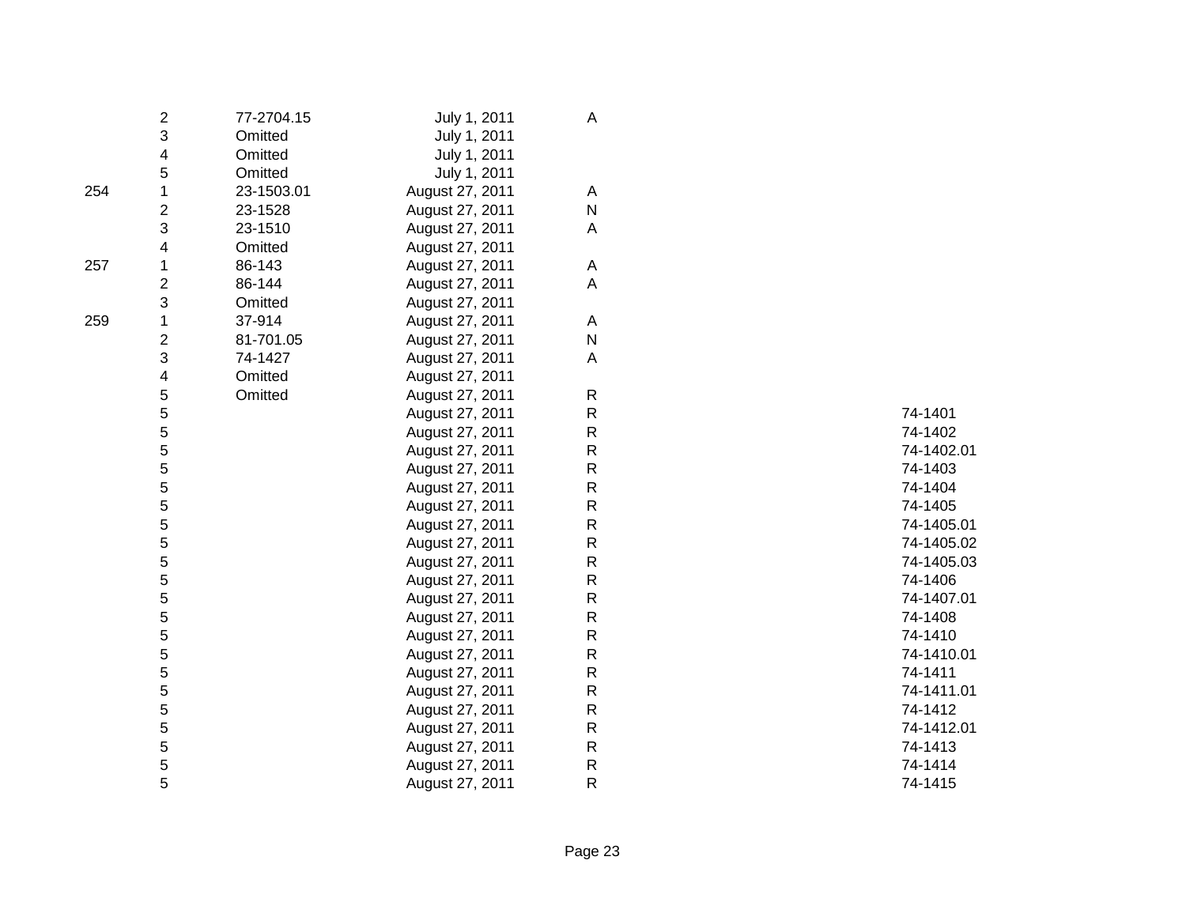| | | | | | |
|---|---|---|---|---|---|
| | 2 | 77-2704.15 | July 1, 2011 | A | |
| | 3 | Omitted | July 1, 2011 | | |
| | 4 | Omitted | July 1, 2011 | | |
| | 5 | Omitted | July 1, 2011 | | |
| 254 | 1 | 23-1503.01 | August 27, 2011 | A | |
| | 2 | 23-1528 | August 27, 2011 | N | |
| | 3 | 23-1510 | August 27, 2011 | A | |
| | 4 | Omitted | August 27, 2011 | | |
| 257 | 1 | 86-143 | August 27, 2011 | A | |
| | 2 | 86-144 | August 27, 2011 | A | |
| | 3 | Omitted | August 27, 2011 | | |
| 259 | 1 | 37-914 | August 27, 2011 | A | |
| | 2 | 81-701.05 | August 27, 2011 | N | |
| | 3 | 74-1427 | August 27, 2011 | A | |
| | 4 | Omitted | August 27, 2011 | | |
| | 5 | Omitted | August 27, 2011 | R | |
| | 5 | | August 27, 2011 | R | 74-1401 |
| | 5 | | August 27, 2011 | R | 74-1402 |
| | 5 | | August 27, 2011 | R | 74-1402.01 |
| | 5 | | August 27, 2011 | R | 74-1403 |
| | 5 | | August 27, 2011 | R | 74-1404 |
| | 5 | | August 27, 2011 | R | 74-1405 |
| | 5 | | August 27, 2011 | R | 74-1405.01 |
| | 5 | | August 27, 2011 | R | 74-1405.02 |
| | 5 | | August 27, 2011 | R | 74-1405.03 |
| | 5 | | August 27, 2011 | R | 74-1406 |
| | 5 | | August 27, 2011 | R | 74-1407.01 |
| | 5 | | August 27, 2011 | R | 74-1408 |
| | 5 | | August 27, 2011 | R | 74-1410 |
| | 5 | | August 27, 2011 | R | 74-1410.01 |
| | 5 | | August 27, 2011 | R | 74-1411 |
| | 5 | | August 27, 2011 | R | 74-1411.01 |
| | 5 | | August 27, 2011 | R | 74-1412 |
| | 5 | | August 27, 2011 | R | 74-1412.01 |
| | 5 | | August 27, 2011 | R | 74-1413 |
| | 5 | | August 27, 2011 | R | 74-1414 |
| | 5 | | August 27, 2011 | R | 74-1415 |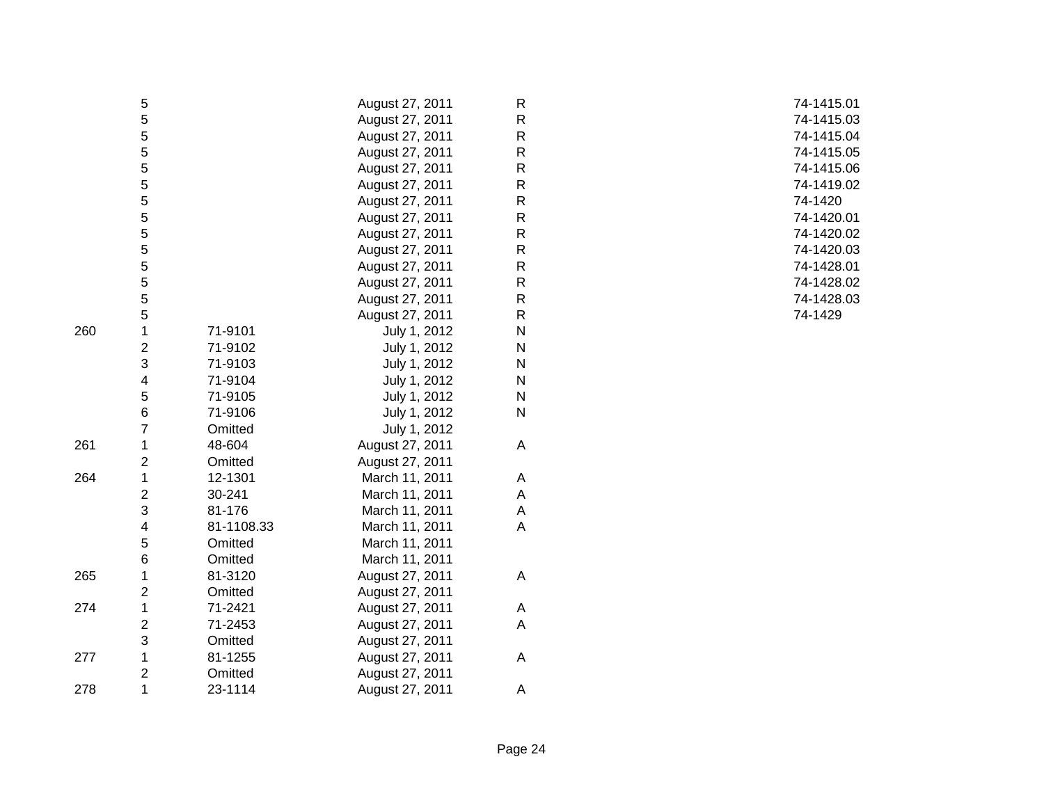| | | | | | |
|---|---|---|---|---|---|
| | 5 | | August 27, 2011 | R | 74-1415.01 |
| | 5 | | August 27, 2011 | R | 74-1415.03 |
| | 5 | | August 27, 2011 | R | 74-1415.04 |
| | 5 | | August 27, 2011 | R | 74-1415.05 |
| | 5 | | August 27, 2011 | R | 74-1415.06 |
| | 5 | | August 27, 2011 | R | 74-1419.02 |
| | 5 | | August 27, 2011 | R | 74-1420 |
| | 5 | | August 27, 2011 | R | 74-1420.01 |
| | 5 | | August 27, 2011 | R | 74-1420.02 |
| | 5 | | August 27, 2011 | R | 74-1420.03 |
| | 5 | | August 27, 2011 | R | 74-1428.01 |
| | 5 | | August 27, 2011 | R | 74-1428.02 |
| | 5 | | August 27, 2011 | R | 74-1428.03 |
| | 5 | | August 27, 2011 | R | 74-1429 |
| 260 | 1 | 71-9101 | July 1, 2012 | N | |
| | 2 | 71-9102 | July 1, 2012 | N | |
| | 3 | 71-9103 | July 1, 2012 | N | |
| | 4 | 71-9104 | July 1, 2012 | N | |
| | 5 | 71-9105 | July 1, 2012 | N | |
| | 6 | 71-9106 | July 1, 2012 | N | |
| | 7 | Omitted | July 1, 2012 | | |
| 261 | 1 | 48-604 | August 27, 2011 | A | |
| | 2 | Omitted | August 27, 2011 | | |
| 264 | 1 | 12-1301 | March 11, 2011 | A | |
| | 2 | 30-241 | March 11, 2011 | A | |
| | 3 | 81-176 | March 11, 2011 | A | |
| | 4 | 81-1108.33 | March 11, 2011 | A | |
| | 5 | Omitted | March 11, 2011 | | |
| | 6 | Omitted | March 11, 2011 | | |
| 265 | 1 | 81-3120 | August 27, 2011 | A | |
| | 2 | Omitted | August 27, 2011 | | |
| 274 | 1 | 71-2421 | August 27, 2011 | A | |
| | 2 | 71-2453 | August 27, 2011 | A | |
| | 3 | Omitted | August 27, 2011 | | |
| 277 | 1 | 81-1255 | August 27, 2011 | A | |
| | 2 | Omitted | August 27, 2011 | | |
| 278 | 1 | 23-1114 | August 27, 2011 | A | |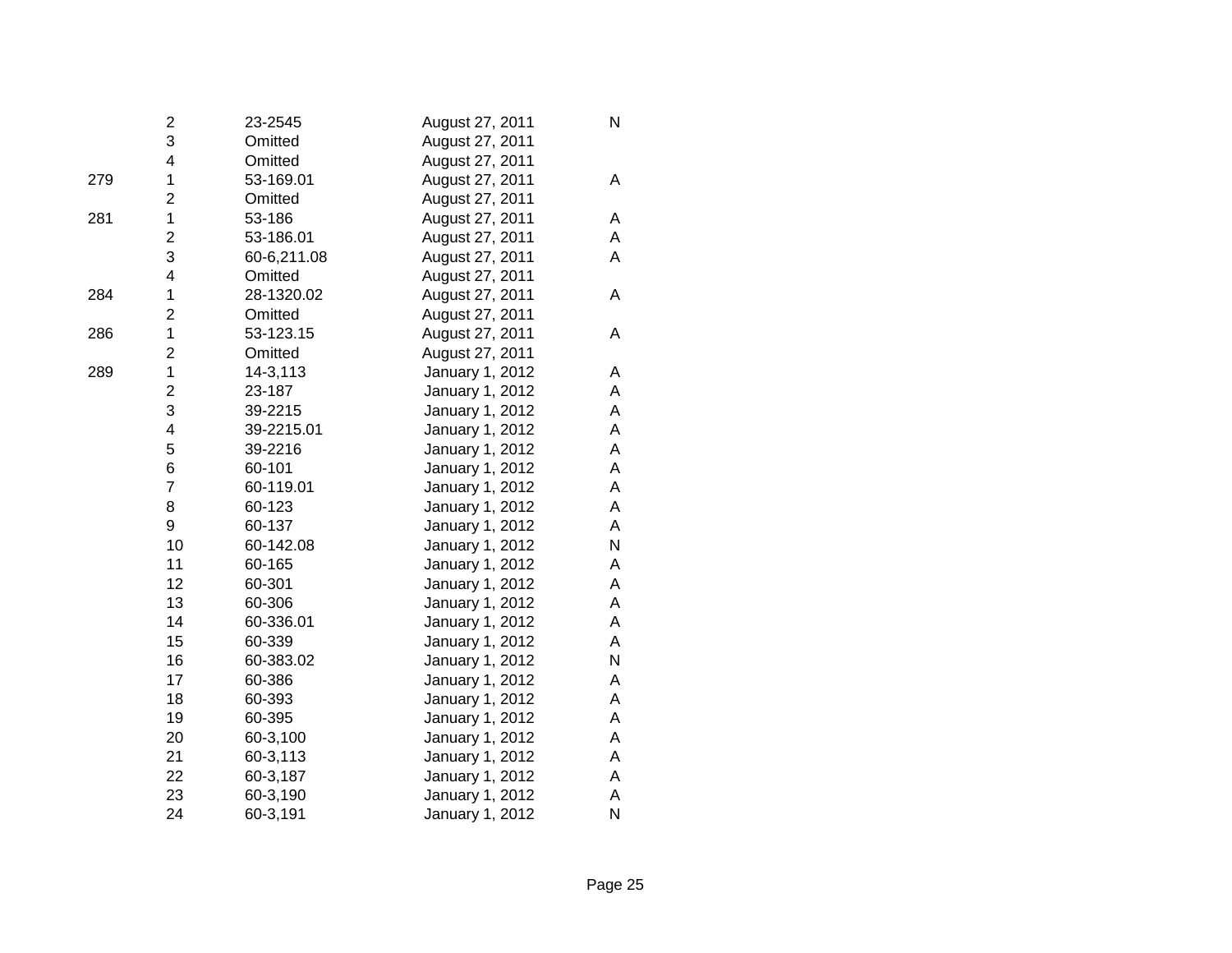| | | | | |
|---|---|---|---|---|
| | 2 | 23-2545 | August 27, 2011 | N |
| | 3 | Omitted | August 27, 2011 | |
| | 4 | Omitted | August 27, 2011 | |
| 279 | 1 | 53-169.01 | August 27, 2011 | A |
| | 2 | Omitted | August 27, 2011 | |
| 281 | 1 | 53-186 | August 27, 2011 | A |
| | 2 | 53-186.01 | August 27, 2011 | A |
| | 3 | 60-6,211.08 | August 27, 2011 | A |
| | 4 | Omitted | August 27, 2011 | |
| 284 | 1 | 28-1320.02 | August 27, 2011 | A |
| | 2 | Omitted | August 27, 2011 | |
| 286 | 1 | 53-123.15 | August 27, 2011 | A |
| | 2 | Omitted | August 27, 2011 | |
| 289 | 1 | 14-3,113 | January 1, 2012 | A |
| | 2 | 23-187 | January 1, 2012 | A |
| | 3 | 39-2215 | January 1, 2012 | A |
| | 4 | 39-2215.01 | January 1, 2012 | A |
| | 5 | 39-2216 | January 1, 2012 | A |
| | 6 | 60-101 | January 1, 2012 | A |
| | 7 | 60-119.01 | January 1, 2012 | A |
| | 8 | 60-123 | January 1, 2012 | A |
| | 9 | 60-137 | January 1, 2012 | A |
| | 10 | 60-142.08 | January 1, 2012 | N |
| | 11 | 60-165 | January 1, 2012 | A |
| | 12 | 60-301 | January 1, 2012 | A |
| | 13 | 60-306 | January 1, 2012 | A |
| | 14 | 60-336.01 | January 1, 2012 | A |
| | 15 | 60-339 | January 1, 2012 | A |
| | 16 | 60-383.02 | January 1, 2012 | N |
| | 17 | 60-386 | January 1, 2012 | A |
| | 18 | 60-393 | January 1, 2012 | A |
| | 19 | 60-395 | January 1, 2012 | A |
| | 20 | 60-3,100 | January 1, 2012 | A |
| | 21 | 60-3,113 | January 1, 2012 | A |
| | 22 | 60-3,187 | January 1, 2012 | A |
| | 23 | 60-3,190 | January 1, 2012 | A |
| | 24 | 60-3,191 | January 1, 2012 | N |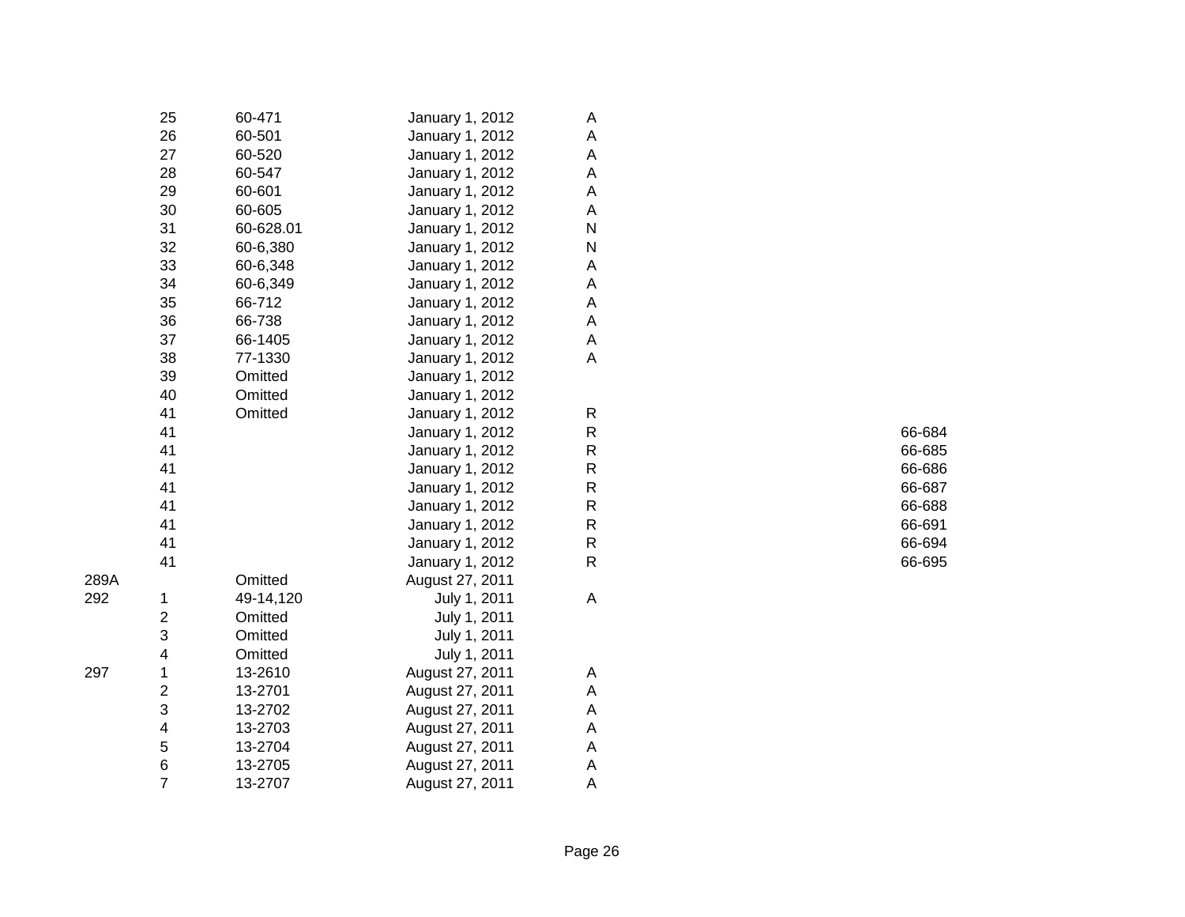| | | | | | |
|---|---|---|---|---|---|
| | 25 | 60-471 | January 1, 2012 | A | |
| | 26 | 60-501 | January 1, 2012 | A | |
| | 27 | 60-520 | January 1, 2012 | A | |
| | 28 | 60-547 | January 1, 2012 | A | |
| | 29 | 60-601 | January 1, 2012 | A | |
| | 30 | 60-605 | January 1, 2012 | A | |
| | 31 | 60-628.01 | January 1, 2012 | N | |
| | 32 | 60-6,380 | January 1, 2012 | N | |
| | 33 | 60-6,348 | January 1, 2012 | A | |
| | 34 | 60-6,349 | January 1, 2012 | A | |
| | 35 | 66-712 | January 1, 2012 | A | |
| | 36 | 66-738 | January 1, 2012 | A | |
| | 37 | 66-1405 | January 1, 2012 | A | |
| | 38 | 77-1330 | January 1, 2012 | A | |
| | 39 | Omitted | January 1, 2012 | | |
| | 40 | Omitted | January 1, 2012 | | |
| | 41 | Omitted | January 1, 2012 | R | |
| | 41 | | January 1, 2012 | R | 66-684 |
| | 41 | | January 1, 2012 | R | 66-685 |
| | 41 | | January 1, 2012 | R | 66-686 |
| | 41 | | January 1, 2012 | R | 66-687 |
| | 41 | | January 1, 2012 | R | 66-688 |
| | 41 | | January 1, 2012 | R | 66-691 |
| | 41 | | January 1, 2012 | R | 66-694 |
| | 41 | | January 1, 2012 | R | 66-695 |
| 289A | | Omitted | August 27, 2011 | | |
| 292 | 1 | 49-14,120 | July 1, 2011 | A | |
| | 2 | Omitted | July 1, 2011 | | |
| | 3 | Omitted | July 1, 2011 | | |
| | 4 | Omitted | July 1, 2011 | | |
| 297 | 1 | 13-2610 | August 27, 2011 | A | |
| | 2 | 13-2701 | August 27, 2011 | A | |
| | 3 | 13-2702 | August 27, 2011 | A | |
| | 4 | 13-2703 | August 27, 2011 | A | |
| | 5 | 13-2704 | August 27, 2011 | A | |
| | 6 | 13-2705 | August 27, 2011 | A | |
| | 7 | 13-2707 | August 27, 2011 | A | |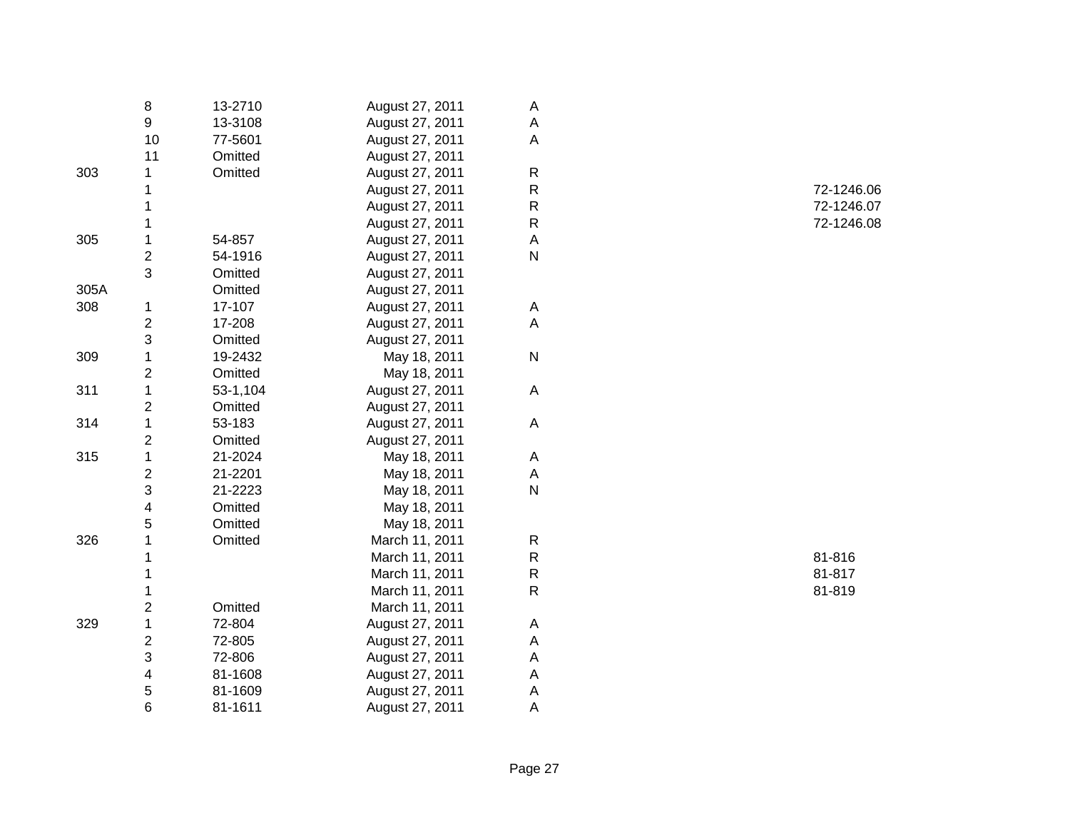| | | | | | |
|---|---|---|---|---|---|
| | 8 | 13-2710 | August 27, 2011 | A | |
| | 9 | 13-3108 | August 27, 2011 | A | |
| | 10 | 77-5601 | August 27, 2011 | A | |
| | 11 | Omitted | August 27, 2011 | | |
| 303 | 1 | Omitted | August 27, 2011 | R | |
| | 1 | | August 27, 2011 | R | 72-1246.06 |
| | 1 | | August 27, 2011 | R | 72-1246.07 |
| | 1 | | August 27, 2011 | R | 72-1246.08 |
| 305 | 1 | 54-857 | August 27, 2011 | A | |
| | 2 | 54-1916 | August 27, 2011 | N | |
| | 3 | Omitted | August 27, 2011 | | |
| 305A | | Omitted | August 27, 2011 | | |
| 308 | 1 | 17-107 | August 27, 2011 | A | |
| | 2 | 17-208 | August 27, 2011 | A | |
| | 3 | Omitted | August 27, 2011 | | |
| 309 | 1 | 19-2432 | May 18, 2011 | N | |
| | 2 | Omitted | May 18, 2011 | | |
| 311 | 1 | 53-1,104 | August 27, 2011 | A | |
| | 2 | Omitted | August 27, 2011 | | |
| 314 | 1 | 53-183 | August 27, 2011 | A | |
| | 2 | Omitted | August 27, 2011 | | |
| 315 | 1 | 21-2024 | May 18, 2011 | A | |
| | 2 | 21-2201 | May 18, 2011 | A | |
| | 3 | 21-2223 | May 18, 2011 | N | |
| | 4 | Omitted | May 18, 2011 | | |
| | 5 | Omitted | May 18, 2011 | | |
| 326 | 1 | Omitted | March 11, 2011 | R | |
| | 1 | | March 11, 2011 | R | 81-816 |
| | 1 | | March 11, 2011 | R | 81-817 |
| | 1 | | March 11, 2011 | R | 81-819 |
| | 2 | Omitted | March 11, 2011 | | |
| 329 | 1 | 72-804 | August 27, 2011 | A | |
| | 2 | 72-805 | August 27, 2011 | A | |
| | 3 | 72-806 | August 27, 2011 | A | |
| | 4 | 81-1608 | August 27, 2011 | A | |
| | 5 | 81-1609 | August 27, 2011 | A | |
| | 6 | 81-1611 | August 27, 2011 | A | |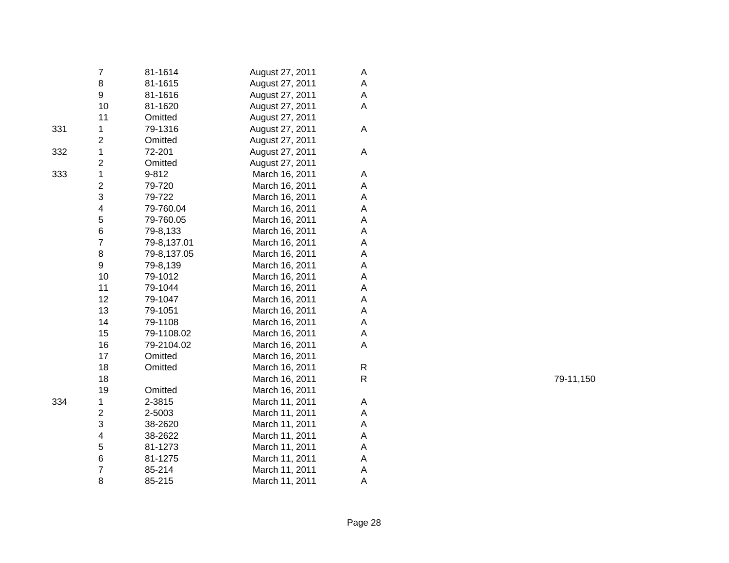| | | | | | |
|---|---|---|---|---|---|
| | 7 | 81-1614 | August 27, 2011 | A | |
| | 8 | 81-1615 | August 27, 2011 | A | |
| | 9 | 81-1616 | August 27, 2011 | A | |
| | 10 | 81-1620 | August 27, 2011 | A | |
| | 11 | Omitted | August 27, 2011 | | |
| 331 | 1 | 79-1316 | August 27, 2011 | A | |
| | 2 | Omitted | August 27, 2011 | | |
| 332 | 1 | 72-201 | August 27, 2011 | A | |
| | 2 | Omitted | August 27, 2011 | | |
| 333 | 1 | 9-812 | March 16, 2011 | A | |
| | 2 | 79-720 | March 16, 2011 | A | |
| | 3 | 79-722 | March 16, 2011 | A | |
| | 4 | 79-760.04 | March 16, 2011 | A | |
| | 5 | 79-760.05 | March 16, 2011 | A | |
| | 6 | 79-8,133 | March 16, 2011 | A | |
| | 7 | 79-8,137.01 | March 16, 2011 | A | |
| | 8 | 79-8,137.05 | March 16, 2011 | A | |
| | 9 | 79-8,139 | March 16, 2011 | A | |
| | 10 | 79-1012 | March 16, 2011 | A | |
| | 11 | 79-1044 | March 16, 2011 | A | |
| | 12 | 79-1047 | March 16, 2011 | A | |
| | 13 | 79-1051 | March 16, 2011 | A | |
| | 14 | 79-1108 | March 16, 2011 | A | |
| | 15 | 79-1108.02 | March 16, 2011 | A | |
| | 16 | 79-2104.02 | March 16, 2011 | A | |
| | 17 | Omitted | March 16, 2011 | | |
| | 18 | Omitted | March 16, 2011 | R | |
| | 18 | | March 16, 2011 | R | 79-11,150 |
| | 19 | Omitted | March 16, 2011 | | |
| 334 | 1 | 2-3815 | March 11, 2011 | A | |
| | 2 | 2-5003 | March 11, 2011 | A | |
| | 3 | 38-2620 | March 11, 2011 | A | |
| | 4 | 38-2622 | March 11, 2011 | A | |
| | 5 | 81-1273 | March 11, 2011 | A | |
| | 6 | 81-1275 | March 11, 2011 | A | |
| | 7 | 85-214 | March 11, 2011 | A | |
| | 8 | 85-215 | March 11, 2011 | A | |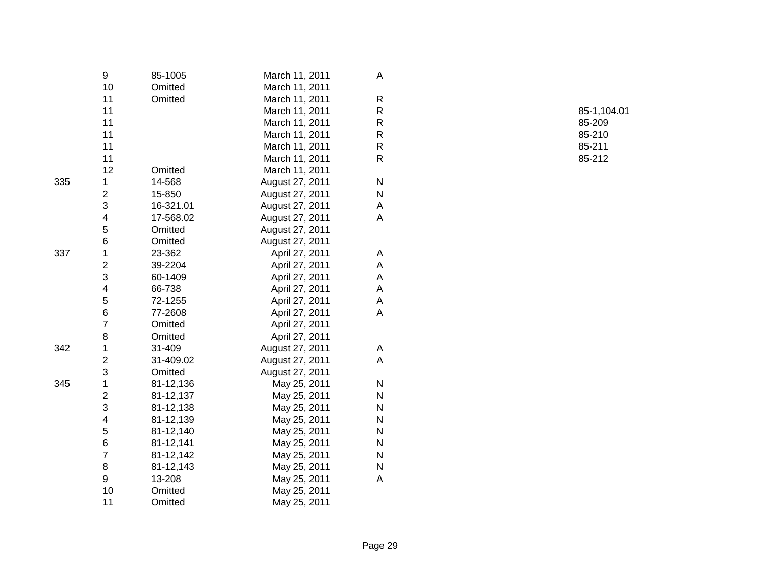|  |  |  |  |  |  |
|---|---|---|---|---|---|
|  | 9 | 85-1005 | March 11, 2011 | A |  |
|  | 10 | Omitted | March 11, 2011 |  |  |
|  | 11 | Omitted | March 11, 2011 | R |  |
|  | 11 |  | March 11, 2011 | R | 85-1,104.01 |
|  | 11 |  | March 11, 2011 | R | 85-209 |
|  | 11 |  | March 11, 2011 | R | 85-210 |
|  | 11 |  | March 11, 2011 | R | 85-211 |
|  | 11 |  | March 11, 2011 | R | 85-212 |
|  | 12 | Omitted | March 11, 2011 |  |  |
| 335 | 1 | 14-568 | August 27, 2011 | N |  |
|  | 2 | 15-850 | August 27, 2011 | N |  |
|  | 3 | 16-321.01 | August 27, 2011 | A |  |
|  | 4 | 17-568.02 | August 27, 2011 | A |  |
|  | 5 | Omitted | August 27, 2011 |  |  |
|  | 6 | Omitted | August 27, 2011 |  |  |
| 337 | 1 | 23-362 | April 27, 2011 | A |  |
|  | 2 | 39-2204 | April 27, 2011 | A |  |
|  | 3 | 60-1409 | April 27, 2011 | A |  |
|  | 4 | 66-738 | April 27, 2011 | A |  |
|  | 5 | 72-1255 | April 27, 2011 | A |  |
|  | 6 | 77-2608 | April 27, 2011 | A |  |
|  | 7 | Omitted | April 27, 2011 |  |  |
|  | 8 | Omitted | April 27, 2011 |  |  |
| 342 | 1 | 31-409 | August 27, 2011 | A |  |
|  | 2 | 31-409.02 | August 27, 2011 | A |  |
|  | 3 | Omitted | August 27, 2011 |  |  |
| 345 | 1 | 81-12,136 | May 25, 2011 | N |  |
|  | 2 | 81-12,137 | May 25, 2011 | N |  |
|  | 3 | 81-12,138 | May 25, 2011 | N |  |
|  | 4 | 81-12,139 | May 25, 2011 | N |  |
|  | 5 | 81-12,140 | May 25, 2011 | N |  |
|  | 6 | 81-12,141 | May 25, 2011 | N |  |
|  | 7 | 81-12,142 | May 25, 2011 | N |  |
|  | 8 | 81-12,143 | May 25, 2011 | N |  |
|  | 9 | 13-208 | May 25, 2011 | A |  |
|  | 10 | Omitted | May 25, 2011 |  |  |
|  | 11 | Omitted | May 25, 2011 |  |  |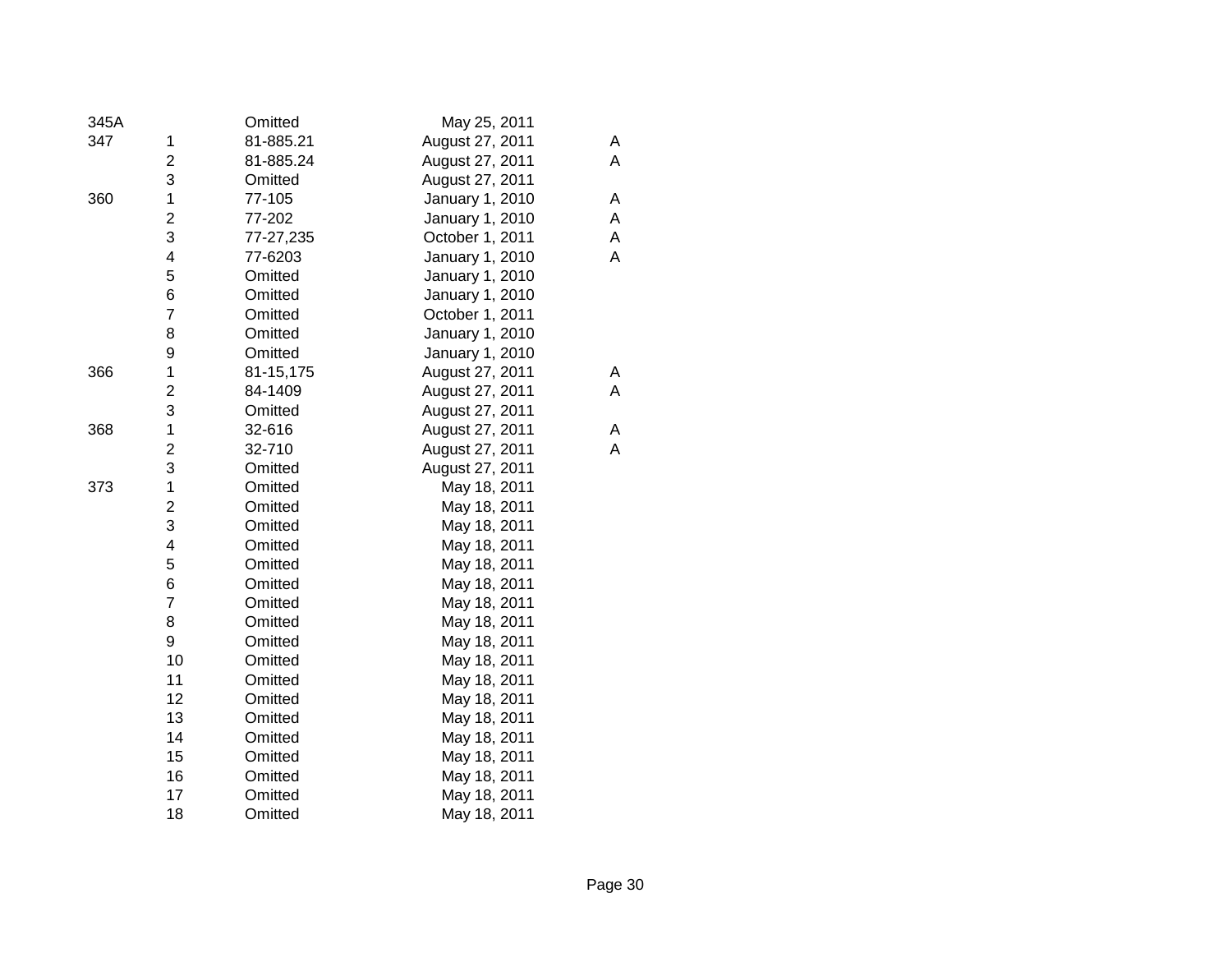| | | | | |
|---|---|---|---|---|
| 345A | | Omitted | May 25, 2011 | |
| 347 | 1 | 81-885.21 | August 27, 2011 | A |
| | 2 | 81-885.24 | August 27, 2011 | A |
| | 3 | Omitted | August 27, 2011 | |
| 360 | 1 | 77-105 | January 1, 2010 | A |
| | 2 | 77-202 | January 1, 2010 | A |
| | 3 | 77-27,235 | October 1, 2011 | A |
| | 4 | 77-6203 | January 1, 2010 | A |
| | 5 | Omitted | January 1, 2010 | |
| | 6 | Omitted | January 1, 2010 | |
| | 7 | Omitted | October 1, 2011 | |
| | 8 | Omitted | January 1, 2010 | |
| | 9 | Omitted | January 1, 2010 | |
| 366 | 1 | 81-15,175 | August 27, 2011 | A |
| | 2 | 84-1409 | August 27, 2011 | A |
| | 3 | Omitted | August 27, 2011 | |
| 368 | 1 | 32-616 | August 27, 2011 | A |
| | 2 | 32-710 | August 27, 2011 | A |
| | 3 | Omitted | August 27, 2011 | |
| 373 | 1 | Omitted | May 18, 2011 | |
| | 2 | Omitted | May 18, 2011 | |
| | 3 | Omitted | May 18, 2011 | |
| | 4 | Omitted | May 18, 2011 | |
| | 5 | Omitted | May 18, 2011 | |
| | 6 | Omitted | May 18, 2011 | |
| | 7 | Omitted | May 18, 2011 | |
| | 8 | Omitted | May 18, 2011 | |
| | 9 | Omitted | May 18, 2011 | |
| | 10 | Omitted | May 18, 2011 | |
| | 11 | Omitted | May 18, 2011 | |
| | 12 | Omitted | May 18, 2011 | |
| | 13 | Omitted | May 18, 2011 | |
| | 14 | Omitted | May 18, 2011 | |
| | 15 | Omitted | May 18, 2011 | |
| | 16 | Omitted | May 18, 2011 | |
| | 17 | Omitted | May 18, 2011 | |
| | 18 | Omitted | May 18, 2011 | |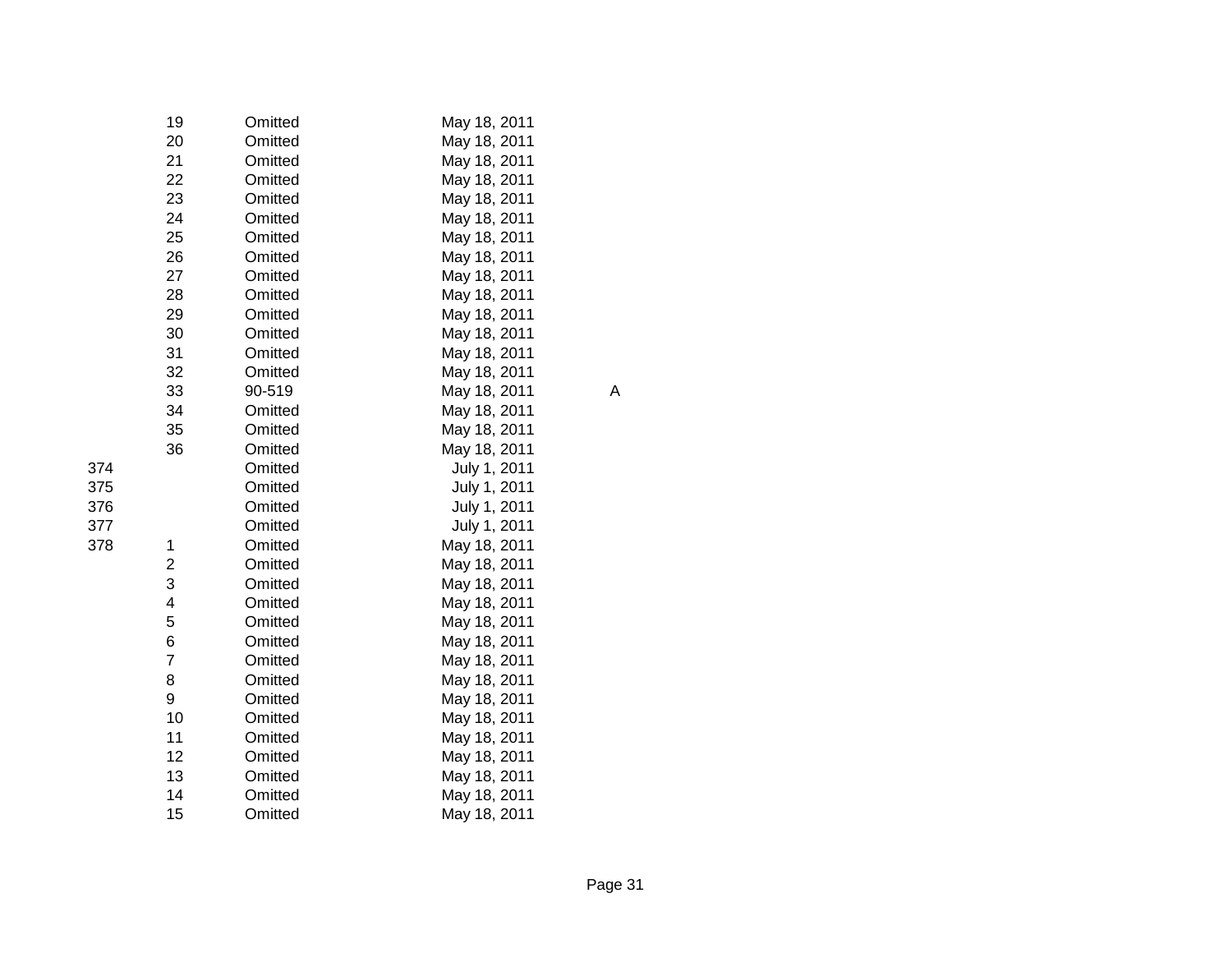| | | | | |
|---|---|---|---|---|
| | 19 | Omitted | May 18, 2011 | |
| | 20 | Omitted | May 18, 2011 | |
| | 21 | Omitted | May 18, 2011 | |
| | 22 | Omitted | May 18, 2011 | |
| | 23 | Omitted | May 18, 2011 | |
| | 24 | Omitted | May 18, 2011 | |
| | 25 | Omitted | May 18, 2011 | |
| | 26 | Omitted | May 18, 2011 | |
| | 27 | Omitted | May 18, 2011 | |
| | 28 | Omitted | May 18, 2011 | |
| | 29 | Omitted | May 18, 2011 | |
| | 30 | Omitted | May 18, 2011 | |
| | 31 | Omitted | May 18, 2011 | |
| | 32 | Omitted | May 18, 2011 | |
| | 33 | 90-519 | May 18, 2011 | A |
| | 34 | Omitted | May 18, 2011 | |
| | 35 | Omitted | May 18, 2011 | |
| | 36 | Omitted | May 18, 2011 | |
| 374 | | Omitted | July 1, 2011 | |
| 375 | | Omitted | July 1, 2011 | |
| 376 | | Omitted | July 1, 2011 | |
| 377 | | Omitted | July 1, 2011 | |
| 378 | 1 | Omitted | May 18, 2011 | |
| | 2 | Omitted | May 18, 2011 | |
| | 3 | Omitted | May 18, 2011 | |
| | 4 | Omitted | May 18, 2011 | |
| | 5 | Omitted | May 18, 2011 | |
| | 6 | Omitted | May 18, 2011 | |
| | 7 | Omitted | May 18, 2011 | |
| | 8 | Omitted | May 18, 2011 | |
| | 9 | Omitted | May 18, 2011 | |
| | 10 | Omitted | May 18, 2011 | |
| | 11 | Omitted | May 18, 2011 | |
| | 12 | Omitted | May 18, 2011 | |
| | 13 | Omitted | May 18, 2011 | |
| | 14 | Omitted | May 18, 2011 | |
| | 15 | Omitted | May 18, 2011 | |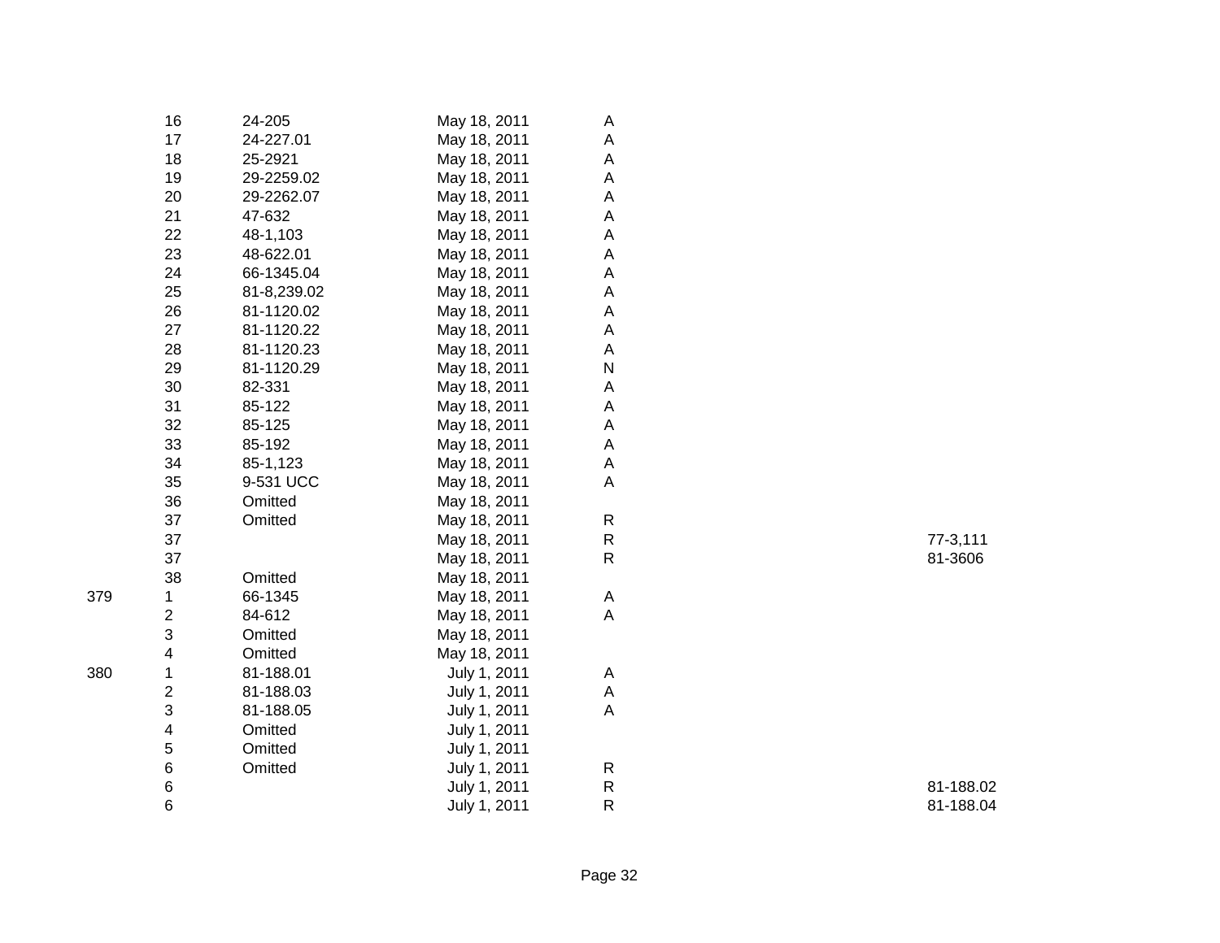| | | | | | |
|---|---|---|---|---|---|
| | 16 | 24-205 | May 18, 2011 | A | |
| | 17 | 24-227.01 | May 18, 2011 | A | |
| | 18 | 25-2921 | May 18, 2011 | A | |
| | 19 | 29-2259.02 | May 18, 2011 | A | |
| | 20 | 29-2262.07 | May 18, 2011 | A | |
| | 21 | 47-632 | May 18, 2011 | A | |
| | 22 | 48-1,103 | May 18, 2011 | A | |
| | 23 | 48-622.01 | May 18, 2011 | A | |
| | 24 | 66-1345.04 | May 18, 2011 | A | |
| | 25 | 81-8,239.02 | May 18, 2011 | A | |
| | 26 | 81-1120.02 | May 18, 2011 | A | |
| | 27 | 81-1120.22 | May 18, 2011 | A | |
| | 28 | 81-1120.23 | May 18, 2011 | A | |
| | 29 | 81-1120.29 | May 18, 2011 | N | |
| | 30 | 82-331 | May 18, 2011 | A | |
| | 31 | 85-122 | May 18, 2011 | A | |
| | 32 | 85-125 | May 18, 2011 | A | |
| | 33 | 85-192 | May 18, 2011 | A | |
| | 34 | 85-1,123 | May 18, 2011 | A | |
| | 35 | 9-531 UCC | May 18, 2011 | A | |
| | 36 | Omitted | May 18, 2011 | | |
| | 37 | Omitted | May 18, 2011 | R | |
| | 37 | | May 18, 2011 | R | 77-3,111 |
| | 37 | | May 18, 2011 | R | 81-3606 |
| | 38 | Omitted | May 18, 2011 | | |
| 379 | 1 | 66-1345 | May 18, 2011 | A | |
| | 2 | 84-612 | May 18, 2011 | A | |
| | 3 | Omitted | May 18, 2011 | | |
| | 4 | Omitted | May 18, 2011 | | |
| 380 | 1 | 81-188.01 | July 1, 2011 | A | |
| | 2 | 81-188.03 | July 1, 2011 | A | |
| | 3 | 81-188.05 | July 1, 2011 | A | |
| | 4 | Omitted | July 1, 2011 | | |
| | 5 | Omitted | July 1, 2011 | | |
| | 6 | Omitted | July 1, 2011 | R | |
| | 6 | | July 1, 2011 | R | 81-188.02 |
| | 6 | | July 1, 2011 | R | 81-188.04 |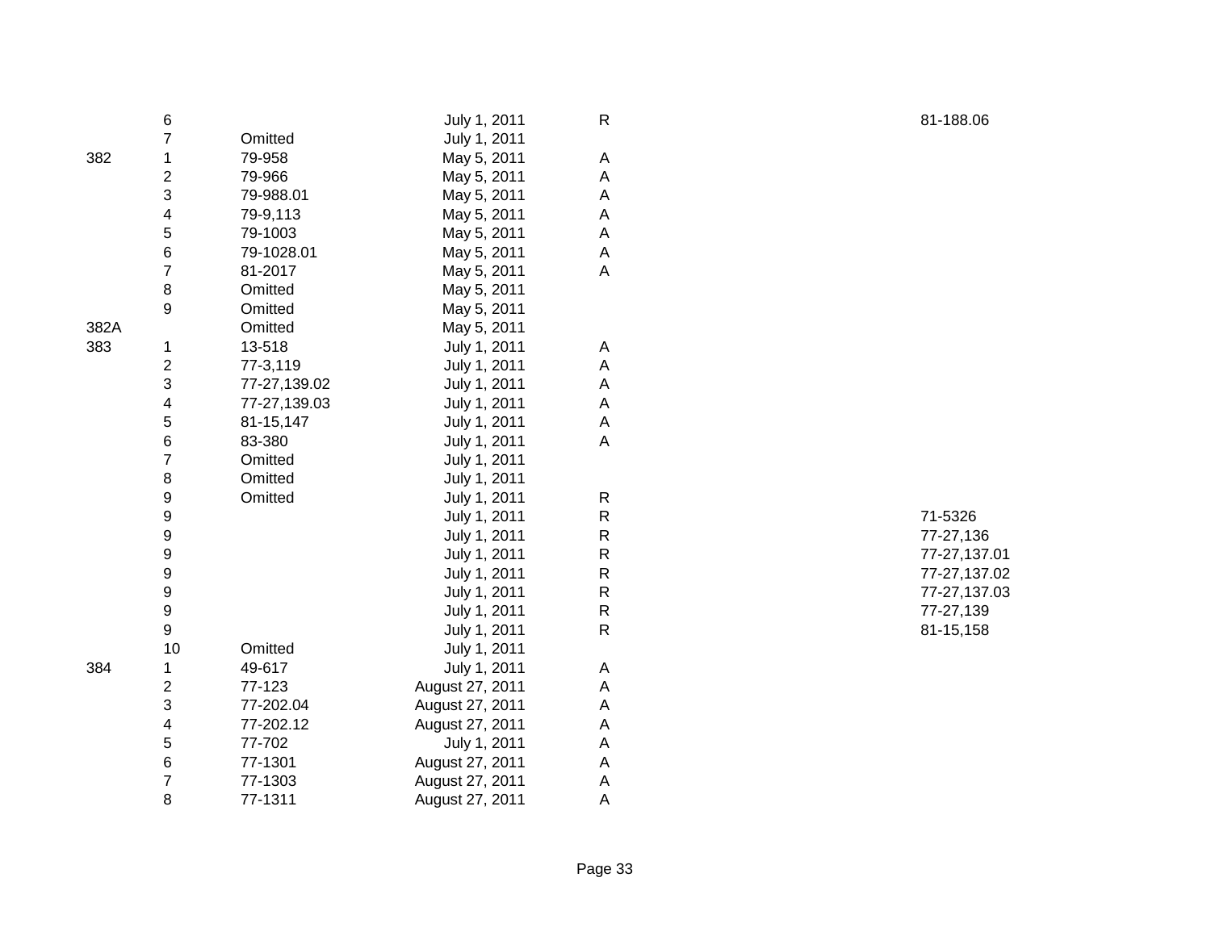| | | | | | |
|---|---|---|---|---|---|
| | 6 | | July 1, 2011 | R | 81-188.06 |
| | 7 | Omitted | July 1, 2011 | | |
| 382 | 1 | 79-958 | May 5, 2011 | A | |
| | 2 | 79-966 | May 5, 2011 | A | |
| | 3 | 79-988.01 | May 5, 2011 | A | |
| | 4 | 79-9,113 | May 5, 2011 | A | |
| | 5 | 79-1003 | May 5, 2011 | A | |
| | 6 | 79-1028.01 | May 5, 2011 | A | |
| | 7 | 81-2017 | May 5, 2011 | A | |
| | 8 | Omitted | May 5, 2011 | | |
| | 9 | Omitted | May 5, 2011 | | |
| 382A | | Omitted | May 5, 2011 | | |
| 383 | 1 | 13-518 | July 1, 2011 | A | |
| | 2 | 77-3,119 | July 1, 2011 | A | |
| | 3 | 77-27,139.02 | July 1, 2011 | A | |
| | 4 | 77-27,139.03 | July 1, 2011 | A | |
| | 5 | 81-15,147 | July 1, 2011 | A | |
| | 6 | 83-380 | July 1, 2011 | A | |
| | 7 | Omitted | July 1, 2011 | | |
| | 8 | Omitted | July 1, 2011 | | |
| | 9 | Omitted | July 1, 2011 | R | |
| | 9 | | July 1, 2011 | R | 71-5326 |
| | 9 | | July 1, 2011 | R | 77-27,136 |
| | 9 | | July 1, 2011 | R | 77-27,137.01 |
| | 9 | | July 1, 2011 | R | 77-27,137.02 |
| | 9 | | July 1, 2011 | R | 77-27,137.03 |
| | 9 | | July 1, 2011 | R | 77-27,139 |
| | 9 | | July 1, 2011 | R | 81-15,158 |
| | 10 | Omitted | July 1, 2011 | | |
| 384 | 1 | 49-617 | July 1, 2011 | A | |
| | 2 | 77-123 | August 27, 2011 | A | |
| | 3 | 77-202.04 | August 27, 2011 | A | |
| | 4 | 77-202.12 | August 27, 2011 | A | |
| | 5 | 77-702 | July 1, 2011 | A | |
| | 6 | 77-1301 | August 27, 2011 | A | |
| | 7 | 77-1303 | August 27, 2011 | A | |
| | 8 | 77-1311 | August 27, 2011 | A | |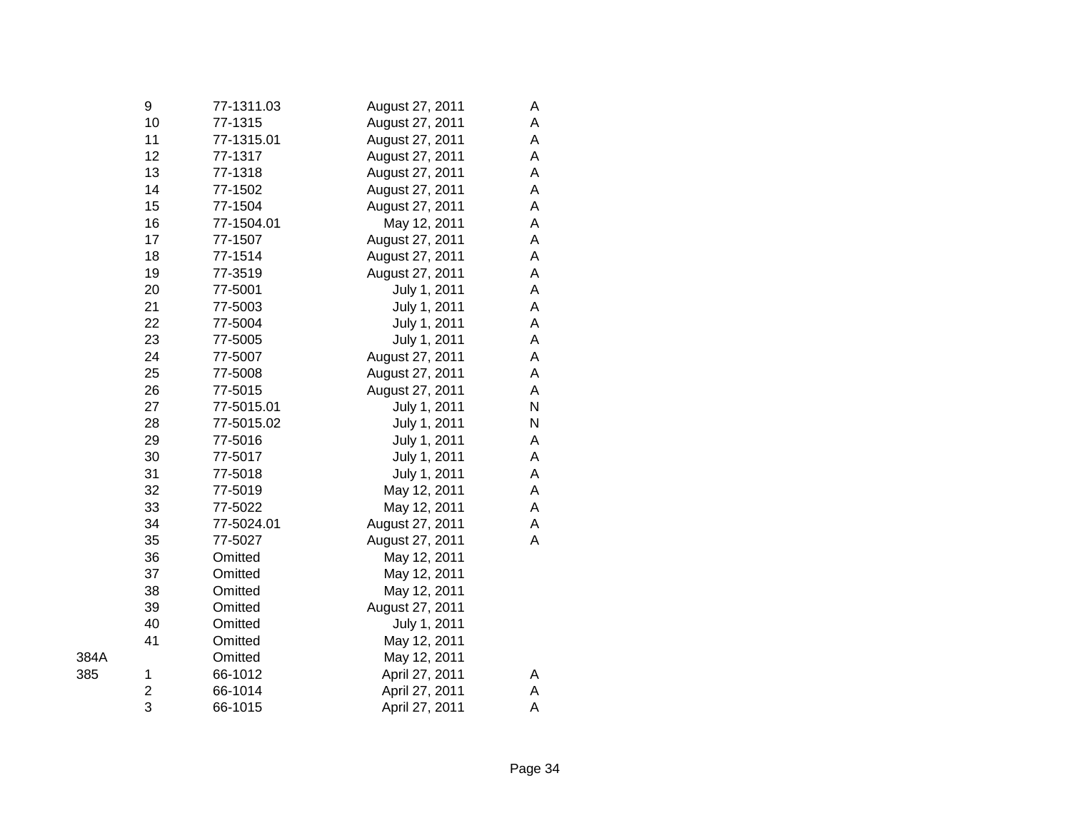|  |  |  |  |  |
|---|---|---|---|---|
|  | 9 | 77-1311.03 | August 27, 2011 | A |
|  | 10 | 77-1315 | August 27, 2011 | A |
|  | 11 | 77-1315.01 | August 27, 2011 | A |
|  | 12 | 77-1317 | August 27, 2011 | A |
|  | 13 | 77-1318 | August 27, 2011 | A |
|  | 14 | 77-1502 | August 27, 2011 | A |
|  | 15 | 77-1504 | August 27, 2011 | A |
|  | 16 | 77-1504.01 | May 12, 2011 | A |
|  | 17 | 77-1507 | August 27, 2011 | A |
|  | 18 | 77-1514 | August 27, 2011 | A |
|  | 19 | 77-3519 | August 27, 2011 | A |
|  | 20 | 77-5001 | July 1, 2011 | A |
|  | 21 | 77-5003 | July 1, 2011 | A |
|  | 22 | 77-5004 | July 1, 2011 | A |
|  | 23 | 77-5005 | July 1, 2011 | A |
|  | 24 | 77-5007 | August 27, 2011 | A |
|  | 25 | 77-5008 | August 27, 2011 | A |
|  | 26 | 77-5015 | August 27, 2011 | A |
|  | 27 | 77-5015.01 | July 1, 2011 | N |
|  | 28 | 77-5015.02 | July 1, 2011 | N |
|  | 29 | 77-5016 | July 1, 2011 | A |
|  | 30 | 77-5017 | July 1, 2011 | A |
|  | 31 | 77-5018 | July 1, 2011 | A |
|  | 32 | 77-5019 | May 12, 2011 | A |
|  | 33 | 77-5022 | May 12, 2011 | A |
|  | 34 | 77-5024.01 | August 27, 2011 | A |
|  | 35 | 77-5027 | August 27, 2011 | A |
|  | 36 | Omitted | May 12, 2011 |  |
|  | 37 | Omitted | May 12, 2011 |  |
|  | 38 | Omitted | May 12, 2011 |  |
|  | 39 | Omitted | August 27, 2011 |  |
|  | 40 | Omitted | July 1, 2011 |  |
|  | 41 | Omitted | May 12, 2011 |  |
| 384A |  | Omitted | May 12, 2011 |  |
| 385 | 1 | 66-1012 | April 27, 2011 | A |
|  | 2 | 66-1014 | April 27, 2011 | A |
|  | 3 | 66-1015 | April 27, 2011 | A |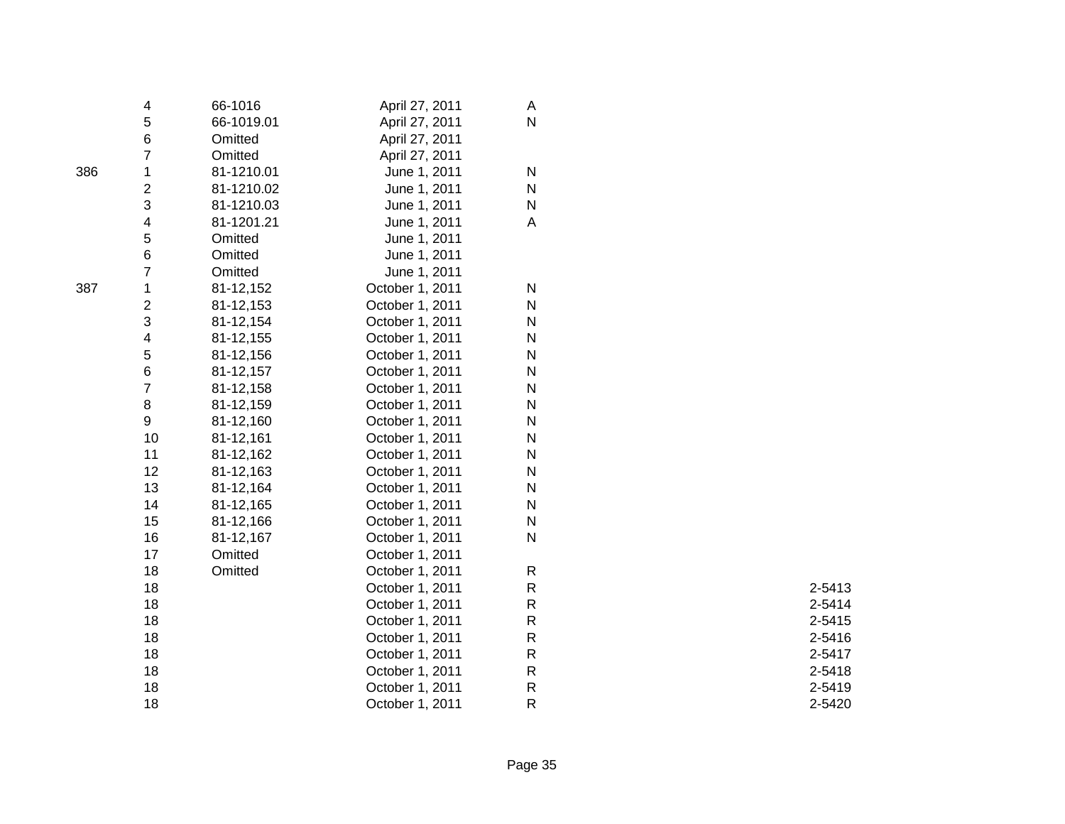| | | | | | |
|---|---|---|---|---|---|
| | 4 | 66-1016 | April 27, 2011 | A | |
| | 5 | 66-1019.01 | April 27, 2011 | N | |
| | 6 | Omitted | April 27, 2011 | | |
| | 7 | Omitted | April 27, 2011 | | |
| 386 | 1 | 81-1210.01 | June 1, 2011 | N | |
| | 2 | 81-1210.02 | June 1, 2011 | N | |
| | 3 | 81-1210.03 | June 1, 2011 | N | |
| | 4 | 81-1201.21 | June 1, 2011 | A | |
| | 5 | Omitted | June 1, 2011 | | |
| | 6 | Omitted | June 1, 2011 | | |
| | 7 | Omitted | June 1, 2011 | | |
| 387 | 1 | 81-12,152 | October 1, 2011 | N | |
| | 2 | 81-12,153 | October 1, 2011 | N | |
| | 3 | 81-12,154 | October 1, 2011 | N | |
| | 4 | 81-12,155 | October 1, 2011 | N | |
| | 5 | 81-12,156 | October 1, 2011 | N | |
| | 6 | 81-12,157 | October 1, 2011 | N | |
| | 7 | 81-12,158 | October 1, 2011 | N | |
| | 8 | 81-12,159 | October 1, 2011 | N | |
| | 9 | 81-12,160 | October 1, 2011 | N | |
| | 10 | 81-12,161 | October 1, 2011 | N | |
| | 11 | 81-12,162 | October 1, 2011 | N | |
| | 12 | 81-12,163 | October 1, 2011 | N | |
| | 13 | 81-12,164 | October 1, 2011 | N | |
| | 14 | 81-12,165 | October 1, 2011 | N | |
| | 15 | 81-12,166 | October 1, 2011 | N | |
| | 16 | 81-12,167 | October 1, 2011 | N | |
| | 17 | Omitted | October 1, 2011 | | |
| | 18 | Omitted | October 1, 2011 | R | |
| | 18 | | October 1, 2011 | R | 2-5413 |
| | 18 | | October 1, 2011 | R | 2-5414 |
| | 18 | | October 1, 2011 | R | 2-5415 |
| | 18 | | October 1, 2011 | R | 2-5416 |
| | 18 | | October 1, 2011 | R | 2-5417 |
| | 18 | | October 1, 2011 | R | 2-5418 |
| | 18 | | October 1, 2011 | R | 2-5419 |
| | 18 | | October 1, 2011 | R | 2-5420 |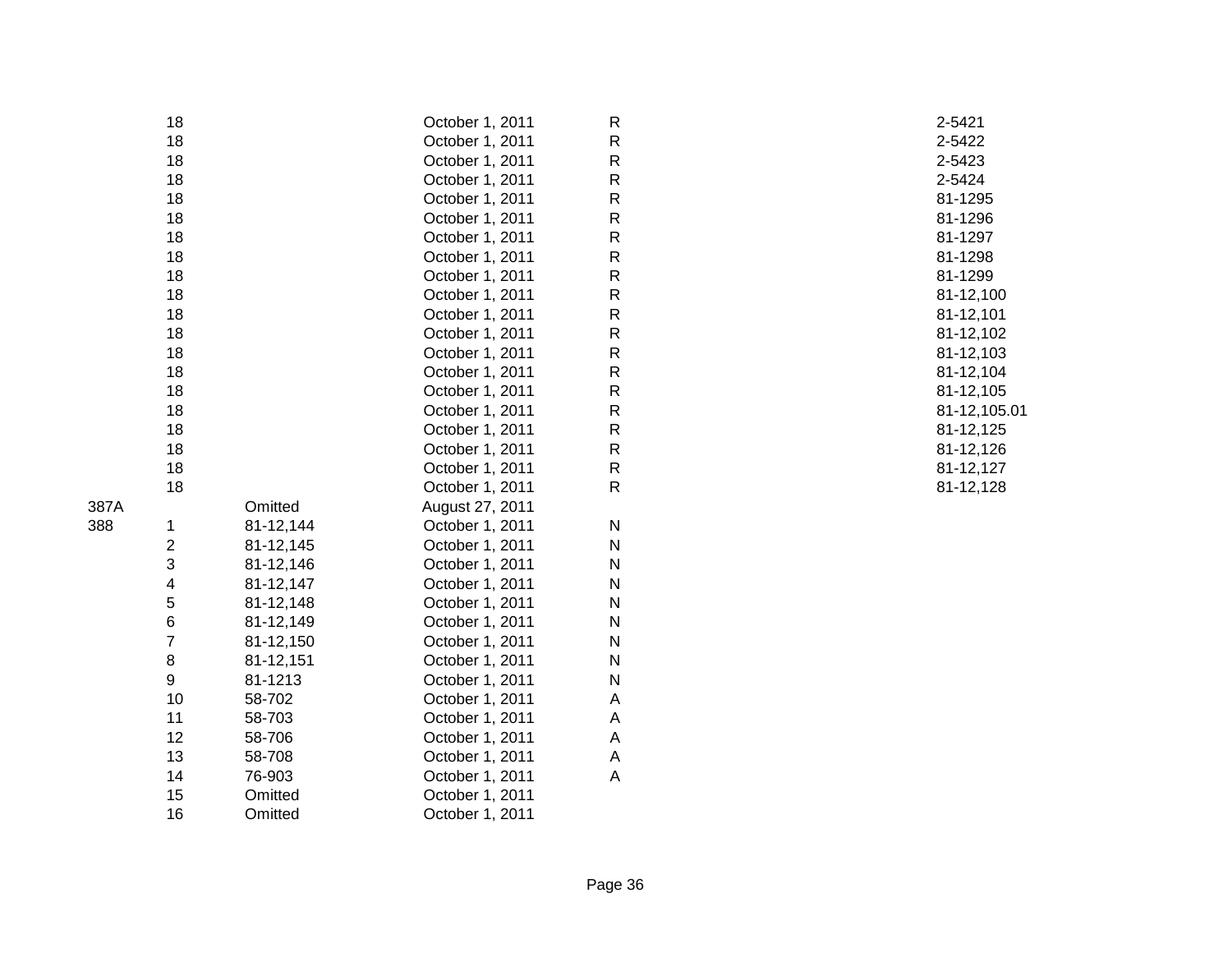| | | | | | |
|---|---|---|---|---|---|
| | 18 | | October 1, 2011 | R | 2-5421 |
| | 18 | | October 1, 2011 | R | 2-5422 |
| | 18 | | October 1, 2011 | R | 2-5423 |
| | 18 | | October 1, 2011 | R | 2-5424 |
| | 18 | | October 1, 2011 | R | 81-1295 |
| | 18 | | October 1, 2011 | R | 81-1296 |
| | 18 | | October 1, 2011 | R | 81-1297 |
| | 18 | | October 1, 2011 | R | 81-1298 |
| | 18 | | October 1, 2011 | R | 81-1299 |
| | 18 | | October 1, 2011 | R | 81-12,100 |
| | 18 | | October 1, 2011 | R | 81-12,101 |
| | 18 | | October 1, 2011 | R | 81-12,102 |
| | 18 | | October 1, 2011 | R | 81-12,103 |
| | 18 | | October 1, 2011 | R | 81-12,104 |
| | 18 | | October 1, 2011 | R | 81-12,105 |
| | 18 | | October 1, 2011 | R | 81-12,105.01 |
| | 18 | | October 1, 2011 | R | 81-12,125 |
| | 18 | | October 1, 2011 | R | 81-12,126 |
| | 18 | | October 1, 2011 | R | 81-12,127 |
| | 18 | | October 1, 2011 | R | 81-12,128 |
| 387A | | Omitted | August 27, 2011 | | |
| 388 | 1 | 81-12,144 | October 1, 2011 | N | |
| | 2 | 81-12,145 | October 1, 2011 | N | |
| | 3 | 81-12,146 | October 1, 2011 | N | |
| | 4 | 81-12,147 | October 1, 2011 | N | |
| | 5 | 81-12,148 | October 1, 2011 | N | |
| | 6 | 81-12,149 | October 1, 2011 | N | |
| | 7 | 81-12,150 | October 1, 2011 | N | |
| | 8 | 81-12,151 | October 1, 2011 | N | |
| | 9 | 81-1213 | October 1, 2011 | N | |
| | 10 | 58-702 | October 1, 2011 | A | |
| | 11 | 58-703 | October 1, 2011 | A | |
| | 12 | 58-706 | October 1, 2011 | A | |
| | 13 | 58-708 | October 1, 2011 | A | |
| | 14 | 76-903 | October 1, 2011 | A | |
| | 15 | Omitted | October 1, 2011 | | |
| | 16 | Omitted | October 1, 2011 | | |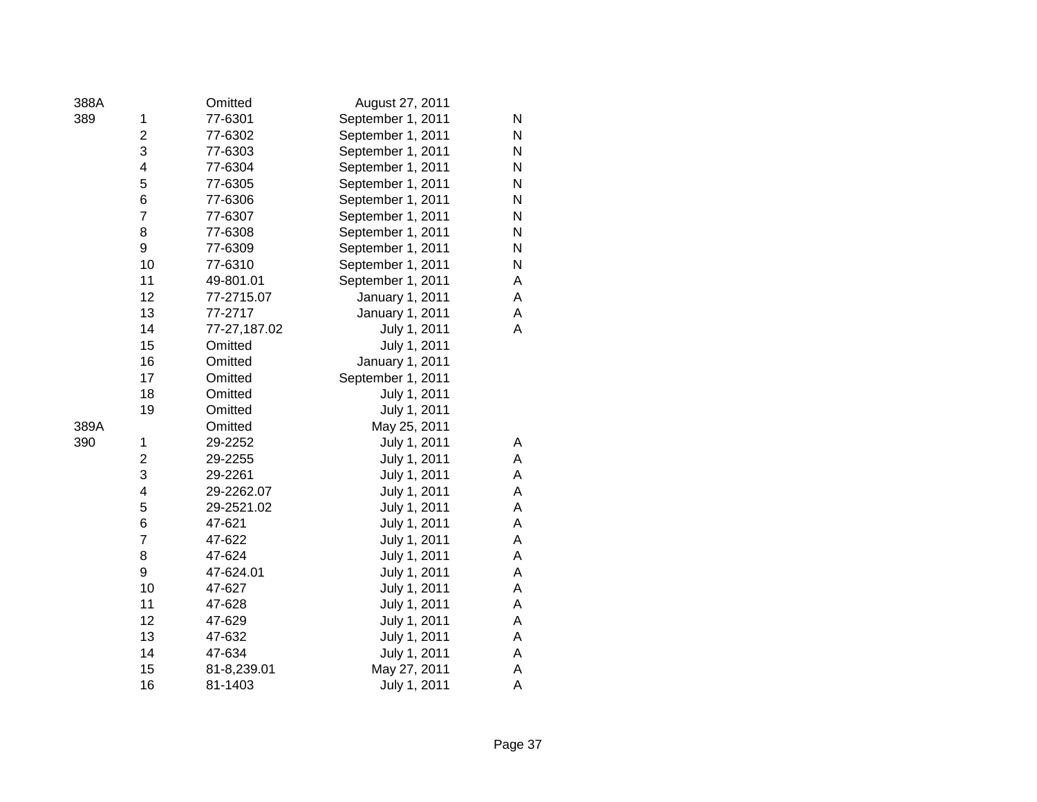| | | | | |
|---|---|---|---|---|
| 388A | | Omitted | August 27, 2011 | |
| 389 | 1 | 77-6301 | September 1, 2011 | N |
| | 2 | 77-6302 | September 1, 2011 | N |
| | 3 | 77-6303 | September 1, 2011 | N |
| | 4 | 77-6304 | September 1, 2011 | N |
| | 5 | 77-6305 | September 1, 2011 | N |
| | 6 | 77-6306 | September 1, 2011 | N |
| | 7 | 77-6307 | September 1, 2011 | N |
| | 8 | 77-6308 | September 1, 2011 | N |
| | 9 | 77-6309 | September 1, 2011 | N |
| | 10 | 77-6310 | September 1, 2011 | N |
| | 11 | 49-801.01 | September 1, 2011 | A |
| | 12 | 77-2715.07 | January 1, 2011 | A |
| | 13 | 77-2717 | January 1, 2011 | A |
| | 14 | 77-27,187.02 | July 1, 2011 | A |
| | 15 | Omitted | July 1, 2011 | |
| | 16 | Omitted | January 1, 2011 | |
| | 17 | Omitted | September 1, 2011 | |
| | 18 | Omitted | July 1, 2011 | |
| | 19 | Omitted | July 1, 2011 | |
| 389A | | Omitted | May 25, 2011 | |
| 390 | 1 | 29-2252 | July 1, 2011 | A |
| | 2 | 29-2255 | July 1, 2011 | A |
| | 3 | 29-2261 | July 1, 2011 | A |
| | 4 | 29-2262.07 | July 1, 2011 | A |
| | 5 | 29-2521.02 | July 1, 2011 | A |
| | 6 | 47-621 | July 1, 2011 | A |
| | 7 | 47-622 | July 1, 2011 | A |
| | 8 | 47-624 | July 1, 2011 | A |
| | 9 | 47-624.01 | July 1, 2011 | A |
| | 10 | 47-627 | July 1, 2011 | A |
| | 11 | 47-628 | July 1, 2011 | A |
| | 12 | 47-629 | July 1, 2011 | A |
| | 13 | 47-632 | July 1, 2011 | A |
| | 14 | 47-634 | July 1, 2011 | A |
| | 15 | 81-8,239.01 | May 27, 2011 | A |
| | 16 | 81-1403 | July 1, 2011 | A |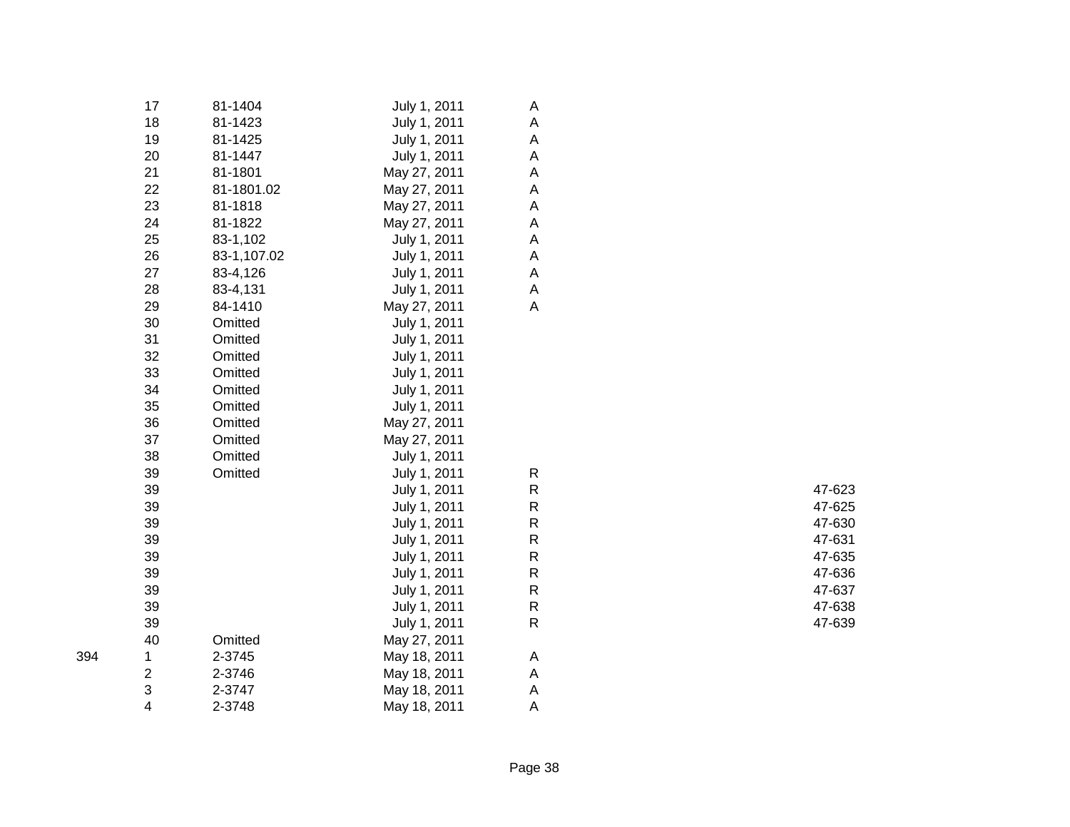| | | | | | |
|---|---|---|---|---|---|
| | 17 | 81-1404 | July 1, 2011 | A | |
| | 18 | 81-1423 | July 1, 2011 | A | |
| | 19 | 81-1425 | July 1, 2011 | A | |
| | 20 | 81-1447 | July 1, 2011 | A | |
| | 21 | 81-1801 | May 27, 2011 | A | |
| | 22 | 81-1801.02 | May 27, 2011 | A | |
| | 23 | 81-1818 | May 27, 2011 | A | |
| | 24 | 81-1822 | May 27, 2011 | A | |
| | 25 | 83-1,102 | July 1, 2011 | A | |
| | 26 | 83-1,107.02 | July 1, 2011 | A | |
| | 27 | 83-4,126 | July 1, 2011 | A | |
| | 28 | 83-4,131 | July 1, 2011 | A | |
| | 29 | 84-1410 | May 27, 2011 | A | |
| | 30 | Omitted | July 1, 2011 | | |
| | 31 | Omitted | July 1, 2011 | | |
| | 32 | Omitted | July 1, 2011 | | |
| | 33 | Omitted | July 1, 2011 | | |
| | 34 | Omitted | July 1, 2011 | | |
| | 35 | Omitted | July 1, 2011 | | |
| | 36 | Omitted | May 27, 2011 | | |
| | 37 | Omitted | May 27, 2011 | | |
| | 38 | Omitted | July 1, 2011 | | |
| | 39 | Omitted | July 1, 2011 | R | |
| | 39 | | July 1, 2011 | R | 47-623 |
| | 39 | | July 1, 2011 | R | 47-625 |
| | 39 | | July 1, 2011 | R | 47-630 |
| | 39 | | July 1, 2011 | R | 47-631 |
| | 39 | | July 1, 2011 | R | 47-635 |
| | 39 | | July 1, 2011 | R | 47-636 |
| | 39 | | July 1, 2011 | R | 47-637 |
| | 39 | | July 1, 2011 | R | 47-638 |
| | 39 | | July 1, 2011 | R | 47-639 |
| | 40 | Omitted | May 27, 2011 | | |
| 394 | 1 | 2-3745 | May 18, 2011 | A | |
| | 2 | 2-3746 | May 18, 2011 | A | |
| | 3 | 2-3747 | May 18, 2011 | A | |
| | 4 | 2-3748 | May 18, 2011 | A | |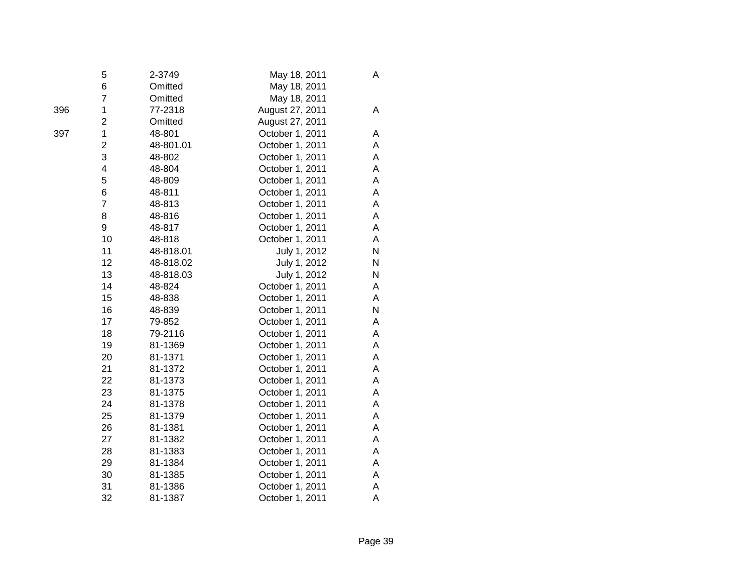| | | | | |
|---|---|---|---|---|
| | 5 | 2-3749 | May 18, 2011 | A |
| | 6 | Omitted | May 18, 2011 | |
| | 7 | Omitted | May 18, 2011 | |
| 396 | 1 | 77-2318 | August 27, 2011 | A |
| | 2 | Omitted | August 27, 2011 | |
| 397 | 1 | 48-801 | October 1, 2011 | A |
| | 2 | 48-801.01 | October 1, 2011 | A |
| | 3 | 48-802 | October 1, 2011 | A |
| | 4 | 48-804 | October 1, 2011 | A |
| | 5 | 48-809 | October 1, 2011 | A |
| | 6 | 48-811 | October 1, 2011 | A |
| | 7 | 48-813 | October 1, 2011 | A |
| | 8 | 48-816 | October 1, 2011 | A |
| | 9 | 48-817 | October 1, 2011 | A |
| | 10 | 48-818 | October 1, 2011 | A |
| | 11 | 48-818.01 | July 1, 2012 | N |
| | 12 | 48-818.02 | July 1, 2012 | N |
| | 13 | 48-818.03 | July 1, 2012 | N |
| | 14 | 48-824 | October 1, 2011 | A |
| | 15 | 48-838 | October 1, 2011 | A |
| | 16 | 48-839 | October 1, 2011 | N |
| | 17 | 79-852 | October 1, 2011 | A |
| | 18 | 79-2116 | October 1, 2011 | A |
| | 19 | 81-1369 | October 1, 2011 | A |
| | 20 | 81-1371 | October 1, 2011 | A |
| | 21 | 81-1372 | October 1, 2011 | A |
| | 22 | 81-1373 | October 1, 2011 | A |
| | 23 | 81-1375 | October 1, 2011 | A |
| | 24 | 81-1378 | October 1, 2011 | A |
| | 25 | 81-1379 | October 1, 2011 | A |
| | 26 | 81-1381 | October 1, 2011 | A |
| | 27 | 81-1382 | October 1, 2011 | A |
| | 28 | 81-1383 | October 1, 2011 | A |
| | 29 | 81-1384 | October 1, 2011 | A |
| | 30 | 81-1385 | October 1, 2011 | A |
| | 31 | 81-1386 | October 1, 2011 | A |
| | 32 | 81-1387 | October 1, 2011 | A |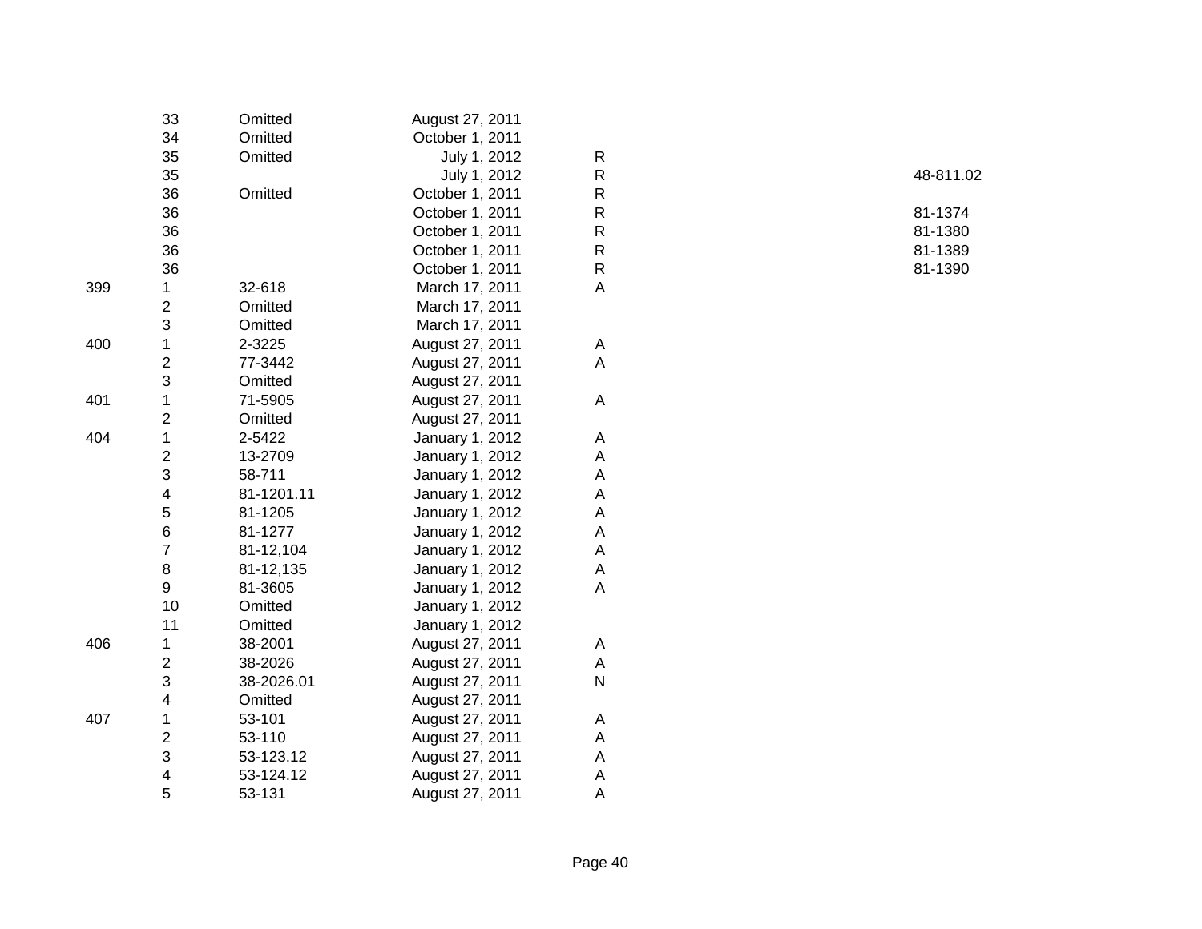| | | | | | |
|---|---|---|---|---|---|
| | 33 | Omitted | August 27, 2011 | | |
| | 34 | Omitted | October 1, 2011 | | |
| | 35 | Omitted | July 1, 2012 | R | |
| | 35 | | July 1, 2012 | R | 48-811.02 |
| | 36 | Omitted | October 1, 2011 | R | |
| | 36 | | October 1, 2011 | R | 81-1374 |
| | 36 | | October 1, 2011 | R | 81-1380 |
| | 36 | | October 1, 2011 | R | 81-1389 |
| | 36 | | October 1, 2011 | R | 81-1390 |
| 399 | 1 | 32-618 | March 17, 2011 | A | |
| | 2 | Omitted | March 17, 2011 | | |
| | 3 | Omitted | March 17, 2011 | | |
| 400 | 1 | 2-3225 | August 27, 2011 | A | |
| | 2 | 77-3442 | August 27, 2011 | A | |
| | 3 | Omitted | August 27, 2011 | | |
| 401 | 1 | 71-5905 | August 27, 2011 | A | |
| | 2 | Omitted | August 27, 2011 | | |
| 404 | 1 | 2-5422 | January 1, 2012 | A | |
| | 2 | 13-2709 | January 1, 2012 | A | |
| | 3 | 58-711 | January 1, 2012 | A | |
| | 4 | 81-1201.11 | January 1, 2012 | A | |
| | 5 | 81-1205 | January 1, 2012 | A | |
| | 6 | 81-1277 | January 1, 2012 | A | |
| | 7 | 81-12,104 | January 1, 2012 | A | |
| | 8 | 81-12,135 | January 1, 2012 | A | |
| | 9 | 81-3605 | January 1, 2012 | A | |
| | 10 | Omitted | January 1, 2012 | | |
| | 11 | Omitted | January 1, 2012 | | |
| 406 | 1 | 38-2001 | August 27, 2011 | A | |
| | 2 | 38-2026 | August 27, 2011 | A | |
| | 3 | 38-2026.01 | August 27, 2011 | N | |
| | 4 | Omitted | August 27, 2011 | | |
| 407 | 1 | 53-101 | August 27, 2011 | A | |
| | 2 | 53-110 | August 27, 2011 | A | |
| | 3 | 53-123.12 | August 27, 2011 | A | |
| | 4 | 53-124.12 | August 27, 2011 | A | |
| | 5 | 53-131 | August 27, 2011 | A | |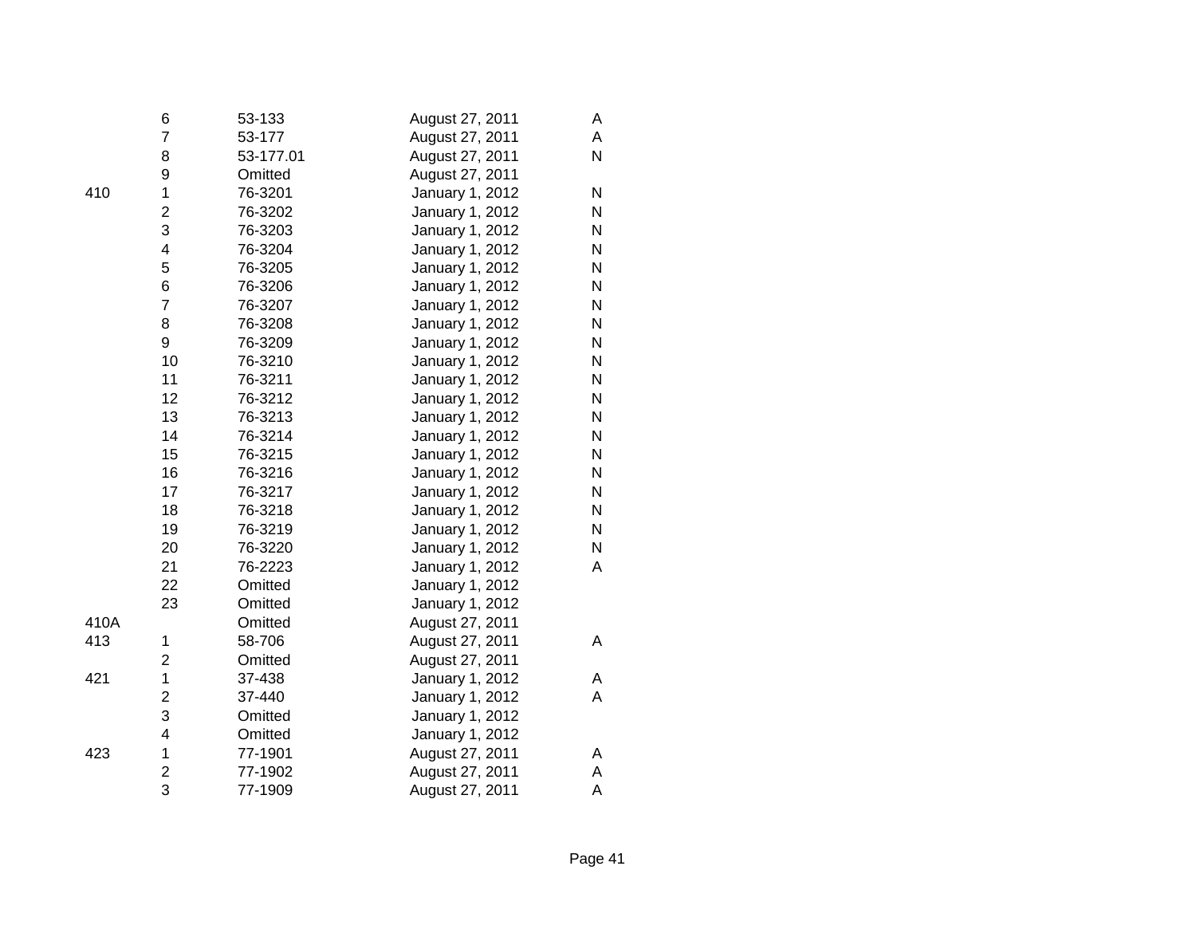|  |  |  |  |  |
|---|---|---|---|---|
|  | 6 | 53-133 | August 27, 2011 | A |
|  | 7 | 53-177 | August 27, 2011 | A |
|  | 8 | 53-177.01 | August 27, 2011 | N |
|  | 9 | Omitted | August 27, 2011 |  |
| 410 | 1 | 76-3201 | January 1, 2012 | N |
|  | 2 | 76-3202 | January 1, 2012 | N |
|  | 3 | 76-3203 | January 1, 2012 | N |
|  | 4 | 76-3204 | January 1, 2012 | N |
|  | 5 | 76-3205 | January 1, 2012 | N |
|  | 6 | 76-3206 | January 1, 2012 | N |
|  | 7 | 76-3207 | January 1, 2012 | N |
|  | 8 | 76-3208 | January 1, 2012 | N |
|  | 9 | 76-3209 | January 1, 2012 | N |
|  | 10 | 76-3210 | January 1, 2012 | N |
|  | 11 | 76-3211 | January 1, 2012 | N |
|  | 12 | 76-3212 | January 1, 2012 | N |
|  | 13 | 76-3213 | January 1, 2012 | N |
|  | 14 | 76-3214 | January 1, 2012 | N |
|  | 15 | 76-3215 | January 1, 2012 | N |
|  | 16 | 76-3216 | January 1, 2012 | N |
|  | 17 | 76-3217 | January 1, 2012 | N |
|  | 18 | 76-3218 | January 1, 2012 | N |
|  | 19 | 76-3219 | January 1, 2012 | N |
|  | 20 | 76-3220 | January 1, 2012 | N |
|  | 21 | 76-2223 | January 1, 2012 | A |
|  | 22 | Omitted | January 1, 2012 |  |
|  | 23 | Omitted | January 1, 2012 |  |
| 410A |  | Omitted | August 27, 2011 |  |
| 413 | 1 | 58-706 | August 27, 2011 | A |
|  | 2 | Omitted | August 27, 2011 |  |
| 421 | 1 | 37-438 | January 1, 2012 | A |
|  | 2 | 37-440 | January 1, 2012 | A |
|  | 3 | Omitted | January 1, 2012 |  |
|  | 4 | Omitted | January 1, 2012 |  |
| 423 | 1 | 77-1901 | August 27, 2011 | A |
|  | 2 | 77-1902 | August 27, 2011 | A |
|  | 3 | 77-1909 | August 27, 2011 | A |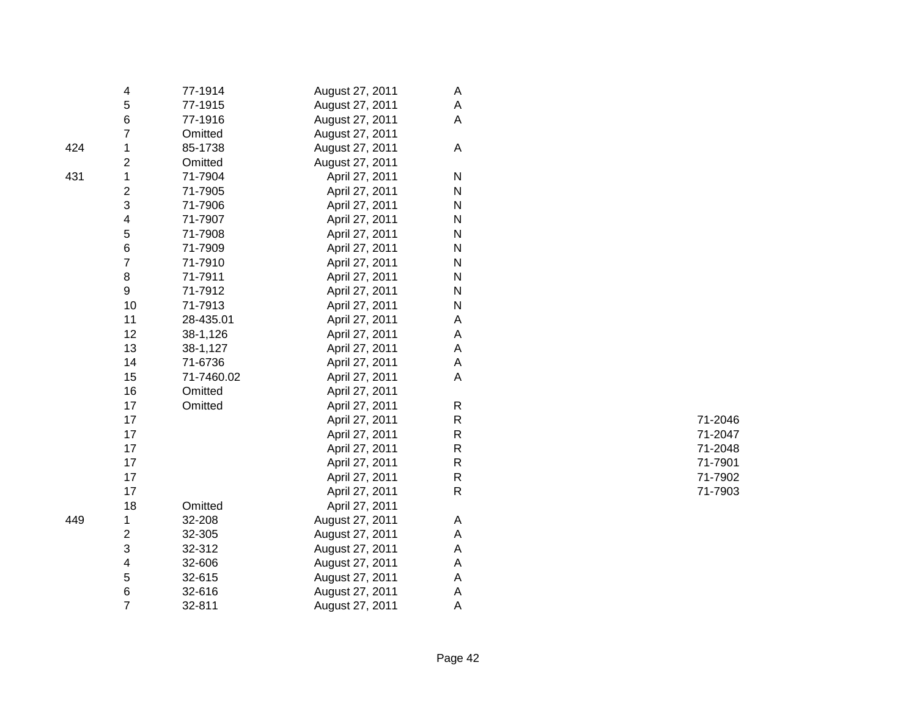| | | | | | |
|---|---|---|---|---|---|
| | 4 | 77-1914 | August 27, 2011 | A | |
| | 5 | 77-1915 | August 27, 2011 | A | |
| | 6 | 77-1916 | August 27, 2011 | A | |
| | 7 | Omitted | August 27, 2011 | | |
| 424 | 1 | 85-1738 | August 27, 2011 | A | |
| | 2 | Omitted | August 27, 2011 | | |
| 431 | 1 | 71-7904 | April 27, 2011 | N | |
| | 2 | 71-7905 | April 27, 2011 | N | |
| | 3 | 71-7906 | April 27, 2011 | N | |
| | 4 | 71-7907 | April 27, 2011 | N | |
| | 5 | 71-7908 | April 27, 2011 | N | |
| | 6 | 71-7909 | April 27, 2011 | N | |
| | 7 | 71-7910 | April 27, 2011 | N | |
| | 8 | 71-7911 | April 27, 2011 | N | |
| | 9 | 71-7912 | April 27, 2011 | N | |
| | 10 | 71-7913 | April 27, 2011 | N | |
| | 11 | 28-435.01 | April 27, 2011 | A | |
| | 12 | 38-1,126 | April 27, 2011 | A | |
| | 13 | 38-1,127 | April 27, 2011 | A | |
| | 14 | 71-6736 | April 27, 2011 | A | |
| | 15 | 71-7460.02 | April 27, 2011 | A | |
| | 16 | Omitted | April 27, 2011 | | |
| | 17 | Omitted | April 27, 2011 | R | |
| | 17 | | April 27, 2011 | R | 71-2046 |
| | 17 | | April 27, 2011 | R | 71-2047 |
| | 17 | | April 27, 2011 | R | 71-2048 |
| | 17 | | April 27, 2011 | R | 71-7901 |
| | 17 | | April 27, 2011 | R | 71-7902 |
| | 17 | | April 27, 2011 | R | 71-7903 |
| | 18 | Omitted | April 27, 2011 | | |
| 449 | 1 | 32-208 | August 27, 2011 | A | |
| | 2 | 32-305 | August 27, 2011 | A | |
| | 3 | 32-312 | August 27, 2011 | A | |
| | 4 | 32-606 | August 27, 2011 | A | |
| | 5 | 32-615 | August 27, 2011 | A | |
| | 6 | 32-616 | August 27, 2011 | A | |
| | 7 | 32-811 | August 27, 2011 | A | |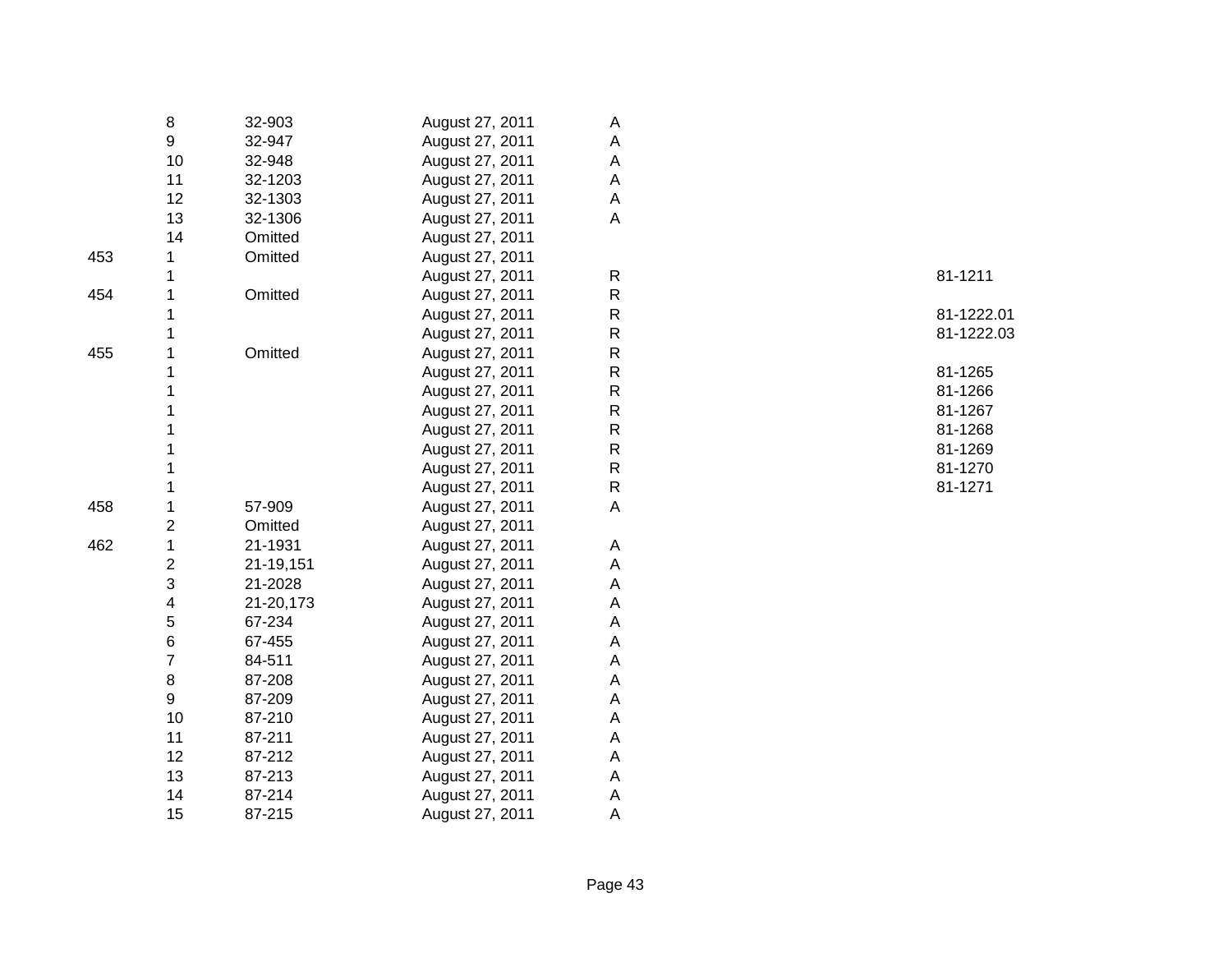| | | | | | | |
|---|---|---|---|---|---|---|
| | 8 | 32-903 | August 27, 2011 | A | | |
| | 9 | 32-947 | August 27, 2011 | A | | |
| | 10 | 32-948 | August 27, 2011 | A | | |
| | 11 | 32-1203 | August 27, 2011 | A | | |
| | 12 | 32-1303 | August 27, 2011 | A | | |
| | 13 | 32-1306 | August 27, 2011 | A | | |
| | 14 | Omitted | August 27, 2011 | | | |
| 453 | 1 | Omitted | August 27, 2011 | | | |
| | 1 | | August 27, 2011 | R | | 81-1211 |
| 454 | 1 | Omitted | August 27, 2011 | R | | |
| | 1 | | August 27, 2011 | R | | 81-1222.01 |
| | 1 | | August 27, 2011 | R | | 81-1222.03 |
| 455 | 1 | Omitted | August 27, 2011 | R | | |
| | 1 | | August 27, 2011 | R | | 81-1265 |
| | 1 | | August 27, 2011 | R | | 81-1266 |
| | 1 | | August 27, 2011 | R | | 81-1267 |
| | 1 | | August 27, 2011 | R | | 81-1268 |
| | 1 | | August 27, 2011 | R | | 81-1269 |
| | 1 | | August 27, 2011 | R | | 81-1270 |
| | 1 | | August 27, 2011 | R | | 81-1271 |
| 458 | 1 | 57-909 | August 27, 2011 | A | | |
| | 2 | Omitted | August 27, 2011 | | | |
| 462 | 1 | 21-1931 | August 27, 2011 | A | | |
| | 2 | 21-19,151 | August 27, 2011 | A | | |
| | 3 | 21-2028 | August 27, 2011 | A | | |
| | 4 | 21-20,173 | August 27, 2011 | A | | |
| | 5 | 67-234 | August 27, 2011 | A | | |
| | 6 | 67-455 | August 27, 2011 | A | | |
| | 7 | 84-511 | August 27, 2011 | A | | |
| | 8 | 87-208 | August 27, 2011 | A | | |
| | 9 | 87-209 | August 27, 2011 | A | | |
| | 10 | 87-210 | August 27, 2011 | A | | |
| | 11 | 87-211 | August 27, 2011 | A | | |
| | 12 | 87-212 | August 27, 2011 | A | | |
| | 13 | 87-213 | August 27, 2011 | A | | |
| | 14 | 87-214 | August 27, 2011 | A | | |
| | 15 | 87-215 | August 27, 2011 | A | | |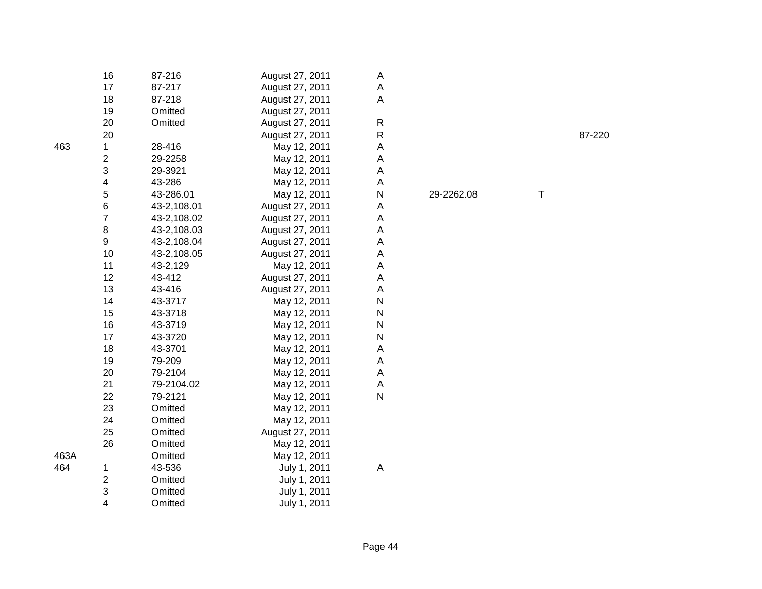| | | | | | | | |
|---|---|---|---|---|---|---|---|
| | 16 | 87-216 | August 27, 2011 | A | | | |
| | 17 | 87-217 | August 27, 2011 | A | | | |
| | 18 | 87-218 | August 27, 2011 | A | | | |
| | 19 | Omitted | August 27, 2011 | | | | |
| | 20 | Omitted | August 27, 2011 | R | | | |
| | 20 | | August 27, 2011 | R | | | 87-220 |
| 463 | 1 | 28-416 | May 12, 2011 | A | | | |
| | 2 | 29-2258 | May 12, 2011 | A | | | |
| | 3 | 29-3921 | May 12, 2011 | A | | | |
| | 4 | 43-286 | May 12, 2011 | A | | | |
| | 5 | 43-286.01 | May 12, 2011 | N | 29-2262.08 | T | |
| | 6 | 43-2,108.01 | August 27, 2011 | A | | | |
| | 7 | 43-2,108.02 | August 27, 2011 | A | | | |
| | 8 | 43-2,108.03 | August 27, 2011 | A | | | |
| | 9 | 43-2,108.04 | August 27, 2011 | A | | | |
| | 10 | 43-2,108.05 | August 27, 2011 | A | | | |
| | 11 | 43-2,129 | May 12, 2011 | A | | | |
| | 12 | 43-412 | August 27, 2011 | A | | | |
| | 13 | 43-416 | August 27, 2011 | A | | | |
| | 14 | 43-3717 | May 12, 2011 | N | | | |
| | 15 | 43-3718 | May 12, 2011 | N | | | |
| | 16 | 43-3719 | May 12, 2011 | N | | | |
| | 17 | 43-3720 | May 12, 2011 | N | | | |
| | 18 | 43-3701 | May 12, 2011 | A | | | |
| | 19 | 79-209 | May 12, 2011 | A | | | |
| | 20 | 79-2104 | May 12, 2011 | A | | | |
| | 21 | 79-2104.02 | May 12, 2011 | A | | | |
| | 22 | 79-2121 | May 12, 2011 | N | | | |
| | 23 | Omitted | May 12, 2011 | | | | |
| | 24 | Omitted | May 12, 2011 | | | | |
| | 25 | Omitted | August 27, 2011 | | | | |
| | 26 | Omitted | May 12, 2011 | | | | |
| 463A | | Omitted | May 12, 2011 | | | | |
| 464 | 1 | 43-536 | July 1, 2011 | A | | | |
| | 2 | Omitted | July 1, 2011 | | | | |
| | 3 | Omitted | July 1, 2011 | | | | |
| | 4 | Omitted | July 1, 2011 | | | | |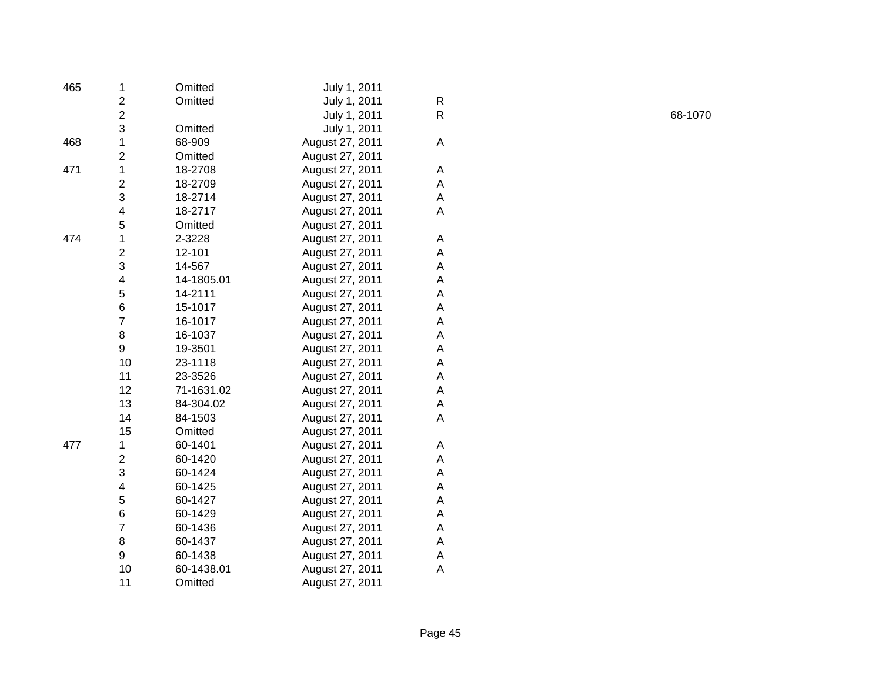| | | | | | |
|---|---|---|---|---|---|
| 465 | 1 | Omitted | July 1, 2011 | | |
| | 2 | Omitted | July 1, 2011 | R | |
| | 2 | | July 1, 2011 | R | 68-1070 |
| | 3 | Omitted | July 1, 2011 | | |
| 468 | 1 | 68-909 | August 27, 2011 | A | |
| | 2 | Omitted | August 27, 2011 | | |
| 471 | 1 | 18-2708 | August 27, 2011 | A | |
| | 2 | 18-2709 | August 27, 2011 | A | |
| | 3 | 18-2714 | August 27, 2011 | A | |
| | 4 | 18-2717 | August 27, 2011 | A | |
| | 5 | Omitted | August 27, 2011 | | |
| 474 | 1 | 2-3228 | August 27, 2011 | A | |
| | 2 | 12-101 | August 27, 2011 | A | |
| | 3 | 14-567 | August 27, 2011 | A | |
| | 4 | 14-1805.01 | August 27, 2011 | A | |
| | 5 | 14-2111 | August 27, 2011 | A | |
| | 6 | 15-1017 | August 27, 2011 | A | |
| | 7 | 16-1017 | August 27, 2011 | A | |
| | 8 | 16-1037 | August 27, 2011 | A | |
| | 9 | 19-3501 | August 27, 2011 | A | |
| | 10 | 23-1118 | August 27, 2011 | A | |
| | 11 | 23-3526 | August 27, 2011 | A | |
| | 12 | 71-1631.02 | August 27, 2011 | A | |
| | 13 | 84-304.02 | August 27, 2011 | A | |
| | 14 | 84-1503 | August 27, 2011 | A | |
| | 15 | Omitted | August 27, 2011 | | |
| 477 | 1 | 60-1401 | August 27, 2011 | A | |
| | 2 | 60-1420 | August 27, 2011 | A | |
| | 3 | 60-1424 | August 27, 2011 | A | |
| | 4 | 60-1425 | August 27, 2011 | A | |
| | 5 | 60-1427 | August 27, 2011 | A | |
| | 6 | 60-1429 | August 27, 2011 | A | |
| | 7 | 60-1436 | August 27, 2011 | A | |
| | 8 | 60-1437 | August 27, 2011 | A | |
| | 9 | 60-1438 | August 27, 2011 | A | |
| | 10 | 60-1438.01 | August 27, 2011 | A | |
| | 11 | Omitted | August 27, 2011 | | |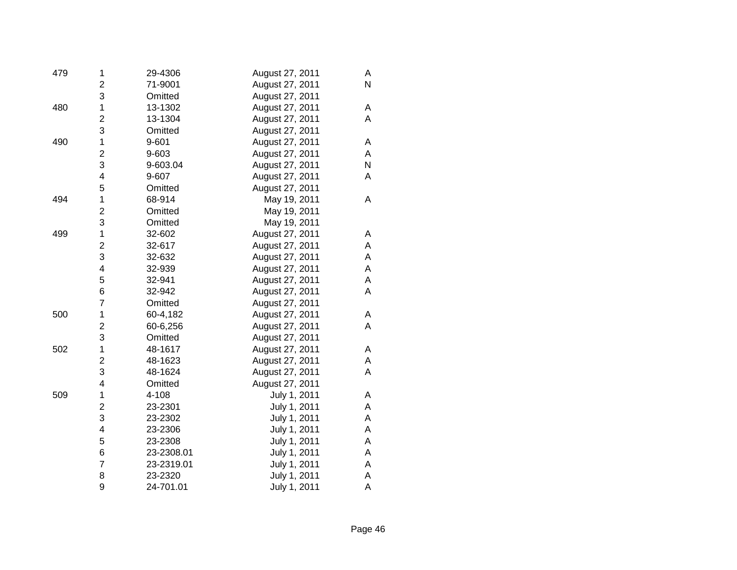| | | | | |
|---|---|---|---|---|
| 479 | 1 | 29-4306 | August 27, 2011 | A |
| | 2 | 71-9001 | August 27, 2011 | N |
| | 3 | Omitted | August 27, 2011 | |
| 480 | 1 | 13-1302 | August 27, 2011 | A |
| | 2 | 13-1304 | August 27, 2011 | A |
| | 3 | Omitted | August 27, 2011 | |
| 490 | 1 | 9-601 | August 27, 2011 | A |
| | 2 | 9-603 | August 27, 2011 | A |
| | 3 | 9-603.04 | August 27, 2011 | N |
| | 4 | 9-607 | August 27, 2011 | A |
| | 5 | Omitted | August 27, 2011 | |
| 494 | 1 | 68-914 | May 19, 2011 | A |
| | 2 | Omitted | May 19, 2011 | |
| | 3 | Omitted | May 19, 2011 | |
| 499 | 1 | 32-602 | August 27, 2011 | A |
| | 2 | 32-617 | August 27, 2011 | A |
| | 3 | 32-632 | August 27, 2011 | A |
| | 4 | 32-939 | August 27, 2011 | A |
| | 5 | 32-941 | August 27, 2011 | A |
| | 6 | 32-942 | August 27, 2011 | A |
| | 7 | Omitted | August 27, 2011 | |
| 500 | 1 | 60-4,182 | August 27, 2011 | A |
| | 2 | 60-6,256 | August 27, 2011 | A |
| | 3 | Omitted | August 27, 2011 | |
| 502 | 1 | 48-1617 | August 27, 2011 | A |
| | 2 | 48-1623 | August 27, 2011 | A |
| | 3 | 48-1624 | August 27, 2011 | A |
| | 4 | Omitted | August 27, 2011 | |
| 509 | 1 | 4-108 | July 1, 2011 | A |
| | 2 | 23-2301 | July 1, 2011 | A |
| | 3 | 23-2302 | July 1, 2011 | A |
| | 4 | 23-2306 | July 1, 2011 | A |
| | 5 | 23-2308 | July 1, 2011 | A |
| | 6 | 23-2308.01 | July 1, 2011 | A |
| | 7 | 23-2319.01 | July 1, 2011 | A |
| | 8 | 23-2320 | July 1, 2011 | A |
| | 9 | 24-701.01 | July 1, 2011 | A |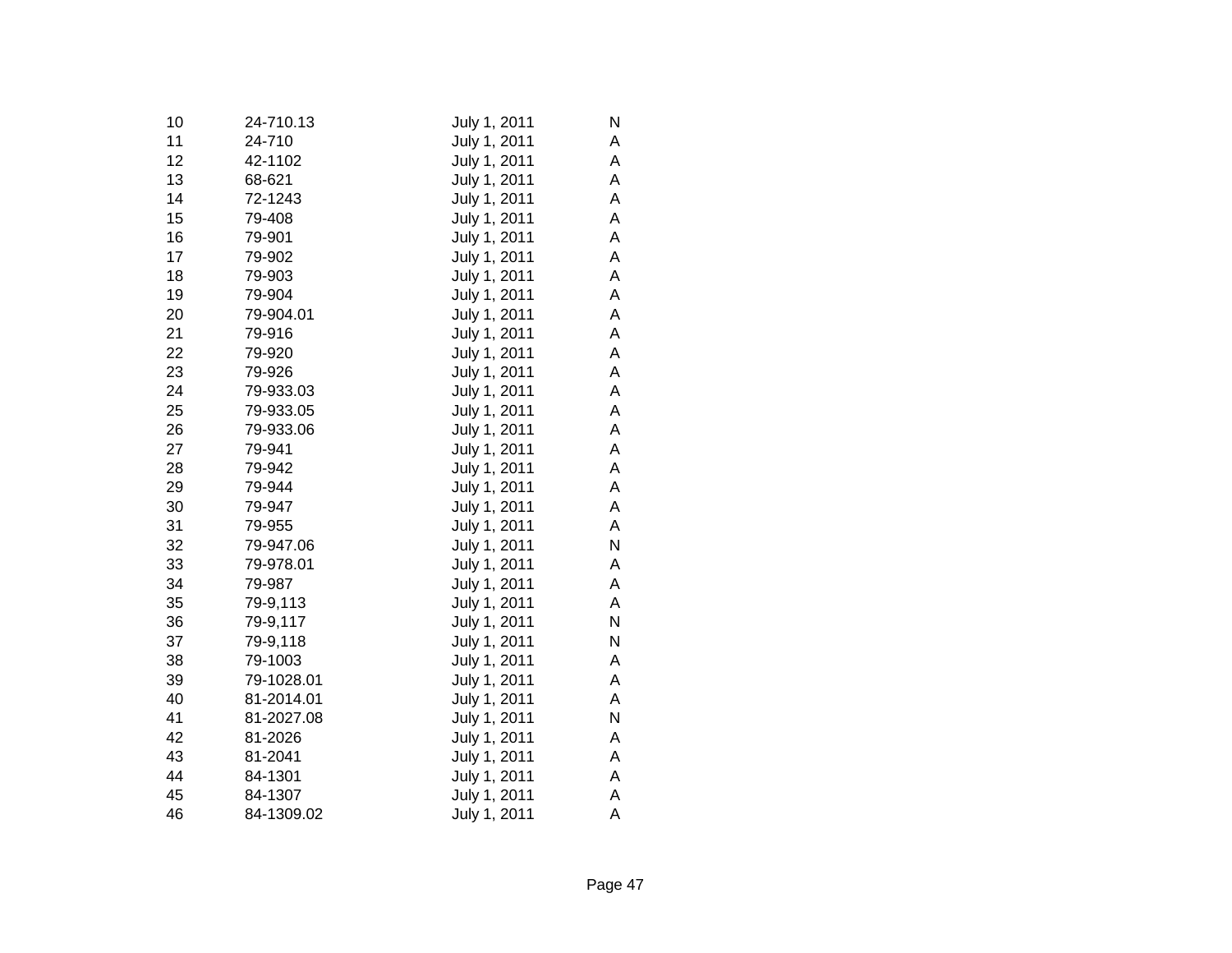| | | | |
|---|---|---|---|
| 10 | 24-710.13 | July 1, 2011 | N |
| 11 | 24-710 | July 1, 2011 | A |
| 12 | 42-1102 | July 1, 2011 | A |
| 13 | 68-621 | July 1, 2011 | A |
| 14 | 72-1243 | July 1, 2011 | A |
| 15 | 79-408 | July 1, 2011 | A |
| 16 | 79-901 | July 1, 2011 | A |
| 17 | 79-902 | July 1, 2011 | A |
| 18 | 79-903 | July 1, 2011 | A |
| 19 | 79-904 | July 1, 2011 | A |
| 20 | 79-904.01 | July 1, 2011 | A |
| 21 | 79-916 | July 1, 2011 | A |
| 22 | 79-920 | July 1, 2011 | A |
| 23 | 79-926 | July 1, 2011 | A |
| 24 | 79-933.03 | July 1, 2011 | A |
| 25 | 79-933.05 | July 1, 2011 | A |
| 26 | 79-933.06 | July 1, 2011 | A |
| 27 | 79-941 | July 1, 2011 | A |
| 28 | 79-942 | July 1, 2011 | A |
| 29 | 79-944 | July 1, 2011 | A |
| 30 | 79-947 | July 1, 2011 | A |
| 31 | 79-955 | July 1, 2011 | A |
| 32 | 79-947.06 | July 1, 2011 | N |
| 33 | 79-978.01 | July 1, 2011 | A |
| 34 | 79-987 | July 1, 2011 | A |
| 35 | 79-9,113 | July 1, 2011 | A |
| 36 | 79-9,117 | July 1, 2011 | N |
| 37 | 79-9,118 | July 1, 2011 | N |
| 38 | 79-1003 | July 1, 2011 | A |
| 39 | 79-1028.01 | July 1, 2011 | A |
| 40 | 81-2014.01 | July 1, 2011 | A |
| 41 | 81-2027.08 | July 1, 2011 | N |
| 42 | 81-2026 | July 1, 2011 | A |
| 43 | 81-2041 | July 1, 2011 | A |
| 44 | 84-1301 | July 1, 2011 | A |
| 45 | 84-1307 | July 1, 2011 | A |
| 46 | 84-1309.02 | July 1, 2011 | A |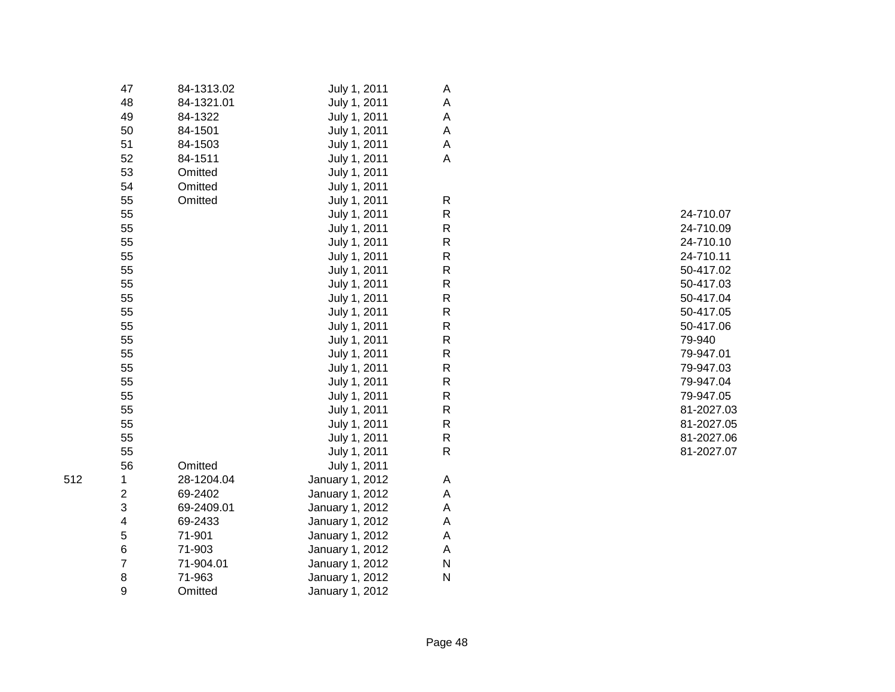| | | | | | |
|---|---|---|---|---|---|
| | 47 | 84-1313.02 | July 1, 2011 | A | |
| | 48 | 84-1321.01 | July 1, 2011 | A | |
| | 49 | 84-1322 | July 1, 2011 | A | |
| | 50 | 84-1501 | July 1, 2011 | A | |
| | 51 | 84-1503 | July 1, 2011 | A | |
| | 52 | 84-1511 | July 1, 2011 | A | |
| | 53 | Omitted | July 1, 2011 | | |
| | 54 | Omitted | July 1, 2011 | | |
| | 55 | Omitted | July 1, 2011 | R | |
| | 55 | | July 1, 2011 | R | 24-710.07 |
| | 55 | | July 1, 2011 | R | 24-710.09 |
| | 55 | | July 1, 2011 | R | 24-710.10 |
| | 55 | | July 1, 2011 | R | 24-710.11 |
| | 55 | | July 1, 2011 | R | 50-417.02 |
| | 55 | | July 1, 2011 | R | 50-417.03 |
| | 55 | | July 1, 2011 | R | 50-417.04 |
| | 55 | | July 1, 2011 | R | 50-417.05 |
| | 55 | | July 1, 2011 | R | 50-417.06 |
| | 55 | | July 1, 2011 | R | 79-940 |
| | 55 | | July 1, 2011 | R | 79-947.01 |
| | 55 | | July 1, 2011 | R | 79-947.03 |
| | 55 | | July 1, 2011 | R | 79-947.04 |
| | 55 | | July 1, 2011 | R | 79-947.05 |
| | 55 | | July 1, 2011 | R | 81-2027.03 |
| | 55 | | July 1, 2011 | R | 81-2027.05 |
| | 55 | | July 1, 2011 | R | 81-2027.06 |
| | 55 | | July 1, 2011 | R | 81-2027.07 |
| | 56 | Omitted | July 1, 2011 | | |
| 512 | 1 | 28-1204.04 | January 1, 2012 | A | |
| | 2 | 69-2402 | January 1, 2012 | A | |
| | 3 | 69-2409.01 | January 1, 2012 | A | |
| | 4 | 69-2433 | January 1, 2012 | A | |
| | 5 | 71-901 | January 1, 2012 | A | |
| | 6 | 71-903 | January 1, 2012 | A | |
| | 7 | 71-904.01 | January 1, 2012 | N | |
| | 8 | 71-963 | January 1, 2012 | N | |
| | 9 | Omitted | January 1, 2012 | | |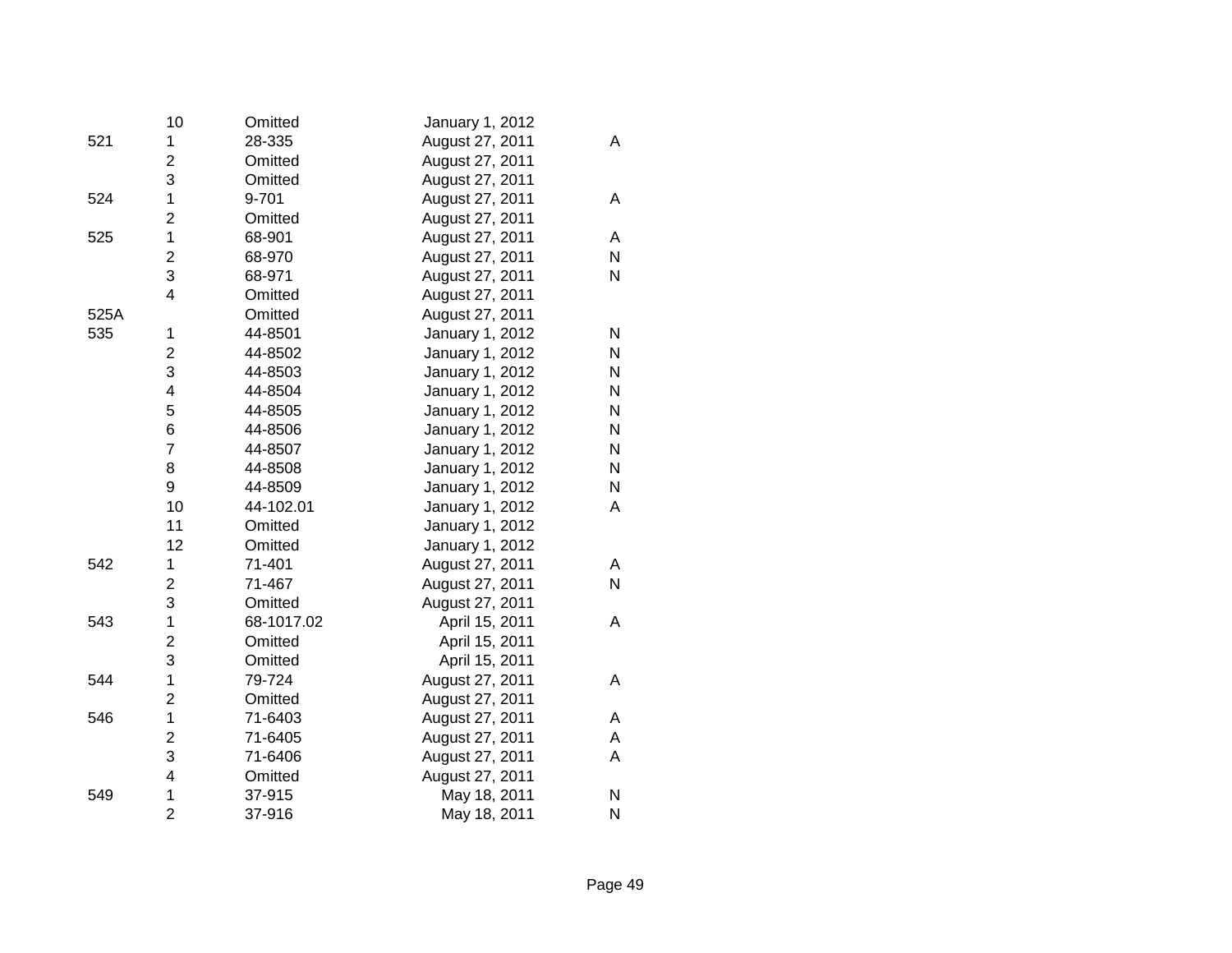|  |  |  |  |  |
|---|---|---|---|---|
|  | 10 | Omitted | January 1, 2012 |  |
| 521 | 1 | 28-335 | August 27, 2011 | A |
|  | 2 | Omitted | August 27, 2011 |  |
|  | 3 | Omitted | August 27, 2011 |  |
| 524 | 1 | 9-701 | August 27, 2011 | A |
|  | 2 | Omitted | August 27, 2011 |  |
| 525 | 1 | 68-901 | August 27, 2011 | A |
|  | 2 | 68-970 | August 27, 2011 | N |
|  | 3 | 68-971 | August 27, 2011 | N |
|  | 4 | Omitted | August 27, 2011 |  |
| 525A |  | Omitted | August 27, 2011 |  |
| 535 | 1 | 44-8501 | January 1, 2012 | N |
|  | 2 | 44-8502 | January 1, 2012 | N |
|  | 3 | 44-8503 | January 1, 2012 | N |
|  | 4 | 44-8504 | January 1, 2012 | N |
|  | 5 | 44-8505 | January 1, 2012 | N |
|  | 6 | 44-8506 | January 1, 2012 | N |
|  | 7 | 44-8507 | January 1, 2012 | N |
|  | 8 | 44-8508 | January 1, 2012 | N |
|  | 9 | 44-8509 | January 1, 2012 | N |
|  | 10 | 44-102.01 | January 1, 2012 | A |
|  | 11 | Omitted | January 1, 2012 |  |
|  | 12 | Omitted | January 1, 2012 |  |
| 542 | 1 | 71-401 | August 27, 2011 | A |
|  | 2 | 71-467 | August 27, 2011 | N |
|  | 3 | Omitted | August 27, 2011 |  |
| 543 | 1 | 68-1017.02 | April 15, 2011 | A |
|  | 2 | Omitted | April 15, 2011 |  |
|  | 3 | Omitted | April 15, 2011 |  |
| 544 | 1 | 79-724 | August 27, 2011 | A |
|  | 2 | Omitted | August 27, 2011 |  |
| 546 | 1 | 71-6403 | August 27, 2011 | A |
|  | 2 | 71-6405 | August 27, 2011 | A |
|  | 3 | 71-6406 | August 27, 2011 | A |
|  | 4 | Omitted | August 27, 2011 |  |
| 549 | 1 | 37-915 | May 18, 2011 | N |
|  | 2 | 37-916 | May 18, 2011 | N |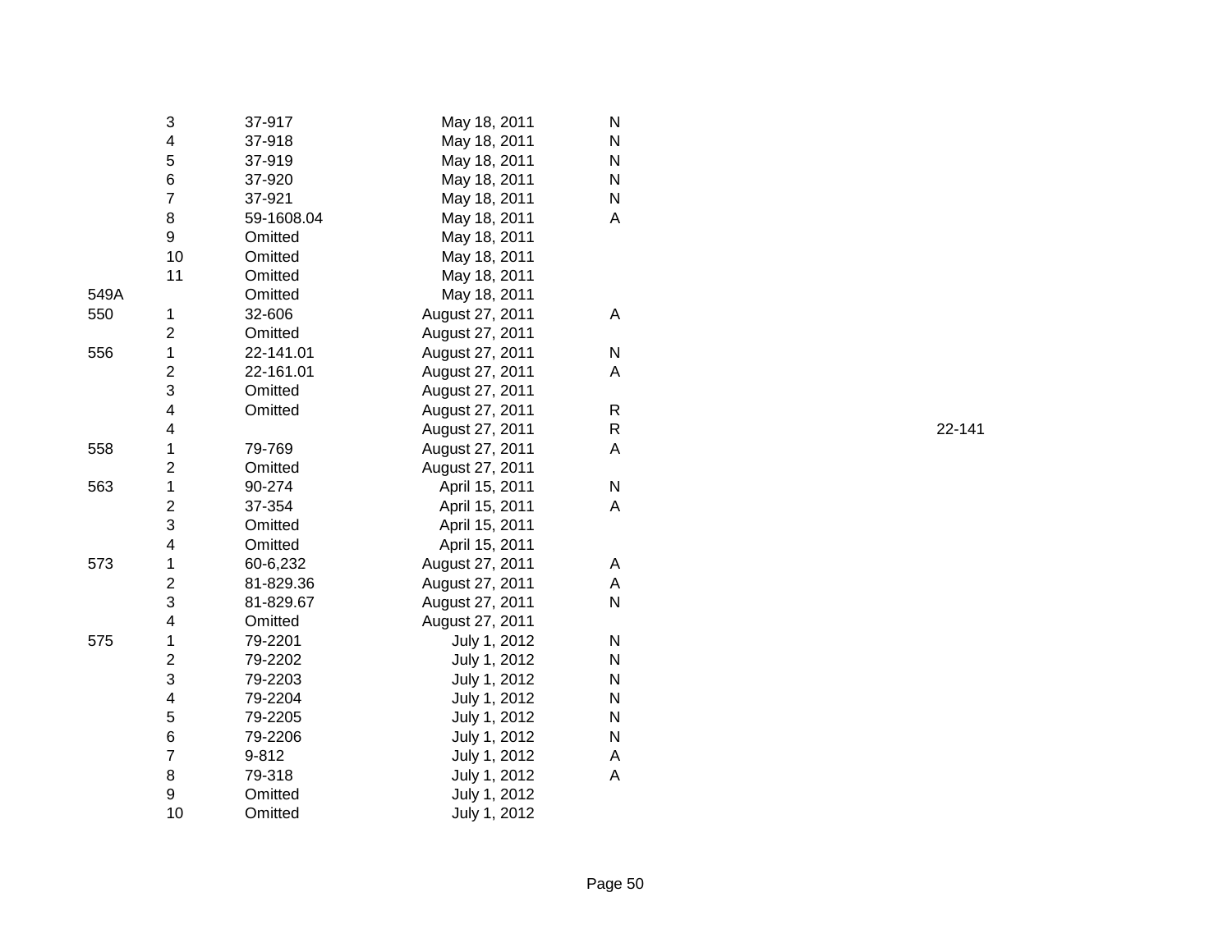| | | | | | |
|---|---|---|---|---|---|
| | 3 | 37-917 | May 18, 2011 | N | |
| | 4 | 37-918 | May 18, 2011 | N | |
| | 5 | 37-919 | May 18, 2011 | N | |
| | 6 | 37-920 | May 18, 2011 | N | |
| | 7 | 37-921 | May 18, 2011 | N | |
| | 8 | 59-1608.04 | May 18, 2011 | A | |
| | 9 | Omitted | May 18, 2011 | | |
| | 10 | Omitted | May 18, 2011 | | |
| | 11 | Omitted | May 18, 2011 | | |
| 549A | | Omitted | May 18, 2011 | | |
| 550 | 1 | 32-606 | August 27, 2011 | A | |
| | 2 | Omitted | August 27, 2011 | | |
| 556 | 1 | 22-141.01 | August 27, 2011 | N | |
| | 2 | 22-161.01 | August 27, 2011 | A | |
| | 3 | Omitted | August 27, 2011 | | |
| | 4 | Omitted | August 27, 2011 | R | |
| | 4 | | August 27, 2011 | R | 22-141 |
| 558 | 1 | 79-769 | August 27, 2011 | A | |
| | 2 | Omitted | August 27, 2011 | | |
| 563 | 1 | 90-274 | April 15, 2011 | N | |
| | 2 | 37-354 | April 15, 2011 | A | |
| | 3 | Omitted | April 15, 2011 | | |
| | 4 | Omitted | April 15, 2011 | | |
| 573 | 1 | 60-6,232 | August 27, 2011 | A | |
| | 2 | 81-829.36 | August 27, 2011 | A | |
| | 3 | 81-829.67 | August 27, 2011 | N | |
| | 4 | Omitted | August 27, 2011 | | |
| 575 | 1 | 79-2201 | July 1, 2012 | N | |
| | 2 | 79-2202 | July 1, 2012 | N | |
| | 3 | 79-2203 | July 1, 2012 | N | |
| | 4 | 79-2204 | July 1, 2012 | N | |
| | 5 | 79-2205 | July 1, 2012 | N | |
| | 6 | 79-2206 | July 1, 2012 | N | |
| | 7 | 9-812 | July 1, 2012 | A | |
| | 8 | 79-318 | July 1, 2012 | A | |
| | 9 | Omitted | July 1, 2012 | | |
| | 10 | Omitted | July 1, 2012 | | |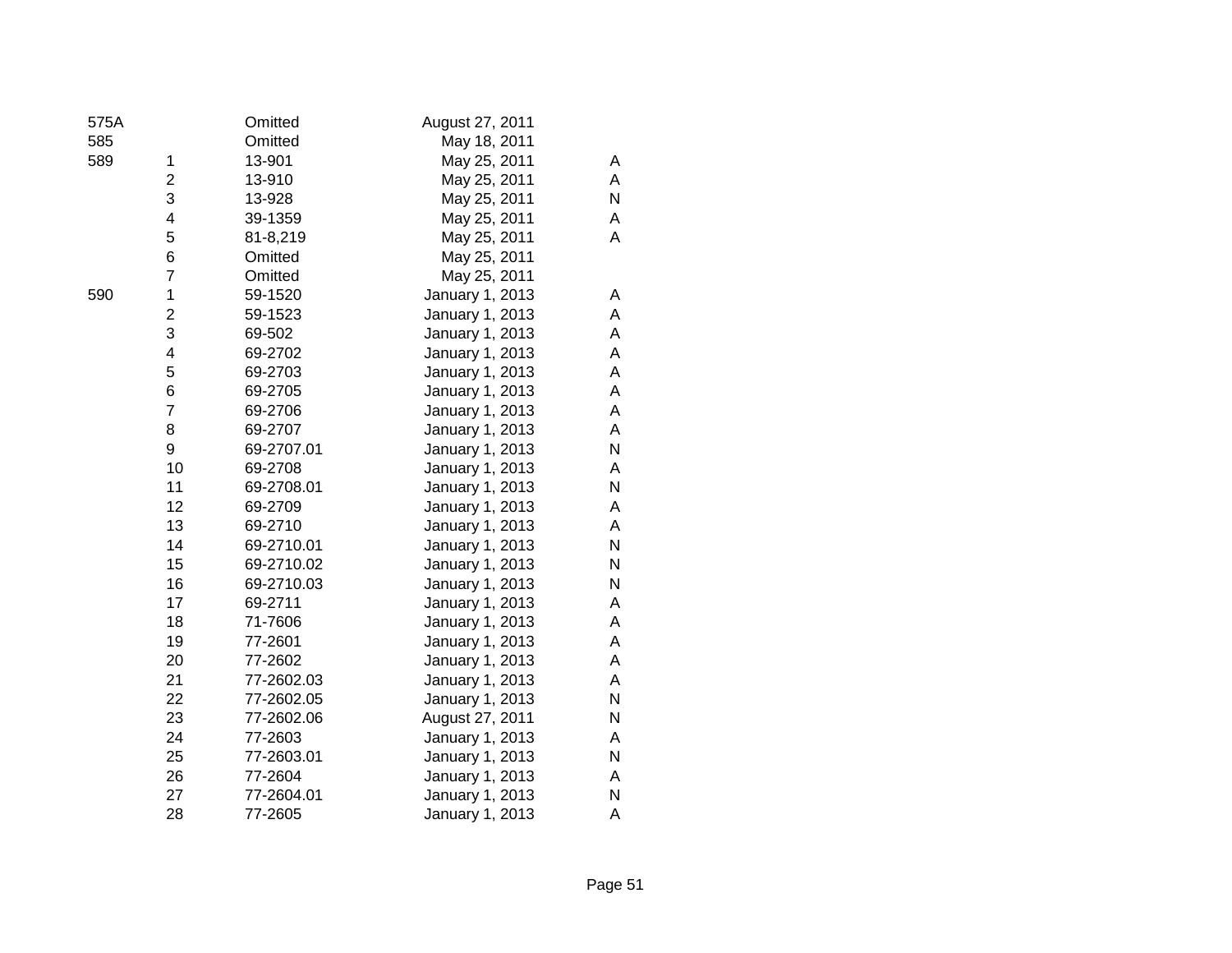| | | | | |
|---|---|---|---|---|
| 575A | | Omitted | August 27, 2011 | |
| 585 | | Omitted | May 18, 2011 | |
| 589 | 1 | 13-901 | May 25, 2011 | A |
| | 2 | 13-910 | May 25, 2011 | A |
| | 3 | 13-928 | May 25, 2011 | N |
| | 4 | 39-1359 | May 25, 2011 | A |
| | 5 | 81-8,219 | May 25, 2011 | A |
| | 6 | Omitted | May 25, 2011 | |
| | 7 | Omitted | May 25, 2011 | |
| 590 | 1 | 59-1520 | January 1, 2013 | A |
| | 2 | 59-1523 | January 1, 2013 | A |
| | 3 | 69-502 | January 1, 2013 | A |
| | 4 | 69-2702 | January 1, 2013 | A |
| | 5 | 69-2703 | January 1, 2013 | A |
| | 6 | 69-2705 | January 1, 2013 | A |
| | 7 | 69-2706 | January 1, 2013 | A |
| | 8 | 69-2707 | January 1, 2013 | A |
| | 9 | 69-2707.01 | January 1, 2013 | N |
| | 10 | 69-2708 | January 1, 2013 | A |
| | 11 | 69-2708.01 | January 1, 2013 | N |
| | 12 | 69-2709 | January 1, 2013 | A |
| | 13 | 69-2710 | January 1, 2013 | A |
| | 14 | 69-2710.01 | January 1, 2013 | N |
| | 15 | 69-2710.02 | January 1, 2013 | N |
| | 16 | 69-2710.03 | January 1, 2013 | N |
| | 17 | 69-2711 | January 1, 2013 | A |
| | 18 | 71-7606 | January 1, 2013 | A |
| | 19 | 77-2601 | January 1, 2013 | A |
| | 20 | 77-2602 | January 1, 2013 | A |
| | 21 | 77-2602.03 | January 1, 2013 | A |
| | 22 | 77-2602.05 | January 1, 2013 | N |
| | 23 | 77-2602.06 | August 27, 2011 | N |
| | 24 | 77-2603 | January 1, 2013 | A |
| | 25 | 77-2603.01 | January 1, 2013 | N |
| | 26 | 77-2604 | January 1, 2013 | A |
| | 27 | 77-2604.01 | January 1, 2013 | N |
| | 28 | 77-2605 | January 1, 2013 | A |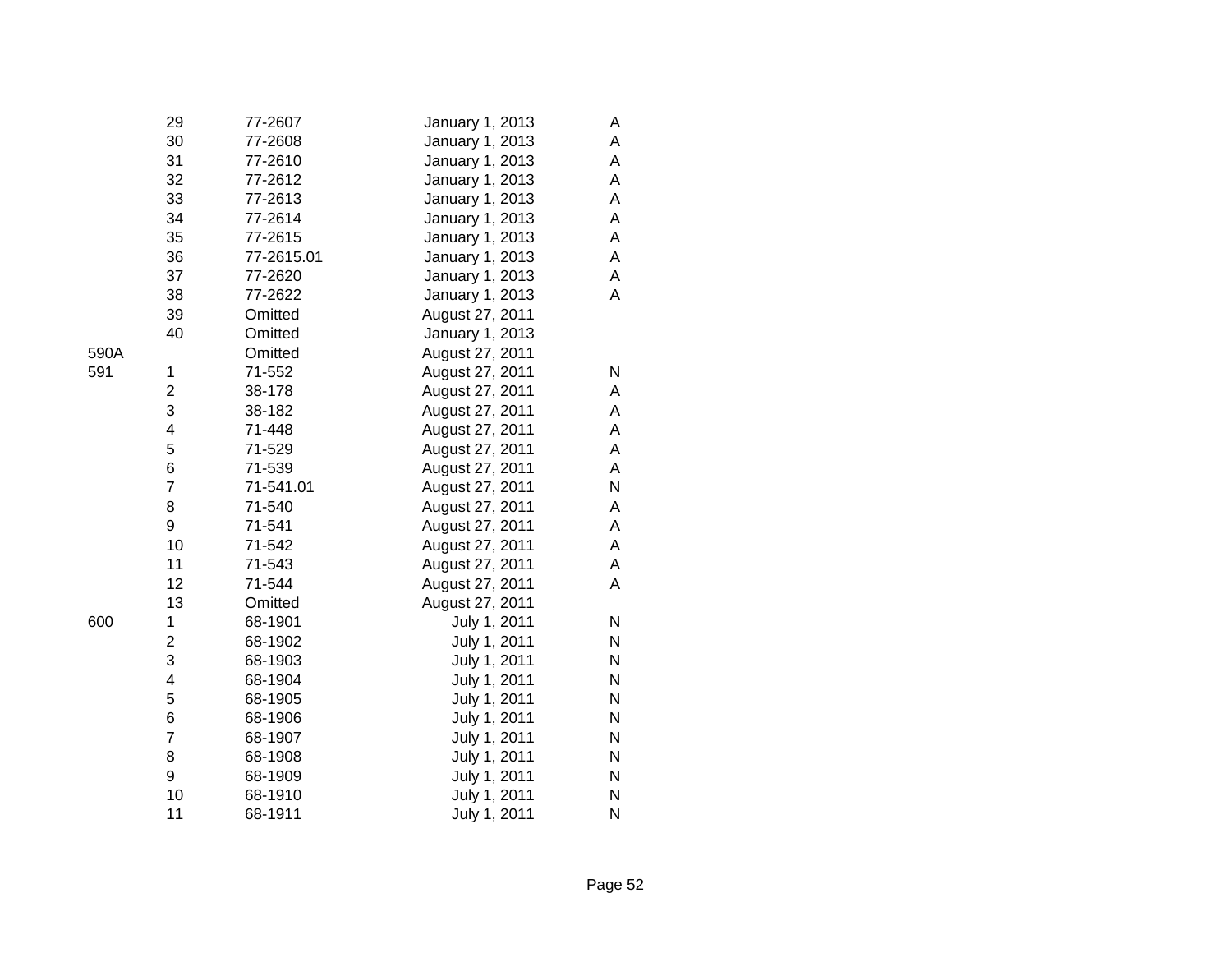| | | | | |
|---|---|---|---|---|
| | 29 | 77-2607 | January 1, 2013 | A |
| | 30 | 77-2608 | January 1, 2013 | A |
| | 31 | 77-2610 | January 1, 2013 | A |
| | 32 | 77-2612 | January 1, 2013 | A |
| | 33 | 77-2613 | January 1, 2013 | A |
| | 34 | 77-2614 | January 1, 2013 | A |
| | 35 | 77-2615 | January 1, 2013 | A |
| | 36 | 77-2615.01 | January 1, 2013 | A |
| | 37 | 77-2620 | January 1, 2013 | A |
| | 38 | 77-2622 | January 1, 2013 | A |
| | 39 | Omitted | August 27, 2011 | |
| | 40 | Omitted | January 1, 2013 | |
| 590A | | Omitted | August 27, 2011 | |
| 591 | 1 | 71-552 | August 27, 2011 | N |
| | 2 | 38-178 | August 27, 2011 | A |
| | 3 | 38-182 | August 27, 2011 | A |
| | 4 | 71-448 | August 27, 2011 | A |
| | 5 | 71-529 | August 27, 2011 | A |
| | 6 | 71-539 | August 27, 2011 | A |
| | 7 | 71-541.01 | August 27, 2011 | N |
| | 8 | 71-540 | August 27, 2011 | A |
| | 9 | 71-541 | August 27, 2011 | A |
| | 10 | 71-542 | August 27, 2011 | A |
| | 11 | 71-543 | August 27, 2011 | A |
| | 12 | 71-544 | August 27, 2011 | A |
| | 13 | Omitted | August 27, 2011 | |
| 600 | 1 | 68-1901 | July 1, 2011 | N |
| | 2 | 68-1902 | July 1, 2011 | N |
| | 3 | 68-1903 | July 1, 2011 | N |
| | 4 | 68-1904 | July 1, 2011 | N |
| | 5 | 68-1905 | July 1, 2011 | N |
| | 6 | 68-1906 | July 1, 2011 | N |
| | 7 | 68-1907 | July 1, 2011 | N |
| | 8 | 68-1908 | July 1, 2011 | N |
| | 9 | 68-1909 | July 1, 2011 | N |
| | 10 | 68-1910 | July 1, 2011 | N |
| | 11 | 68-1911 | July 1, 2011 | N |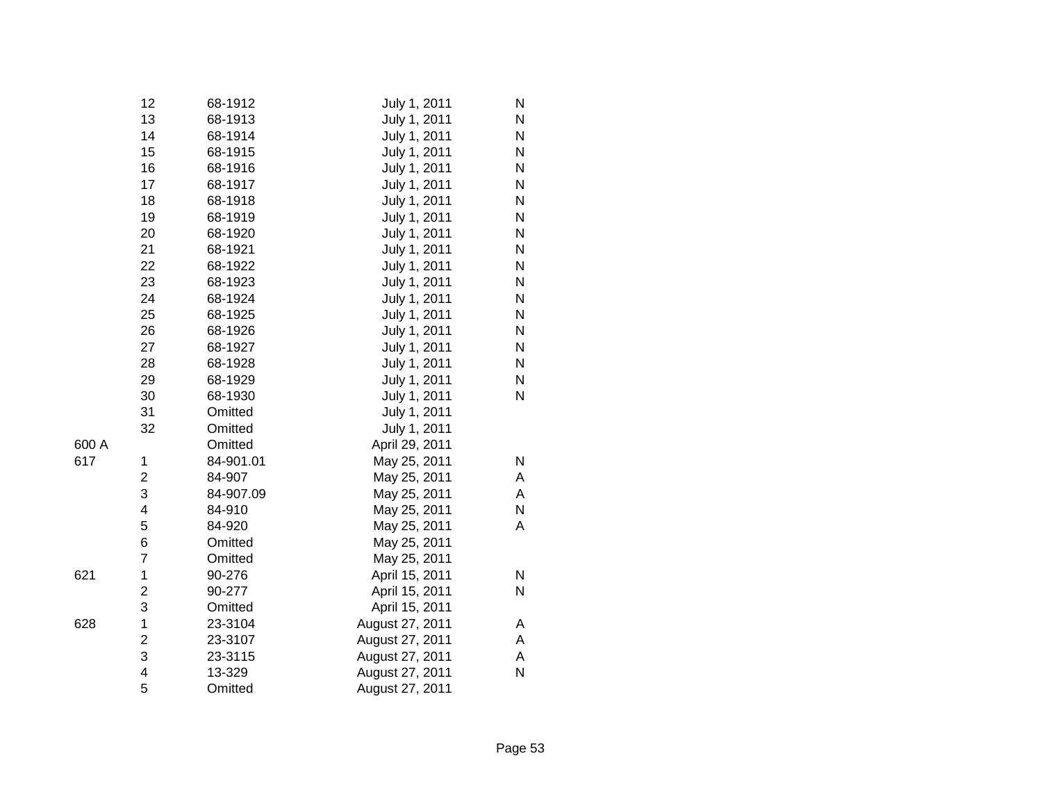| | | | | |
|---|---|---|---|---|
| | 12 | 68-1912 | July 1, 2011 | N |
| | 13 | 68-1913 | July 1, 2011 | N |
| | 14 | 68-1914 | July 1, 2011 | N |
| | 15 | 68-1915 | July 1, 2011 | N |
| | 16 | 68-1916 | July 1, 2011 | N |
| | 17 | 68-1917 | July 1, 2011 | N |
| | 18 | 68-1918 | July 1, 2011 | N |
| | 19 | 68-1919 | July 1, 2011 | N |
| | 20 | 68-1920 | July 1, 2011 | N |
| | 21 | 68-1921 | July 1, 2011 | N |
| | 22 | 68-1922 | July 1, 2011 | N |
| | 23 | 68-1923 | July 1, 2011 | N |
| | 24 | 68-1924 | July 1, 2011 | N |
| | 25 | 68-1925 | July 1, 2011 | N |
| | 26 | 68-1926 | July 1, 2011 | N |
| | 27 | 68-1927 | July 1, 2011 | N |
| | 28 | 68-1928 | July 1, 2011 | N |
| | 29 | 68-1929 | July 1, 2011 | N |
| | 30 | 68-1930 | July 1, 2011 | N |
| | 31 | Omitted | July 1, 2011 | |
| | 32 | Omitted | July 1, 2011 | |
| 600 A | | Omitted | April 29, 2011 | |
| 617 | 1 | 84-901.01 | May 25, 2011 | N |
| | 2 | 84-907 | May 25, 2011 | A |
| | 3 | 84-907.09 | May 25, 2011 | A |
| | 4 | 84-910 | May 25, 2011 | N |
| | 5 | 84-920 | May 25, 2011 | A |
| | 6 | Omitted | May 25, 2011 | |
| | 7 | Omitted | May 25, 2011 | |
| 621 | 1 | 90-276 | April 15, 2011 | N |
| | 2 | 90-277 | April 15, 2011 | N |
| | 3 | Omitted | April 15, 2011 | |
| 628 | 1 | 23-3104 | August 27, 2011 | A |
| | 2 | 23-3107 | August 27, 2011 | A |
| | 3 | 23-3115 | August 27, 2011 | A |
| | 4 | 13-329 | August 27, 2011 | N |
| | 5 | Omitted | August 27, 2011 | |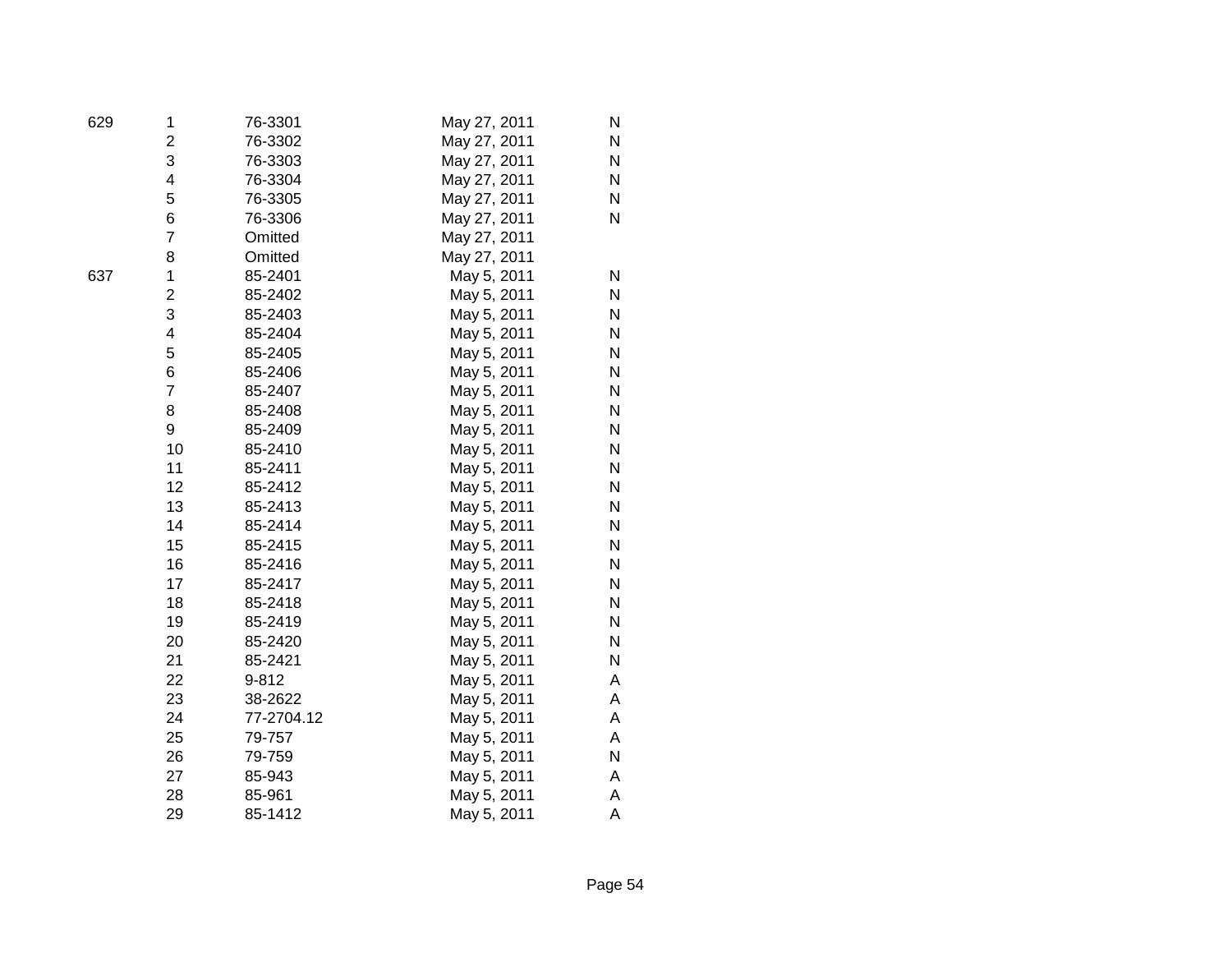| | | | | |
|---|---|---|---|---|
| 629 | 1 | 76-3301 | May 27, 2011 | N |
| | 2 | 76-3302 | May 27, 2011 | N |
| | 3 | 76-3303 | May 27, 2011 | N |
| | 4 | 76-3304 | May 27, 2011 | N |
| | 5 | 76-3305 | May 27, 2011 | N |
| | 6 | 76-3306 | May 27, 2011 | N |
| | 7 | Omitted | May 27, 2011 | |
| | 8 | Omitted | May 27, 2011 | |
| 637 | 1 | 85-2401 | May 5, 2011 | N |
| | 2 | 85-2402 | May 5, 2011 | N |
| | 3 | 85-2403 | May 5, 2011 | N |
| | 4 | 85-2404 | May 5, 2011 | N |
| | 5 | 85-2405 | May 5, 2011 | N |
| | 6 | 85-2406 | May 5, 2011 | N |
| | 7 | 85-2407 | May 5, 2011 | N |
| | 8 | 85-2408 | May 5, 2011 | N |
| | 9 | 85-2409 | May 5, 2011 | N |
| | 10 | 85-2410 | May 5, 2011 | N |
| | 11 | 85-2411 | May 5, 2011 | N |
| | 12 | 85-2412 | May 5, 2011 | N |
| | 13 | 85-2413 | May 5, 2011 | N |
| | 14 | 85-2414 | May 5, 2011 | N |
| | 15 | 85-2415 | May 5, 2011 | N |
| | 16 | 85-2416 | May 5, 2011 | N |
| | 17 | 85-2417 | May 5, 2011 | N |
| | 18 | 85-2418 | May 5, 2011 | N |
| | 19 | 85-2419 | May 5, 2011 | N |
| | 20 | 85-2420 | May 5, 2011 | N |
| | 21 | 85-2421 | May 5, 2011 | N |
| | 22 | 9-812 | May 5, 2011 | A |
| | 23 | 38-2622 | May 5, 2011 | A |
| | 24 | 77-2704.12 | May 5, 2011 | A |
| | 25 | 79-757 | May 5, 2011 | A |
| | 26 | 79-759 | May 5, 2011 | N |
| | 27 | 85-943 | May 5, 2011 | A |
| | 28 | 85-961 | May 5, 2011 | A |
| | 29 | 85-1412 | May 5, 2011 | A |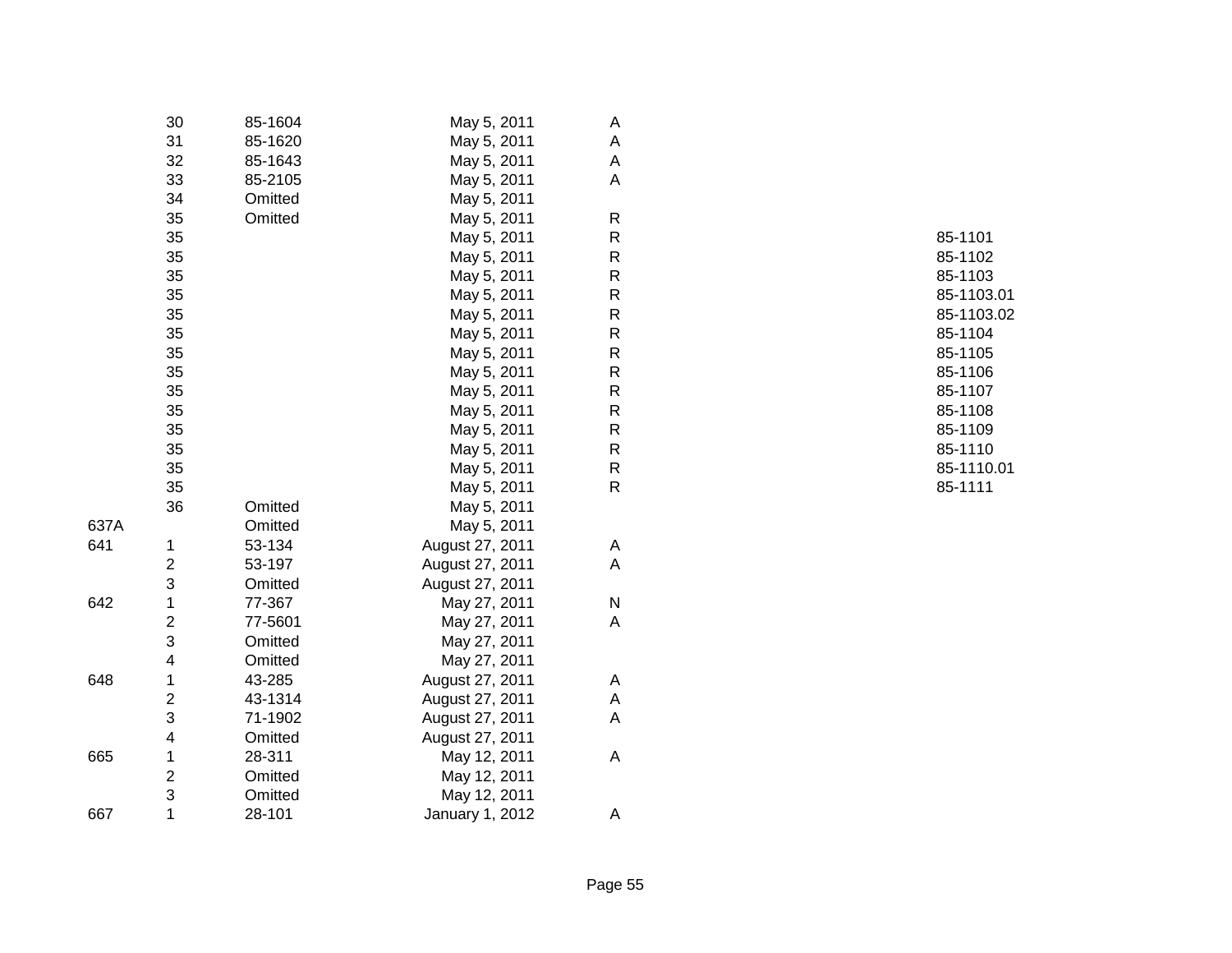| | | | | | |
|---|---|---|---|---|---|
| | 30 | 85-1604 | May 5, 2011 | A | |
| | 31 | 85-1620 | May 5, 2011 | A | |
| | 32 | 85-1643 | May 5, 2011 | A | |
| | 33 | 85-2105 | May 5, 2011 | A | |
| | 34 | Omitted | May 5, 2011 | | |
| | 35 | Omitted | May 5, 2011 | R | |
| | 35 | | May 5, 2011 | R | 85-1101 |
| | 35 | | May 5, 2011 | R | 85-1102 |
| | 35 | | May 5, 2011 | R | 85-1103 |
| | 35 | | May 5, 2011 | R | 85-1103.01 |
| | 35 | | May 5, 2011 | R | 85-1103.02 |
| | 35 | | May 5, 2011 | R | 85-1104 |
| | 35 | | May 5, 2011 | R | 85-1105 |
| | 35 | | May 5, 2011 | R | 85-1106 |
| | 35 | | May 5, 2011 | R | 85-1107 |
| | 35 | | May 5, 2011 | R | 85-1108 |
| | 35 | | May 5, 2011 | R | 85-1109 |
| | 35 | | May 5, 2011 | R | 85-1110 |
| | 35 | | May 5, 2011 | R | 85-1110.01 |
| | 35 | | May 5, 2011 | R | 85-1111 |
| | 36 | Omitted | May 5, 2011 | | |
| 637A | | Omitted | May 5, 2011 | | |
| 641 | 1 | 53-134 | August 27, 2011 | A | |
| | 2 | 53-197 | August 27, 2011 | A | |
| | 3 | Omitted | August 27, 2011 | | |
| 642 | 1 | 77-367 | May 27, 2011 | N | |
| | 2 | 77-5601 | May 27, 2011 | A | |
| | 3 | Omitted | May 27, 2011 | | |
| | 4 | Omitted | May 27, 2011 | | |
| 648 | 1 | 43-285 | August 27, 2011 | A | |
| | 2 | 43-1314 | August 27, 2011 | A | |
| | 3 | 71-1902 | August 27, 2011 | A | |
| | 4 | Omitted | August 27, 2011 | | |
| 665 | 1 | 28-311 | May 12, 2011 | A | |
| | 2 | Omitted | May 12, 2011 | | |
| | 3 | Omitted | May 12, 2011 | | |
| 667 | 1 | 28-101 | January 1, 2012 | A | |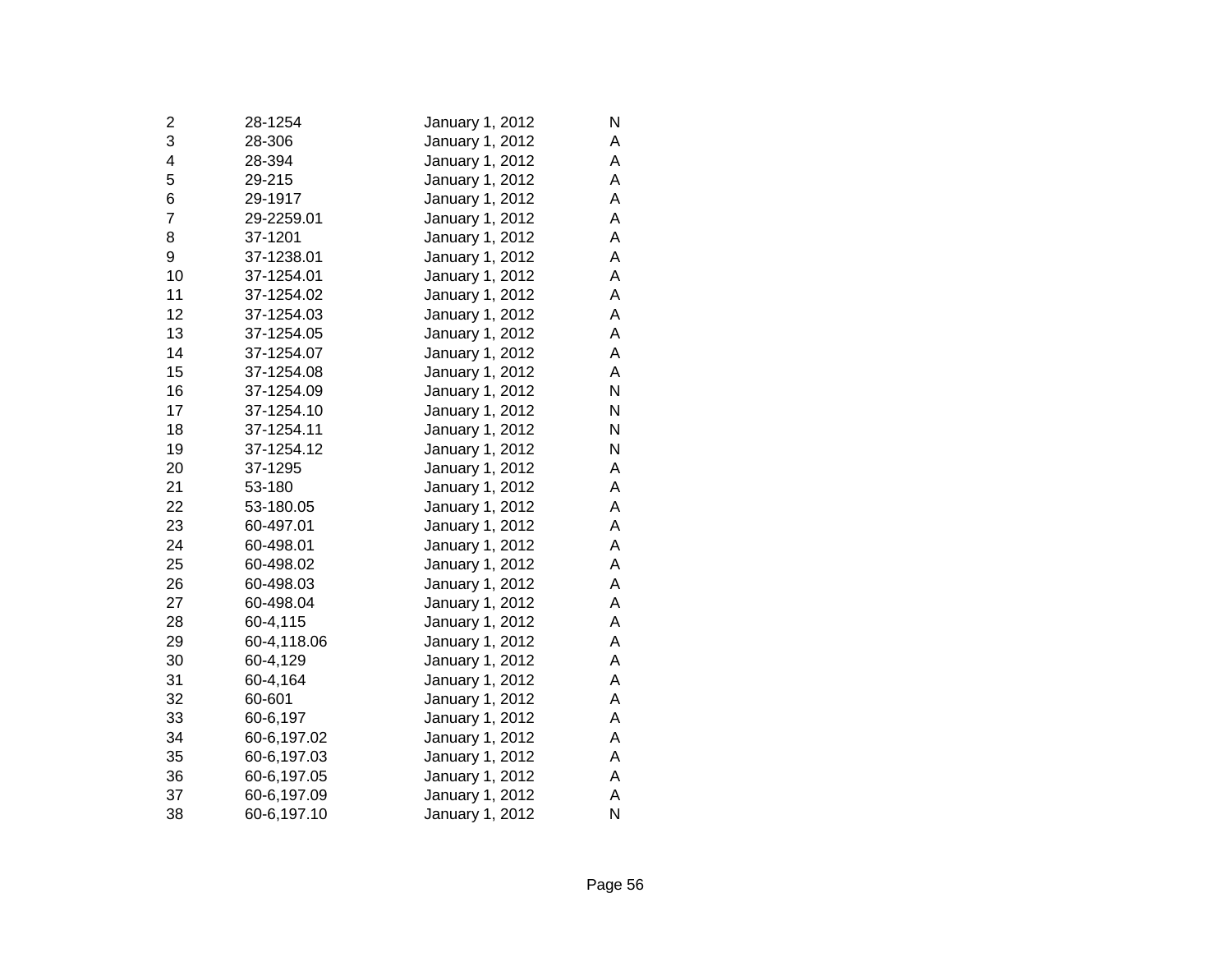| | | | |
|---|---|---|---|
| 2 | 28-1254 | January 1, 2012 | N |
| 3 | 28-306 | January 1, 2012 | A |
| 4 | 28-394 | January 1, 2012 | A |
| 5 | 29-215 | January 1, 2012 | A |
| 6 | 29-1917 | January 1, 2012 | A |
| 7 | 29-2259.01 | January 1, 2012 | A |
| 8 | 37-1201 | January 1, 2012 | A |
| 9 | 37-1238.01 | January 1, 2012 | A |
| 10 | 37-1254.01 | January 1, 2012 | A |
| 11 | 37-1254.02 | January 1, 2012 | A |
| 12 | 37-1254.03 | January 1, 2012 | A |
| 13 | 37-1254.05 | January 1, 2012 | A |
| 14 | 37-1254.07 | January 1, 2012 | A |
| 15 | 37-1254.08 | January 1, 2012 | A |
| 16 | 37-1254.09 | January 1, 2012 | N |
| 17 | 37-1254.10 | January 1, 2012 | N |
| 18 | 37-1254.11 | January 1, 2012 | N |
| 19 | 37-1254.12 | January 1, 2012 | N |
| 20 | 37-1295 | January 1, 2012 | A |
| 21 | 53-180 | January 1, 2012 | A |
| 22 | 53-180.05 | January 1, 2012 | A |
| 23 | 60-497.01 | January 1, 2012 | A |
| 24 | 60-498.01 | January 1, 2012 | A |
| 25 | 60-498.02 | January 1, 2012 | A |
| 26 | 60-498.03 | January 1, 2012 | A |
| 27 | 60-498.04 | January 1, 2012 | A |
| 28 | 60-4,115 | January 1, 2012 | A |
| 29 | 60-4,118.06 | January 1, 2012 | A |
| 30 | 60-4,129 | January 1, 2012 | A |
| 31 | 60-4,164 | January 1, 2012 | A |
| 32 | 60-601 | January 1, 2012 | A |
| 33 | 60-6,197 | January 1, 2012 | A |
| 34 | 60-6,197.02 | January 1, 2012 | A |
| 35 | 60-6,197.03 | January 1, 2012 | A |
| 36 | 60-6,197.05 | January 1, 2012 | A |
| 37 | 60-6,197.09 | January 1, 2012 | A |
| 38 | 60-6,197.10 | January 1, 2012 | N |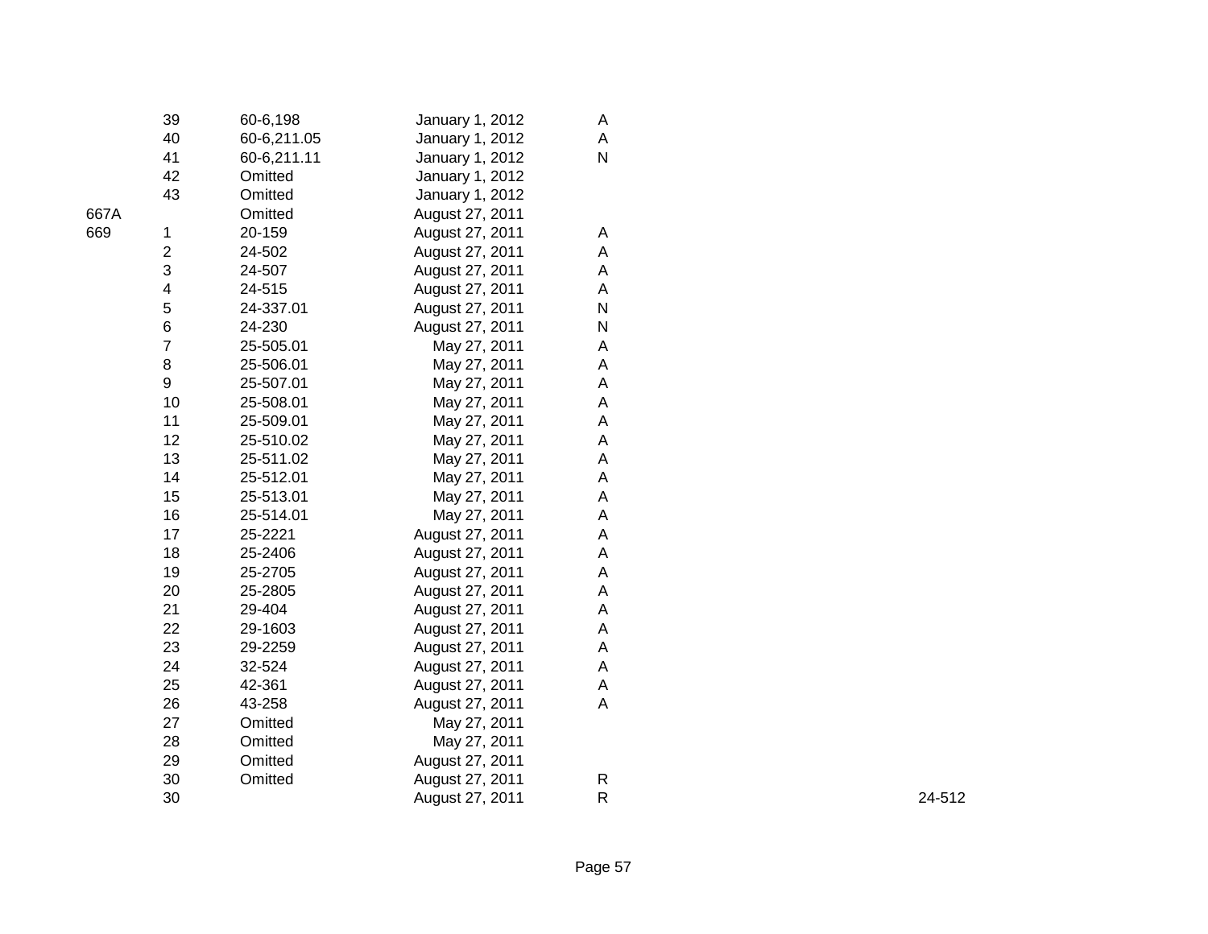| | | | | | |
|---|---|---|---|---|---|
| | 39 | 60-6,198 | January 1, 2012 | A | |
| | 40 | 60-6,211.05 | January 1, 2012 | A | |
| | 41 | 60-6,211.11 | January 1, 2012 | N | |
| | 42 | Omitted | January 1, 2012 | | |
| | 43 | Omitted | January 1, 2012 | | |
| 667A | | Omitted | August 27, 2011 | | |
| 669 | 1 | 20-159 | August 27, 2011 | A | |
| | 2 | 24-502 | August 27, 2011 | A | |
| | 3 | 24-507 | August 27, 2011 | A | |
| | 4 | 24-515 | August 27, 2011 | A | |
| | 5 | 24-337.01 | August 27, 2011 | N | |
| | 6 | 24-230 | August 27, 2011 | N | |
| | 7 | 25-505.01 | May 27, 2011 | A | |
| | 8 | 25-506.01 | May 27, 2011 | A | |
| | 9 | 25-507.01 | May 27, 2011 | A | |
| | 10 | 25-508.01 | May 27, 2011 | A | |
| | 11 | 25-509.01 | May 27, 2011 | A | |
| | 12 | 25-510.02 | May 27, 2011 | A | |
| | 13 | 25-511.02 | May 27, 2011 | A | |
| | 14 | 25-512.01 | May 27, 2011 | A | |
| | 15 | 25-513.01 | May 27, 2011 | A | |
| | 16 | 25-514.01 | May 27, 2011 | A | |
| | 17 | 25-2221 | August 27, 2011 | A | |
| | 18 | 25-2406 | August 27, 2011 | A | |
| | 19 | 25-2705 | August 27, 2011 | A | |
| | 20 | 25-2805 | August 27, 2011 | A | |
| | 21 | 29-404 | August 27, 2011 | A | |
| | 22 | 29-1603 | August 27, 2011 | A | |
| | 23 | 29-2259 | August 27, 2011 | A | |
| | 24 | 32-524 | August 27, 2011 | A | |
| | 25 | 42-361 | August 27, 2011 | A | |
| | 26 | 43-258 | August 27, 2011 | A | |
| | 27 | Omitted | May 27, 2011 | | |
| | 28 | Omitted | May 27, 2011 | | |
| | 29 | Omitted | August 27, 2011 | | |
| | 30 | Omitted | August 27, 2011 | R | |
| | 30 | | August 27, 2011 | R | 24-512 |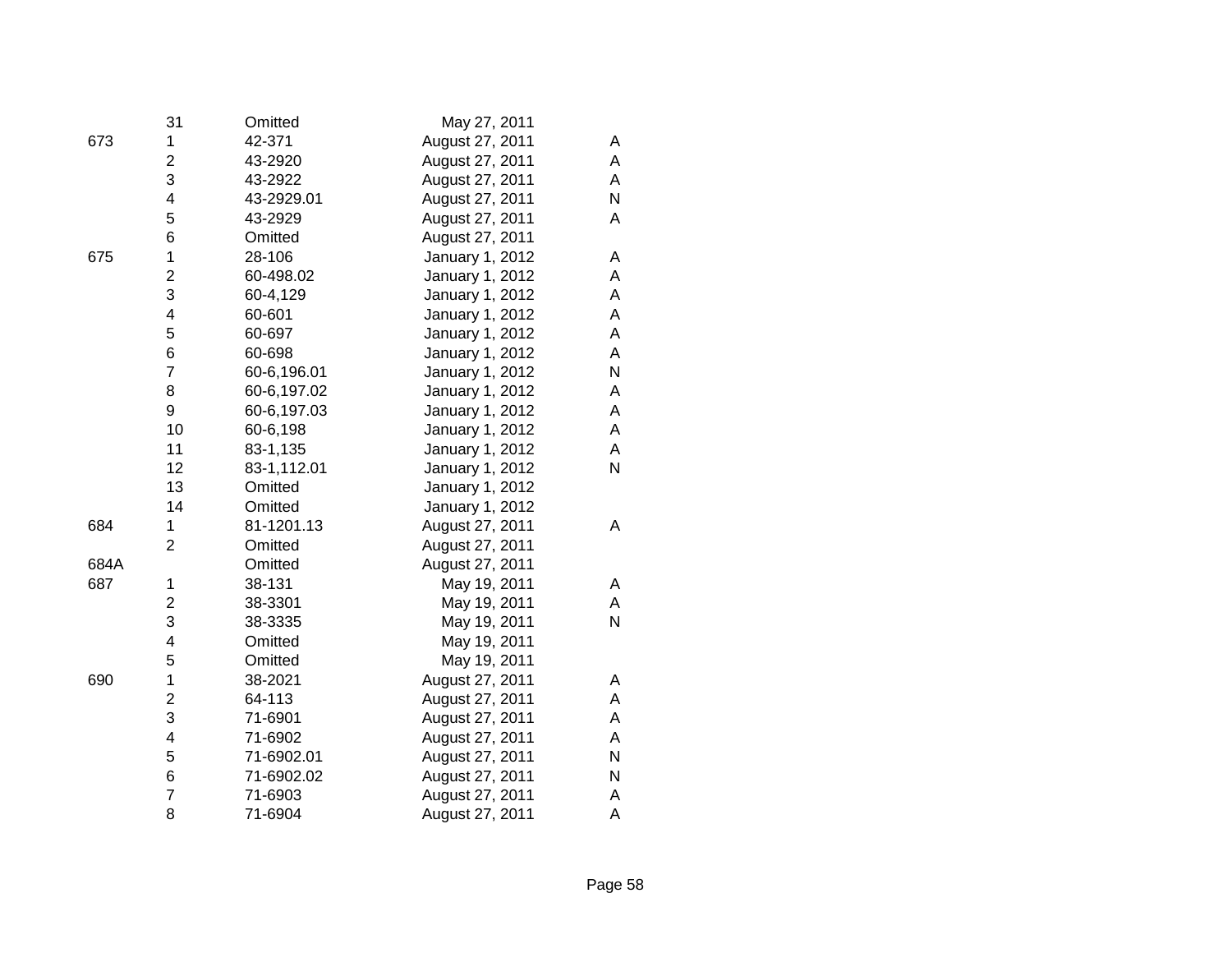| | | | | |
|---|---|---|---|---|
| | 31 | Omitted | May 27, 2011 | |
| 673 | 1 | 42-371 | August 27, 2011 | A |
| | 2 | 43-2920 | August 27, 2011 | A |
| | 3 | 43-2922 | August 27, 2011 | A |
| | 4 | 43-2929.01 | August 27, 2011 | N |
| | 5 | 43-2929 | August 27, 2011 | A |
| | 6 | Omitted | August 27, 2011 | |
| 675 | 1 | 28-106 | January 1, 2012 | A |
| | 2 | 60-498.02 | January 1, 2012 | A |
| | 3 | 60-4,129 | January 1, 2012 | A |
| | 4 | 60-601 | January 1, 2012 | A |
| | 5 | 60-697 | January 1, 2012 | A |
| | 6 | 60-698 | January 1, 2012 | A |
| | 7 | 60-6,196.01 | January 1, 2012 | N |
| | 8 | 60-6,197.02 | January 1, 2012 | A |
| | 9 | 60-6,197.03 | January 1, 2012 | A |
| | 10 | 60-6,198 | January 1, 2012 | A |
| | 11 | 83-1,135 | January 1, 2012 | A |
| | 12 | 83-1,112.01 | January 1, 2012 | N |
| | 13 | Omitted | January 1, 2012 | |
| | 14 | Omitted | January 1, 2012 | |
| 684 | 1 | 81-1201.13 | August 27, 2011 | A |
| | 2 | Omitted | August 27, 2011 | |
| 684A | | Omitted | August 27, 2011 | |
| 687 | 1 | 38-131 | May 19, 2011 | A |
| | 2 | 38-3301 | May 19, 2011 | A |
| | 3 | 38-3335 | May 19, 2011 | N |
| | 4 | Omitted | May 19, 2011 | |
| | 5 | Omitted | May 19, 2011 | |
| 690 | 1 | 38-2021 | August 27, 2011 | A |
| | 2 | 64-113 | August 27, 2011 | A |
| | 3 | 71-6901 | August 27, 2011 | A |
| | 4 | 71-6902 | August 27, 2011 | A |
| | 5 | 71-6902.01 | August 27, 2011 | N |
| | 6 | 71-6902.02 | August 27, 2011 | N |
| | 7 | 71-6903 | August 27, 2011 | A |
| | 8 | 71-6904 | August 27, 2011 | A |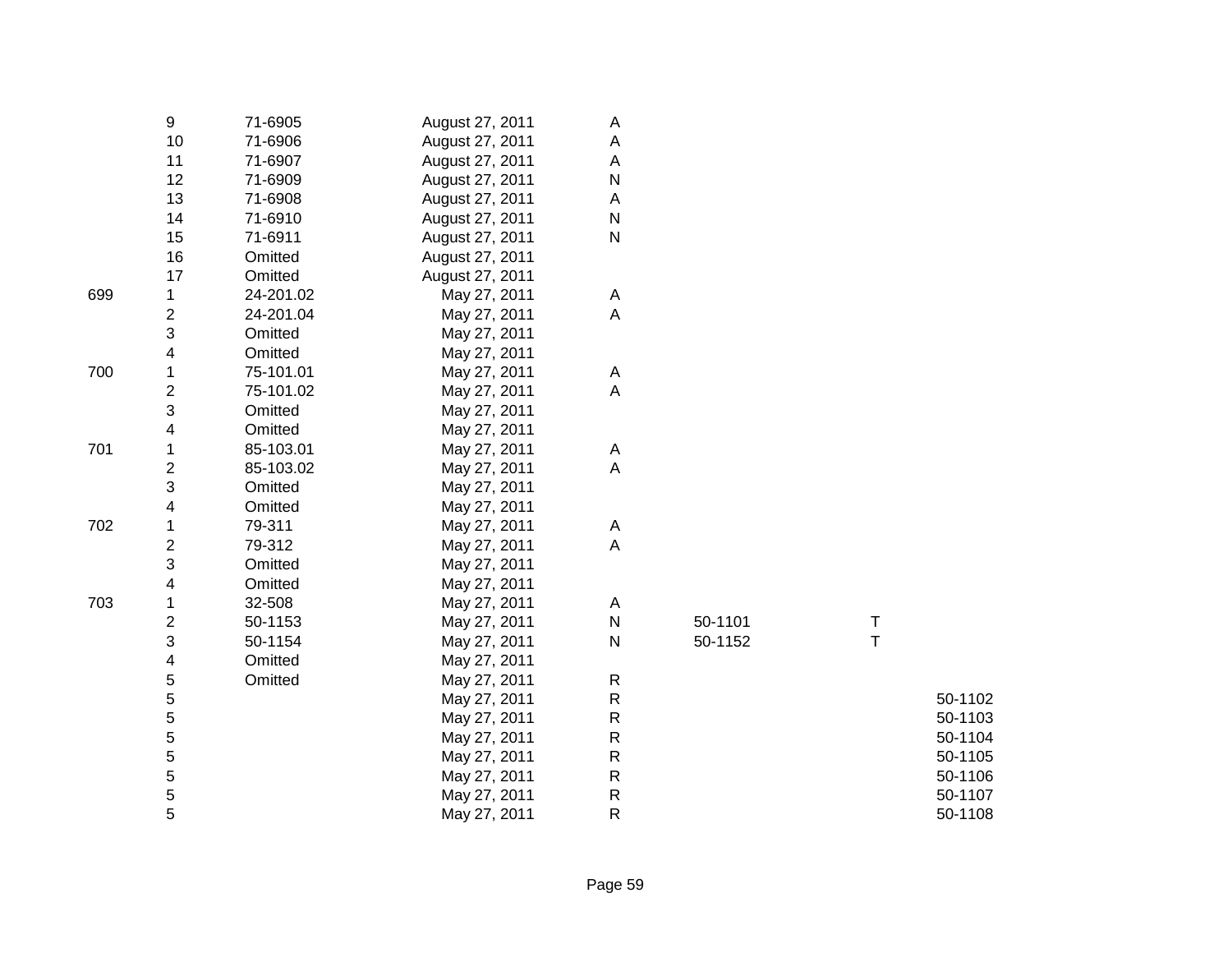| | | | | | | | |
|---|---|---|---|---|---|---|---|
| | 9 | 71-6905 | August 27, 2011 | A | | | |
| | 10 | 71-6906 | August 27, 2011 | A | | | |
| | 11 | 71-6907 | August 27, 2011 | A | | | |
| | 12 | 71-6909 | August 27, 2011 | N | | | |
| | 13 | 71-6908 | August 27, 2011 | A | | | |
| | 14 | 71-6910 | August 27, 2011 | N | | | |
| | 15 | 71-6911 | August 27, 2011 | N | | | |
| | 16 | Omitted | August 27, 2011 | | | | |
| | 17 | Omitted | August 27, 2011 | | | | |
| 699 | 1 | 24-201.02 | May 27, 2011 | A | | | |
| | 2 | 24-201.04 | May 27, 2011 | A | | | |
| | 3 | Omitted | May 27, 2011 | | | | |
| | 4 | Omitted | May 27, 2011 | | | | |
| 700 | 1 | 75-101.01 | May 27, 2011 | A | | | |
| | 2 | 75-101.02 | May 27, 2011 | A | | | |
| | 3 | Omitted | May 27, 2011 | | | | |
| | 4 | Omitted | May 27, 2011 | | | | |
| 701 | 1 | 85-103.01 | May 27, 2011 | A | | | |
| | 2 | 85-103.02 | May 27, 2011 | A | | | |
| | 3 | Omitted | May 27, 2011 | | | | |
| | 4 | Omitted | May 27, 2011 | | | | |
| 702 | 1 | 79-311 | May 27, 2011 | A | | | |
| | 2 | 79-312 | May 27, 2011 | A | | | |
| | 3 | Omitted | May 27, 2011 | | | | |
| | 4 | Omitted | May 27, 2011 | | | | |
| 703 | 1 | 32-508 | May 27, 2011 | A | | | |
| | 2 | 50-1153 | May 27, 2011 | N | 50-1101 | T | |
| | 3 | 50-1154 | May 27, 2011 | N | 50-1152 | T | |
| | 4 | Omitted | May 27, 2011 | | | | |
| | 5 | Omitted | May 27, 2011 | R | | | |
| | 5 | | May 27, 2011 | R | | | 50-1102 |
| | 5 | | May 27, 2011 | R | | | 50-1103 |
| | 5 | | May 27, 2011 | R | | | 50-1104 |
| | 5 | | May 27, 2011 | R | | | 50-1105 |
| | 5 | | May 27, 2011 | R | | | 50-1106 |
| | 5 | | May 27, 2011 | R | | | 50-1107 |
| | 5 | | May 27, 2011 | R | | | 50-1108 |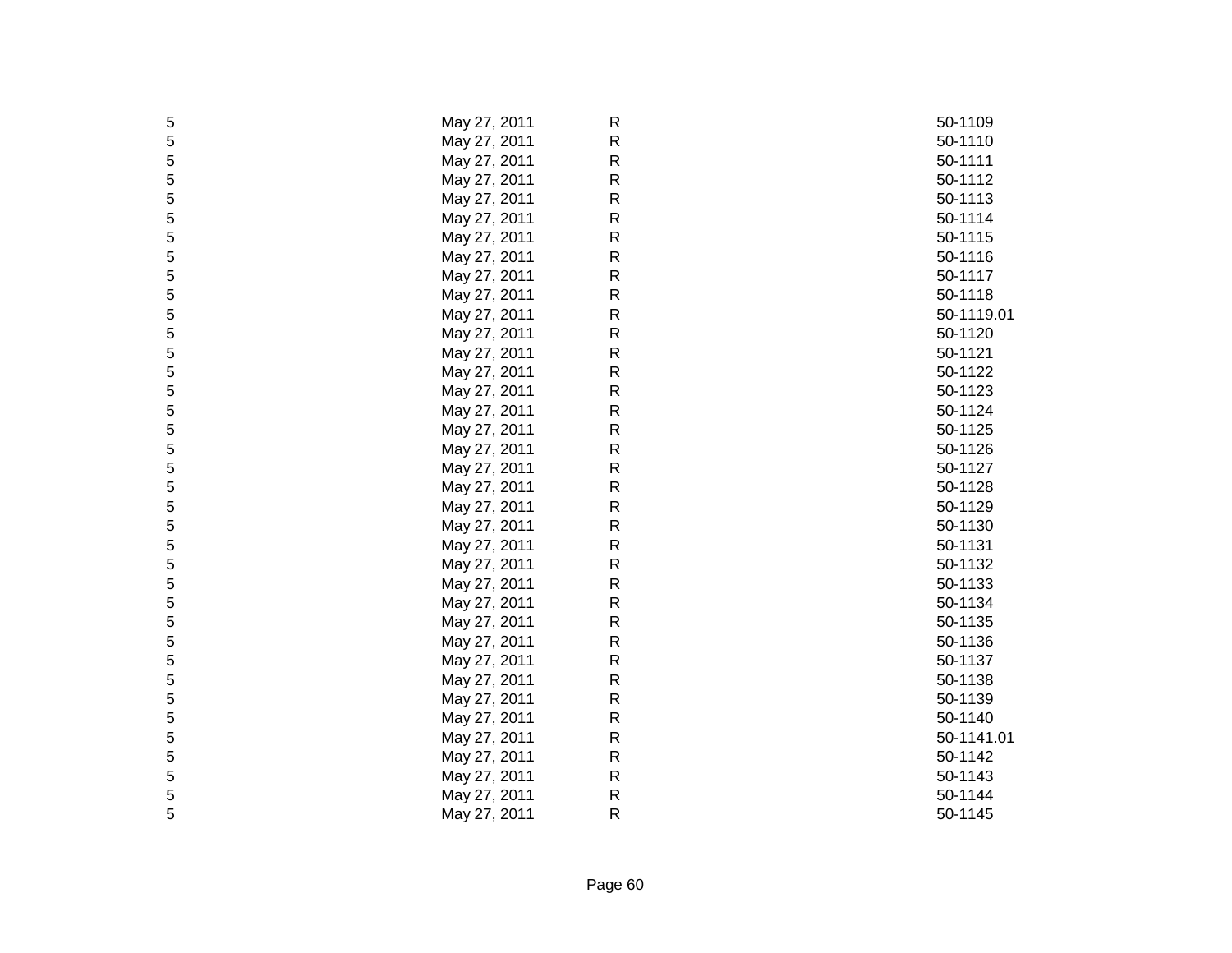| | | | |
|---|---|---|---|
| 5 | May 27, 2011 | R | 50-1109 |
| 5 | May 27, 2011 | R | 50-1110 |
| 5 | May 27, 2011 | R | 50-1111 |
| 5 | May 27, 2011 | R | 50-1112 |
| 5 | May 27, 2011 | R | 50-1113 |
| 5 | May 27, 2011 | R | 50-1114 |
| 5 | May 27, 2011 | R | 50-1115 |
| 5 | May 27, 2011 | R | 50-1116 |
| 5 | May 27, 2011 | R | 50-1117 |
| 5 | May 27, 2011 | R | 50-1118 |
| 5 | May 27, 2011 | R | 50-1119.01 |
| 5 | May 27, 2011 | R | 50-1120 |
| 5 | May 27, 2011 | R | 50-1121 |
| 5 | May 27, 2011 | R | 50-1122 |
| 5 | May 27, 2011 | R | 50-1123 |
| 5 | May 27, 2011 | R | 50-1124 |
| 5 | May 27, 2011 | R | 50-1125 |
| 5 | May 27, 2011 | R | 50-1126 |
| 5 | May 27, 2011 | R | 50-1127 |
| 5 | May 27, 2011 | R | 50-1128 |
| 5 | May 27, 2011 | R | 50-1129 |
| 5 | May 27, 2011 | R | 50-1130 |
| 5 | May 27, 2011 | R | 50-1131 |
| 5 | May 27, 2011 | R | 50-1132 |
| 5 | May 27, 2011 | R | 50-1133 |
| 5 | May 27, 2011 | R | 50-1134 |
| 5 | May 27, 2011 | R | 50-1135 |
| 5 | May 27, 2011 | R | 50-1136 |
| 5 | May 27, 2011 | R | 50-1137 |
| 5 | May 27, 2011 | R | 50-1138 |
| 5 | May 27, 2011 | R | 50-1139 |
| 5 | May 27, 2011 | R | 50-1140 |
| 5 | May 27, 2011 | R | 50-1141.01 |
| 5 | May 27, 2011 | R | 50-1142 |
| 5 | May 27, 2011 | R | 50-1143 |
| 5 | May 27, 2011 | R | 50-1144 |
| 5 | May 27, 2011 | R | 50-1145 |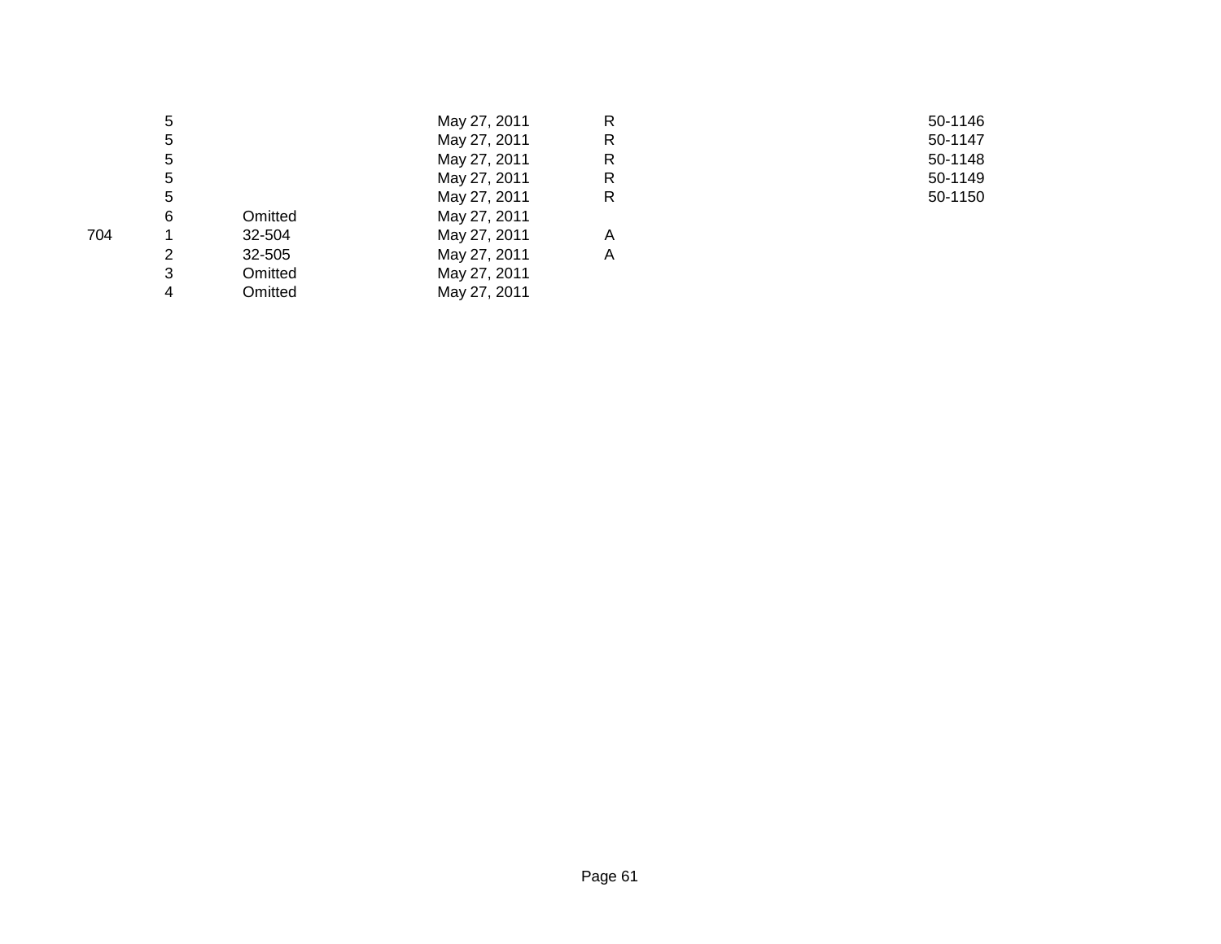| | | | | | |
|---|---|---|---|---|---|
| | 5 | | May 27, 2011 | R | 50-1146 |
| | 5 | | May 27, 2011 | R | 50-1147 |
| | 5 | | May 27, 2011 | R | 50-1148 |
| | 5 | | May 27, 2011 | R | 50-1149 |
| | 5 | | May 27, 2011 | R | 50-1150 |
| | 6 | Omitted | May 27, 2011 | | |
| 704 | 1 | 32-504 | May 27, 2011 | A | |
| | 2 | 32-505 | May 27, 2011 | A | |
| | 3 | Omitted | May 27, 2011 | | |
| | 4 | Omitted | May 27, 2011 | | |